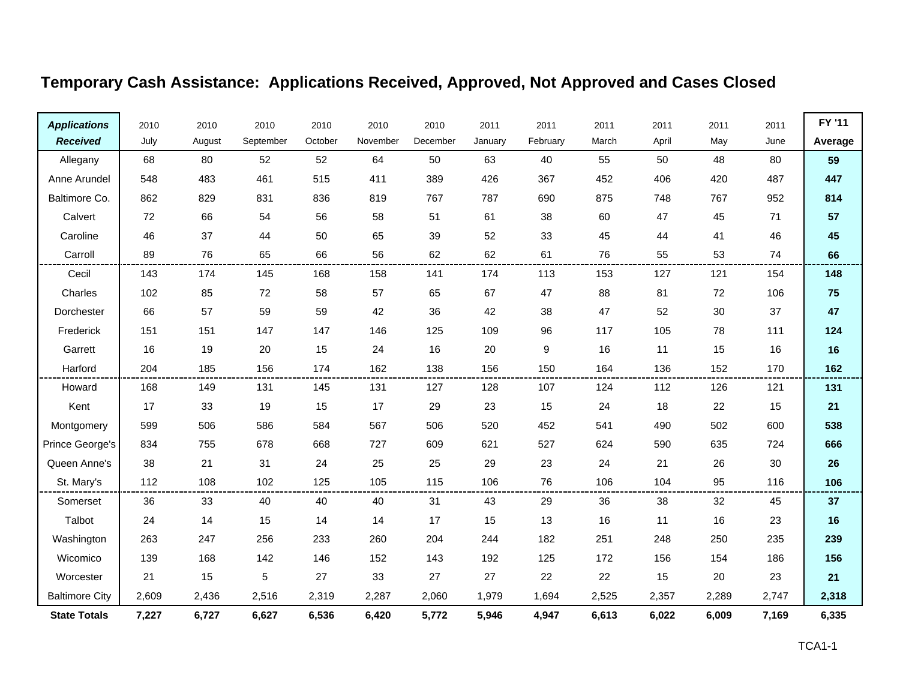# Temporary Cash Assistance: Applications Received, Approved, Not Approved and Cases Closed

| *Applications Received* | 2010 July | 2010 August | 2010 September | 2010 October | 2010 November | 2010 December | 2011 January | 2011 February | 2011 March | 2011 April | 2011 May | 2011 June | FY '11 Average |
|---|---|---|---|---|---|---|---|---|---|---|---|---|---|
| Allegany | 68 | 80 | 52 | 52 | 64 | 50 | 63 | 40 | 55 | 50 | 48 | 80 | **59** |
| Anne Arundel | 548 | 483 | 461 | 515 | 411 | 389 | 426 | 367 | 452 | 406 | 420 | 487 | **447** |
| Baltimore Co. | 862 | 829 | 831 | 836 | 819 | 767 | 787 | 690 | 875 | 748 | 767 | 952 | **814** |
| Calvert | 72 | 66 | 54 | 56 | 58 | 51 | 61 | 38 | 60 | 47 | 45 | 71 | **57** |
| Caroline | 46 | 37 | 44 | 50 | 65 | 39 | 52 | 33 | 45 | 44 | 41 | 46 | **45** |
| Carroll | 89 | 76 | 65 | 66 | 56 | 62 | 62 | 61 | 76 | 55 | 53 | 74 | **66** |
| Cecil | 143 | 174 | 145 | 168 | 158 | 141 | 174 | 113 | 153 | 127 | 121 | 154 | **148** |
| Charles | 102 | 85 | 72 | 58 | 57 | 65 | 67 | 47 | 88 | 81 | 72 | 106 | **75** |
| Dorchester | 66 | 57 | 59 | 59 | 42 | 36 | 42 | 38 | 47 | 52 | 30 | 37 | **47** |
| Frederick | 151 | 151 | 147 | 147 | 146 | 125 | 109 | 96 | 117 | 105 | 78 | 111 | **124** |
| Garrett | 16 | 19 | 20 | 15 | 24 | 16 | 20 | 9 | 16 | 11 | 15 | 16 | **16** |
| Harford | 204 | 185 | 156 | 174 | 162 | 138 | 156 | 150 | 164 | 136 | 152 | 170 | **162** |
| Howard | 168 | 149 | 131 | 145 | 131 | 127 | 128 | 107 | 124 | 112 | 126 | 121 | **131** |
| Kent | 17 | 33 | 19 | 15 | 17 | 29 | 23 | 15 | 24 | 18 | 22 | 15 | **21** |
| Montgomery | 599 | 506 | 586 | 584 | 567 | 506 | 520 | 452 | 541 | 490 | 502 | 600 | **538** |
| Prince George's | 834 | 755 | 678 | 668 | 727 | 609 | 621 | 527 | 624 | 590 | 635 | 724 | **666** |
| Queen Anne's | 38 | 21 | 31 | 24 | 25 | 25 | 29 | 23 | 24 | 21 | 26 | 30 | **26** |
| St. Mary's | 112 | 108 | 102 | 125 | 105 | 115 | 106 | 76 | 106 | 104 | 95 | 116 | **106** |
| Somerset | 36 | 33 | 40 | 40 | 40 | 31 | 43 | 29 | 36 | 38 | 32 | 45 | **37** |
| Talbot | 24 | 14 | 15 | 14 | 14 | 17 | 15 | 13 | 16 | 11 | 16 | 23 | **16** |
| Washington | 263 | 247 | 256 | 233 | 260 | 204 | 244 | 182 | 251 | 248 | 250 | 235 | **239** |
| Wicomico | 139 | 168 | 142 | 146 | 152 | 143 | 192 | 125 | 172 | 156 | 154 | 186 | **156** |
| Worcester | 21 | 15 | 5 | 27 | 33 | 27 | 27 | 22 | 22 | 15 | 20 | 23 | **21** |
| Baltimore City | 2,609 | 2,436 | 2,516 | 2,319 | 2,287 | 2,060 | 1,979 | 1,694 | 2,525 | 2,357 | 2,289 | 2,747 | **2,318** |
| **State Totals** | **7,227** | **6,727** | **6,627** | **6,536** | **6,420** | **5,772** | **5,946** | **4,947** | **6,613** | **6,022** | **6,009** | **7,169** | **6,335** |

TCA1-1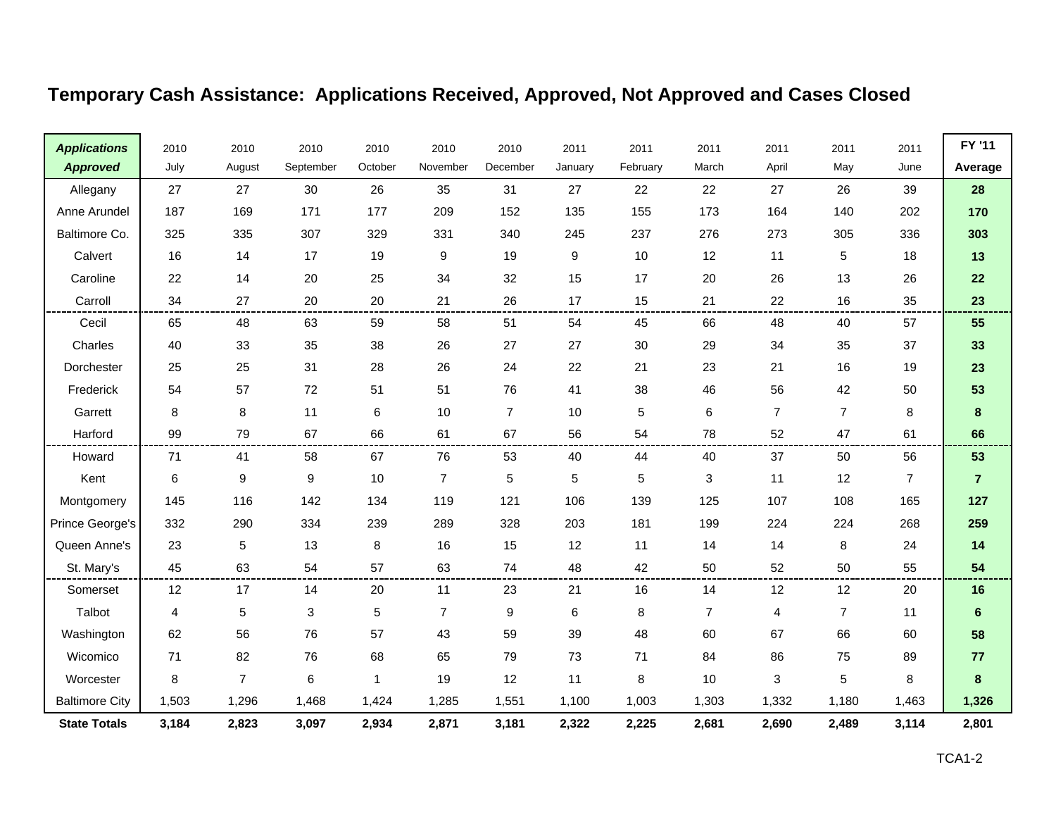# Temporary Cash Assistance: Applications Received, Approved, Not Approved and Cases Closed

| ***Applications Approved*** | 2010 July | 2010 August | 2010 September | 2010 October | 2010 November | 2010 December | 2011 January | 2011 February | 2011 March | 2011 April | 2011 May | 2011 June | **FY '11 Average** |
|---|---|---|---|---|---|---|---|---|---|---|---|---|---|
| Allegany | 27 | 27 | 30 | 26 | 35 | 31 | 27 | 22 | 22 | 27 | 26 | 39 | **28** |
| Anne Arundel | 187 | 169 | 171 | 177 | 209 | 152 | 135 | 155 | 173 | 164 | 140 | 202 | **170** |
| Baltimore Co. | 325 | 335 | 307 | 329 | 331 | 340 | 245 | 237 | 276 | 273 | 305 | 336 | **303** |
| Calvert | 16 | 14 | 17 | 19 | 9 | 19 | 9 | 10 | 12 | 11 | 5 | 18 | **13** |
| Caroline | 22 | 14 | 20 | 25 | 34 | 32 | 15 | 17 | 20 | 26 | 13 | 26 | **22** |
| Carroll | 34 | 27 | 20 | 20 | 21 | 26 | 17 | 15 | 21 | 22 | 16 | 35 | **23** |
| Cecil | 65 | 48 | 63 | 59 | 58 | 51 | 54 | 45 | 66 | 48 | 40 | 57 | **55** |
| Charles | 40 | 33 | 35 | 38 | 26 | 27 | 27 | 30 | 29 | 34 | 35 | 37 | **33** |
| Dorchester | 25 | 25 | 31 | 28 | 26 | 24 | 22 | 21 | 23 | 21 | 16 | 19 | **23** |
| Frederick | 54 | 57 | 72 | 51 | 51 | 76 | 41 | 38 | 46 | 56 | 42 | 50 | **53** |
| Garrett | 8 | 8 | 11 | 6 | 10 | 7 | 10 | 5 | 6 | 7 | 7 | 8 | **8** |
| Harford | 99 | 79 | 67 | 66 | 61 | 67 | 56 | 54 | 78 | 52 | 47 | 61 | **66** |
| Howard | 71 | 41 | 58 | 67 | 76 | 53 | 40 | 44 | 40 | 37 | 50 | 56 | **53** |
| Kent | 6 | 9 | 9 | 10 | 7 | 5 | 5 | 5 | 3 | 11 | 12 | 7 | **7** |
| Montgomery | 145 | 116 | 142 | 134 | 119 | 121 | 106 | 139 | 125 | 107 | 108 | 165 | **127** |
| Prince George's | 332 | 290 | 334 | 239 | 289 | 328 | 203 | 181 | 199 | 224 | 224 | 268 | **259** |
| Queen Anne's | 23 | 5 | 13 | 8 | 16 | 15 | 12 | 11 | 14 | 14 | 8 | 24 | **14** |
| St. Mary's | 45 | 63 | 54 | 57 | 63 | 74 | 48 | 42 | 50 | 52 | 50 | 55 | **54** |
| Somerset | 12 | 17 | 14 | 20 | 11 | 23 | 21 | 16 | 14 | 12 | 12 | 20 | **16** |
| Talbot | 4 | 5 | 3 | 5 | 7 | 9 | 6 | 8 | 7 | 4 | 7 | 11 | **6** |
| Washington | 62 | 56 | 76 | 57 | 43 | 59 | 39 | 48 | 60 | 67 | 66 | 60 | **58** |
| Wicomico | 71 | 82 | 76 | 68 | 65 | 79 | 73 | 71 | 84 | 86 | 75 | 89 | **77** |
| Worcester | 8 | 7 | 6 | 1 | 19 | 12 | 11 | 8 | 10 | 3 | 5 | 8 | **8** |
| Baltimore City | 1,503 | 1,296 | 1,468 | 1,424 | 1,285 | 1,551 | 1,100 | 1,003 | 1,303 | 1,332 | 1,180 | 1,463 | **1,326** |
| **State Totals** | **3,184** | **2,823** | **3,097** | **2,934** | **2,871** | **3,181** | **2,322** | **2,225** | **2,681** | **2,690** | **2,489** | **3,114** | **2,801** |

TCA1-2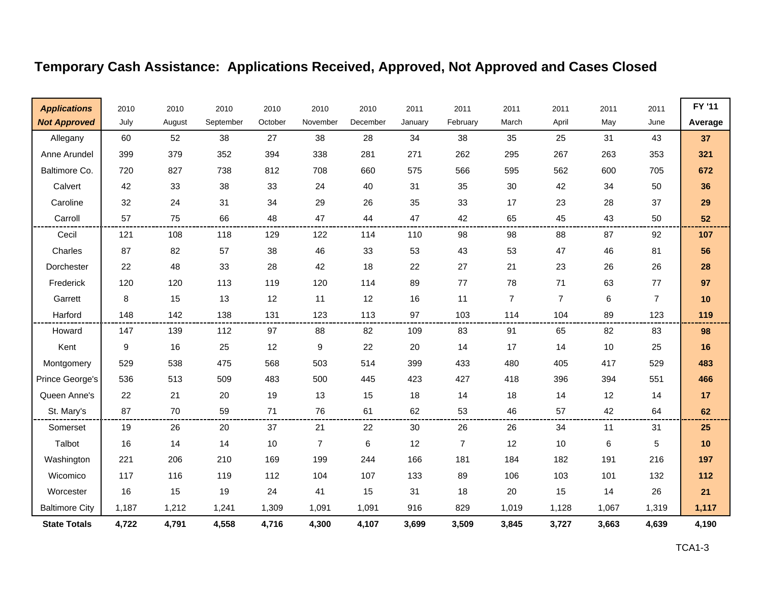# Temporary Cash Assistance: Applications Received, Approved, Not Approved and Cases Closed

| ***Applications Not Approved*** | 2010 July | 2010 August | 2010 September | 2010 October | 2010 November | 2010 December | 2011 January | 2011 February | 2011 March | 2011 April | 2011 May | 2011 June | **FY '11 Average** |
|---|---|---|---|---|---|---|---|---|---|---|---|---|---|
| Allegany | 60 | 52 | 38 | 27 | 38 | 28 | 34 | 38 | 35 | 25 | 31 | 43 | **37** |
| Anne Arundel | 399 | 379 | 352 | 394 | 338 | 281 | 271 | 262 | 295 | 267 | 263 | 353 | **321** |
| Baltimore Co. | 720 | 827 | 738 | 812 | 708 | 660 | 575 | 566 | 595 | 562 | 600 | 705 | **672** |
| Calvert | 42 | 33 | 38 | 33 | 24 | 40 | 31 | 35 | 30 | 42 | 34 | 50 | **36** |
| Caroline | 32 | 24 | 31 | 34 | 29 | 26 | 35 | 33 | 17 | 23 | 28 | 37 | **29** |
| Carroll | 57 | 75 | 66 | 48 | 47 | 44 | 47 | 42 | 65 | 45 | 43 | 50 | **52** |
| Cecil | 121 | 108 | 118 | 129 | 122 | 114 | 110 | 98 | 98 | 88 | 87 | 92 | **107** |
| Charles | 87 | 82 | 57 | 38 | 46 | 33 | 53 | 43 | 53 | 47 | 46 | 81 | **56** |
| Dorchester | 22 | 48 | 33 | 28 | 42 | 18 | 22 | 27 | 21 | 23 | 26 | 26 | **28** |
| Frederick | 120 | 120 | 113 | 119 | 120 | 114 | 89 | 77 | 78 | 71 | 63 | 77 | **97** |
| Garrett | 8 | 15 | 13 | 12 | 11 | 12 | 16 | 11 | 7 | 7 | 6 | 7 | **10** |
| Harford | 148 | 142 | 138 | 131 | 123 | 113 | 97 | 103 | 114 | 104 | 89 | 123 | **119** |
| Howard | 147 | 139 | 112 | 97 | 88 | 82 | 109 | 83 | 91 | 65 | 82 | 83 | **98** |
| Kent | 9 | 16 | 25 | 12 | 9 | 22 | 20 | 14 | 17 | 14 | 10 | 25 | **16** |
| Montgomery | 529 | 538 | 475 | 568 | 503 | 514 | 399 | 433 | 480 | 405 | 417 | 529 | **483** |
| Prince George's | 536 | 513 | 509 | 483 | 500 | 445 | 423 | 427 | 418 | 396 | 394 | 551 | **466** |
| Queen Anne's | 22 | 21 | 20 | 19 | 13 | 15 | 18 | 14 | 18 | 14 | 12 | 14 | **17** |
| St. Mary's | 87 | 70 | 59 | 71 | 76 | 61 | 62 | 53 | 46 | 57 | 42 | 64 | **62** |
| Somerset | 19 | 26 | 20 | 37 | 21 | 22 | 30 | 26 | 26 | 34 | 11 | 31 | **25** |
| Talbot | 16 | 14 | 14 | 10 | 7 | 6 | 12 | 7 | 12 | 10 | 6 | 5 | **10** |
| Washington | 221 | 206 | 210 | 169 | 199 | 244 | 166 | 181 | 184 | 182 | 191 | 216 | **197** |
| Wicomico | 117 | 116 | 119 | 112 | 104 | 107 | 133 | 89 | 106 | 103 | 101 | 132 | **112** |
| Worcester | 16 | 15 | 19 | 24 | 41 | 15 | 31 | 18 | 20 | 15 | 14 | 26 | **21** |
| Baltimore City | 1,187 | 1,212 | 1,241 | 1,309 | 1,091 | 1,091 | 916 | 829 | 1,019 | 1,128 | 1,067 | 1,319 | **1,117** |
| **State Totals** | **4,722** | **4,791** | **4,558** | **4,716** | **4,300** | **4,107** | **3,699** | **3,509** | **3,845** | **3,727** | **3,663** | **4,639** | **4,190** |

TCA1-3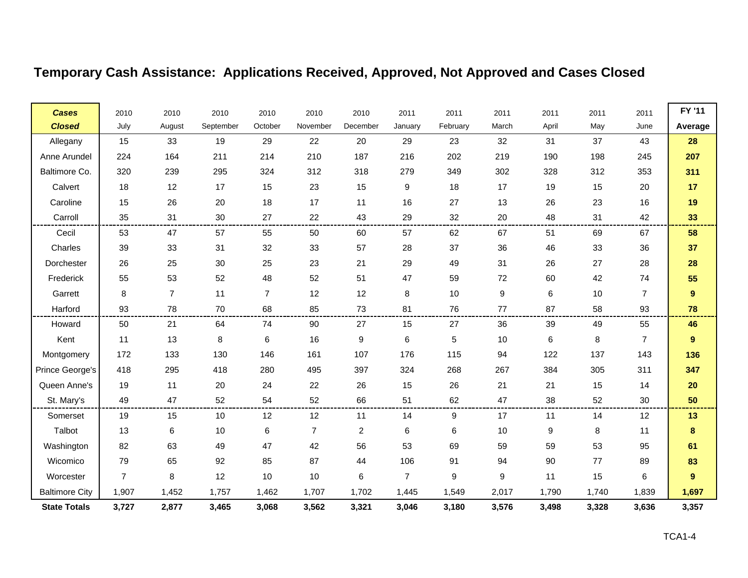# Temporary Cash Assistance: Applications Received, Approved, Not Approved and Cases Closed

| ***Cases Closed*** | 2010 July | 2010 August | 2010 September | 2010 October | 2010 November | 2010 December | 2011 January | 2011 February | 2011 March | 2011 April | 2011 May | 2011 June | **FY '11 Average** |
|---|---|---|---|---|---|---|---|---|---|---|---|---|---|
| Allegany | 15 | 33 | 19 | 29 | 22 | 20 | 29 | 23 | 32 | 31 | 37 | 43 | **28** |
| Anne Arundel | 224 | 164 | 211 | 214 | 210 | 187 | 216 | 202 | 219 | 190 | 198 | 245 | **207** |
| Baltimore Co. | 320 | 239 | 295 | 324 | 312 | 318 | 279 | 349 | 302 | 328 | 312 | 353 | **311** |
| Calvert | 18 | 12 | 17 | 15 | 23 | 15 | 9 | 18 | 17 | 19 | 15 | 20 | **17** |
| Caroline | 15 | 26 | 20 | 18 | 17 | 11 | 16 | 27 | 13 | 26 | 23 | 16 | **19** |
| Carroll | 35 | 31 | 30 | 27 | 22 | 43 | 29 | 32 | 20 | 48 | 31 | 42 | **33** |
| Cecil | 53 | 47 | 57 | 55 | 50 | 60 | 57 | 62 | 67 | 51 | 69 | 67 | **58** |
| Charles | 39 | 33 | 31 | 32 | 33 | 57 | 28 | 37 | 36 | 46 | 33 | 36 | **37** |
| Dorchester | 26 | 25 | 30 | 25 | 23 | 21 | 29 | 49 | 31 | 26 | 27 | 28 | **28** |
| Frederick | 55 | 53 | 52 | 48 | 52 | 51 | 47 | 59 | 72 | 60 | 42 | 74 | **55** |
| Garrett | 8 | 7 | 11 | 7 | 12 | 12 | 8 | 10 | 9 | 6 | 10 | 7 | **9** |
| Harford | 93 | 78 | 70 | 68 | 85 | 73 | 81 | 76 | 77 | 87 | 58 | 93 | **78** |
| Howard | 50 | 21 | 64 | 74 | 90 | 27 | 15 | 27 | 36 | 39 | 49 | 55 | **46** |
| Kent | 11 | 13 | 8 | 6 | 16 | 9 | 6 | 5 | 10 | 6 | 8 | 7 | **9** |
| Montgomery | 172 | 133 | 130 | 146 | 161 | 107 | 176 | 115 | 94 | 122 | 137 | 143 | **136** |
| Prince George's | 418 | 295 | 418 | 280 | 495 | 397 | 324 | 268 | 267 | 384 | 305 | 311 | **347** |
| Queen Anne's | 19 | 11 | 20 | 24 | 22 | 26 | 15 | 26 | 21 | 21 | 15 | 14 | **20** |
| St. Mary's | 49 | 47 | 52 | 54 | 52 | 66 | 51 | 62 | 47 | 38 | 52 | 30 | **50** |
| Somerset | 19 | 15 | 10 | 12 | 12 | 11 | 14 | 9 | 17 | 11 | 14 | 12 | **13** |
| Talbot | 13 | 6 | 10 | 6 | 7 | 2 | 6 | 6 | 10 | 9 | 8 | 11 | **8** |
| Washington | 82 | 63 | 49 | 47 | 42 | 56 | 53 | 69 | 59 | 59 | 53 | 95 | **61** |
| Wicomico | 79 | 65 | 92 | 85 | 87 | 44 | 106 | 91 | 94 | 90 | 77 | 89 | **83** |
| Worcester | 7 | 8 | 12 | 10 | 10 | 6 | 7 | 9 | 9 | 11 | 15 | 6 | **9** |
| Baltimore City | 1,907 | 1,452 | 1,757 | 1,462 | 1,707 | 1,702 | 1,445 | 1,549 | 2,017 | 1,790 | 1,740 | 1,839 | **1,697** |
| **State Totals** | **3,727** | **2,877** | **3,465** | **3,068** | **3,562** | **3,321** | **3,046** | **3,180** | **3,576** | **3,498** | **3,328** | **3,636** | **3,357** |

TCA1-4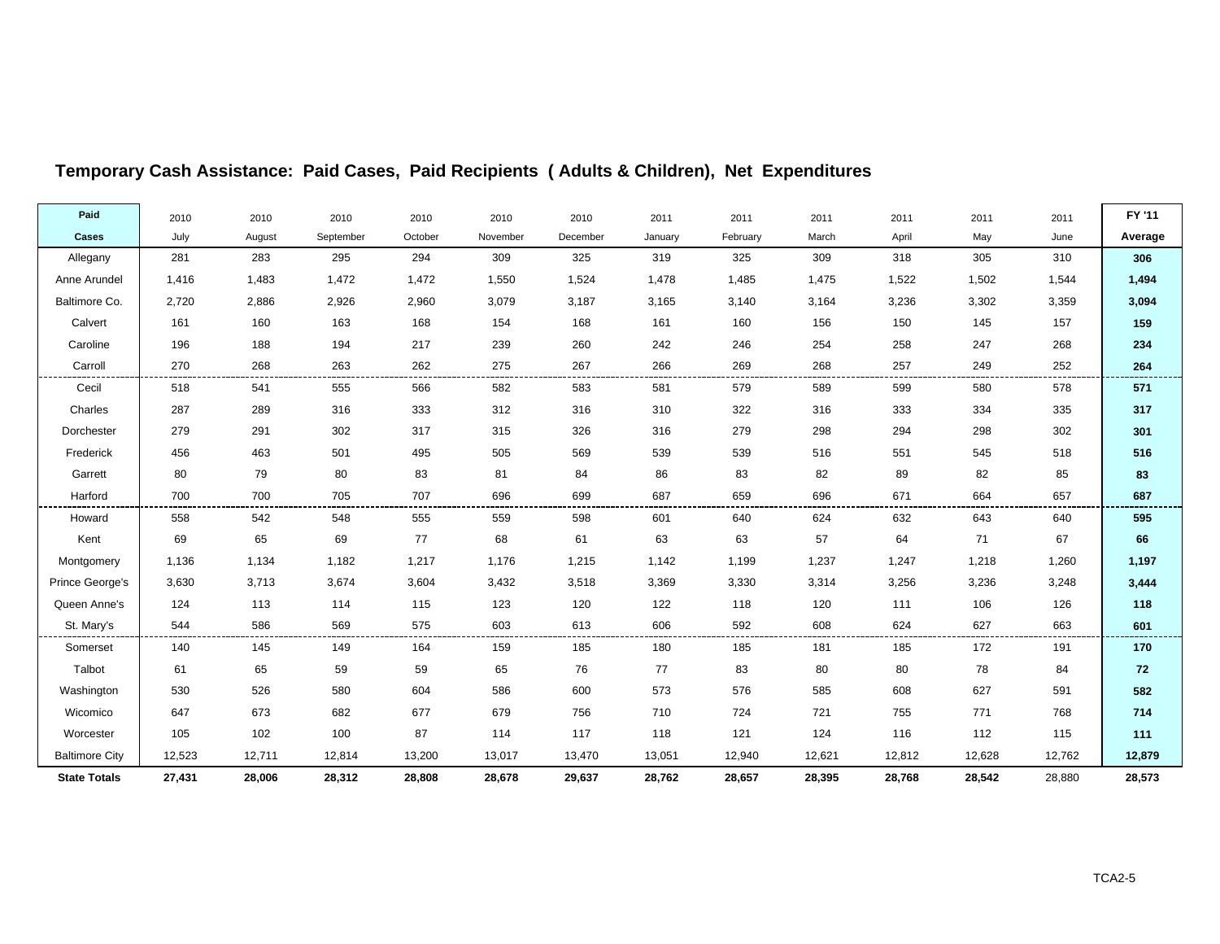## Temporary Cash Assistance: Paid Cases, Paid Recipients ( Adults & Children), Net Expenditures

| Paid | 2010 | 2010 | 2010 | 2010 | 2010 | 2010 | 2011 | 2011 | 2011 | 2011 | 2011 | 2011 | FY '11 |
|---|---|---|---|---|---|---|---|---|---|---|---|---|---|
| **Cases** | July | August | September | October | November | December | January | February | March | April | May | June | **Average** |
| Allegany | 281 | 283 | 295 | 294 | 309 | 325 | 319 | 325 | 309 | 318 | 305 | 310 | **306** |
| Anne Arundel | 1,416 | 1,483 | 1,472 | 1,472 | 1,550 | 1,524 | 1,478 | 1,485 | 1,475 | 1,522 | 1,502 | 1,544 | **1,494** |
| Baltimore Co. | 2,720 | 2,886 | 2,926 | 2,960 | 3,079 | 3,187 | 3,165 | 3,140 | 3,164 | 3,236 | 3,302 | 3,359 | **3,094** |
| Calvert | 161 | 160 | 163 | 168 | 154 | 168 | 161 | 160 | 156 | 150 | 145 | 157 | **159** |
| Caroline | 196 | 188 | 194 | 217 | 239 | 260 | 242 | 246 | 254 | 258 | 247 | 268 | **234** |
| Carroll | 270 | 268 | 263 | 262 | 275 | 267 | 266 | 269 | 268 | 257 | 249 | 252 | **264** |
| Cecil | 518 | 541 | 555 | 566 | 582 | 583 | 581 | 579 | 589 | 599 | 580 | 578 | **571** |
| Charles | 287 | 289 | 316 | 333 | 312 | 316 | 310 | 322 | 316 | 333 | 334 | 335 | **317** |
| Dorchester | 279 | 291 | 302 | 317 | 315 | 326 | 316 | 279 | 298 | 294 | 298 | 302 | **301** |
| Frederick | 456 | 463 | 501 | 495 | 505 | 569 | 539 | 539 | 516 | 551 | 545 | 518 | **516** |
| Garrett | 80 | 79 | 80 | 83 | 81 | 84 | 86 | 83 | 82 | 89 | 82 | 85 | **83** |
| Harford | 700 | 700 | 705 | 707 | 696 | 699 | 687 | 659 | 696 | 671 | 664 | 657 | **687** |
| Howard | 558 | 542 | 548 | 555 | 559 | 598 | 601 | 640 | 624 | 632 | 643 | 640 | **595** |
| Kent | 69 | 65 | 69 | 77 | 68 | 61 | 63 | 63 | 57 | 64 | 71 | 67 | **66** |
| Montgomery | 1,136 | 1,134 | 1,182 | 1,217 | 1,176 | 1,215 | 1,142 | 1,199 | 1,237 | 1,247 | 1,218 | 1,260 | **1,197** |
| Prince George's | 3,630 | 3,713 | 3,674 | 3,604 | 3,432 | 3,518 | 3,369 | 3,330 | 3,314 | 3,256 | 3,236 | 3,248 | **3,444** |
| Queen Anne's | 124 | 113 | 114 | 115 | 123 | 120 | 122 | 118 | 120 | 111 | 106 | 126 | **118** |
| St. Mary's | 544 | 586 | 569 | 575 | 603 | 613 | 606 | 592 | 608 | 624 | 627 | 663 | **601** |
| Somerset | 140 | 145 | 149 | 164 | 159 | 185 | 180 | 185 | 181 | 185 | 172 | 191 | **170** |
| Talbot | 61 | 65 | 59 | 59 | 65 | 76 | 77 | 83 | 80 | 80 | 78 | 84 | **72** |
| Washington | 530 | 526 | 580 | 604 | 586 | 600 | 573 | 576 | 585 | 608 | 627 | 591 | **582** |
| Wicomico | 647 | 673 | 682 | 677 | 679 | 756 | 710 | 724 | 721 | 755 | 771 | 768 | **714** |
| Worcester | 105 | 102 | 100 | 87 | 114 | 117 | 118 | 121 | 124 | 116 | 112 | 115 | **111** |
| Baltimore City | 12,523 | 12,711 | 12,814 | 13,200 | 13,017 | 13,470 | 13,051 | 12,940 | 12,621 | 12,812 | 12,628 | 12,762 | **12,879** |
| **State Totals** | **27,431** | **28,006** | **28,312** | **28,808** | **28,678** | **29,637** | **28,762** | **28,657** | **28,395** | **28,768** | **28,542** | 28,880 | **28,573** |

TCA2-5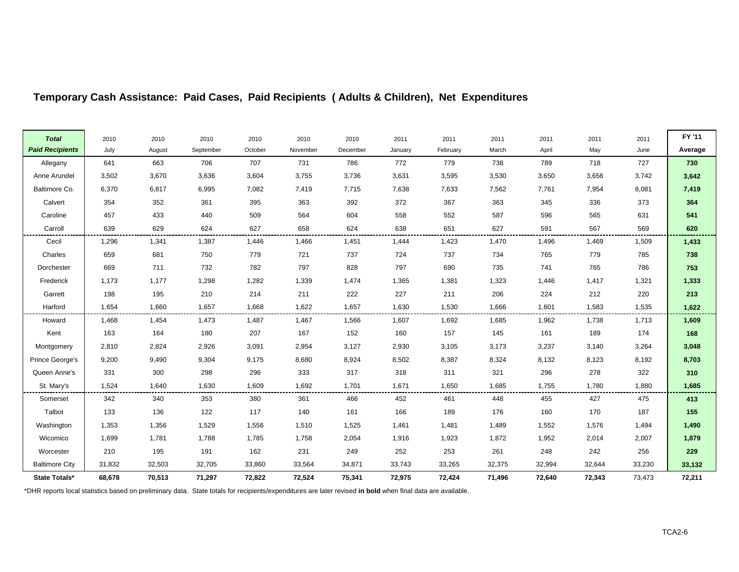## Temporary Cash Assistance: Paid Cases, Paid Recipients ( Adults & Children), Net Expenditures

| ***Total Paid Recipients*** | 2010 July | 2010 August | 2010 September | 2010 October | 2010 November | 2010 December | 2011 January | 2011 February | 2011 March | 2011 April | 2011 May | 2011 June | **FY '11 Average** |
|---|---|---|---|---|---|---|---|---|---|---|---|---|---|
| Allegany | 641 | 663 | 706 | 707 | 731 | 786 | 772 | 779 | 738 | 789 | 718 | 727 | **730** |
| Anne Arundel | 3,502 | 3,670 | 3,636 | 3,604 | 3,755 | 3,736 | 3,631 | 3,595 | 3,530 | 3,650 | 3,656 | 3,742 | **3,642** |
| Baltimore Co. | 6,370 | 6,817 | 6,995 | 7,082 | 7,419 | 7,715 | 7,638 | 7,633 | 7,562 | 7,761 | 7,954 | 8,081 | **7,419** |
| Calvert | 354 | 352 | 361 | 395 | 363 | 392 | 372 | 367 | 363 | 345 | 336 | 373 | **364** |
| Caroline | 457 | 433 | 440 | 509 | 564 | 604 | 558 | 552 | 587 | 596 | 565 | 631 | **541** |
| Carroll | 639 | 629 | 624 | 627 | 658 | 624 | 638 | 651 | 627 | 591 | 567 | 569 | **620** |
| Cecil | 1,296 | 1,341 | 1,387 | 1,446 | 1,466 | 1,451 | 1,444 | 1,423 | 1,470 | 1,496 | 1,469 | 1,509 | **1,433** |
| Charles | 659 | 681 | 750 | 779 | 721 | 737 | 724 | 737 | 734 | 765 | 779 | 785 | **738** |
| Dorchester | 669 | 711 | 732 | 782 | 797 | 828 | 797 | 690 | 735 | 741 | 765 | 786 | **753** |
| Frederick | 1,173 | 1,177 | 1,298 | 1,282 | 1,339 | 1,474 | 1,365 | 1,381 | 1,323 | 1,446 | 1,417 | 1,321 | **1,333** |
| Garrett | 198 | 195 | 210 | 214 | 211 | 222 | 227 | 211 | 206 | 224 | 212 | 220 | **213** |
| Harford | 1,654 | 1,660 | 1,657 | 1,668 | 1,622 | 1,657 | 1,630 | 1,530 | 1,666 | 1,601 | 1,583 | 1,535 | **1,622** |
| Howard | 1,468 | 1,454 | 1,473 | 1,487 | 1,467 | 1,566 | 1,607 | 1,692 | 1,685 | 1,962 | 1,738 | 1,713 | **1,609** |
| Kent | 163 | 164 | 180 | 207 | 167 | 152 | 160 | 157 | 145 | 161 | 189 | 174 | **168** |
| Montgomery | 2,810 | 2,824 | 2,926 | 3,091 | 2,954 | 3,127 | 2,930 | 3,105 | 3,173 | 3,237 | 3,140 | 3,264 | **3,048** |
| Prince George's | 9,200 | 9,490 | 9,304 | 9,175 | 8,680 | 8,924 | 8,502 | 8,387 | 8,324 | 8,132 | 8,123 | 8,192 | **8,703** |
| Queen Anne's | 331 | 300 | 298 | 296 | 333 | 317 | 318 | 311 | 321 | 296 | 278 | 322 | **310** |
| St. Mary's | 1,524 | 1,640 | 1,630 | 1,609 | 1,692 | 1,701 | 1,671 | 1,650 | 1,685 | 1,755 | 1,780 | 1,880 | **1,685** |
| Somerset | 342 | 340 | 353 | 380 | 361 | 466 | 452 | 461 | 448 | 455 | 427 | 475 | **413** |
| Talbot | 133 | 136 | 122 | 117 | 140 | 161 | 166 | 189 | 176 | 160 | 170 | 187 | **155** |
| Washington | 1,353 | 1,356 | 1,529 | 1,556 | 1,510 | 1,525 | 1,461 | 1,481 | 1,489 | 1,552 | 1,576 | 1,494 | **1,490** |
| Wicomico | 1,699 | 1,781 | 1,788 | 1,785 | 1,758 | 2,054 | 1,916 | 1,923 | 1,872 | 1,952 | 2,014 | 2,007 | **1,879** |
| Worcester | 210 | 195 | 191 | 162 | 231 | 249 | 252 | 253 | 261 | 248 | 242 | 256 | **229** |
| Baltimore City | 31,832 | 32,503 | 32,705 | 33,860 | 33,564 | 34,871 | 33,743 | 33,265 | 32,375 | 32,994 | 32,644 | 33,230 | **33,132** |
| **State Totals*** | **68,678** | **70,513** | **71,297** | **72,822** | **72,524** | **75,341** | **72,975** | **72,424** | **71,496** | **72,640** | **72,343** | 73,473 | **72,211** |

*DHR reports local statistics based on preliminary data. State totals for recipients/expenditures are later revised **in bold** when final data are available.

TCA2-6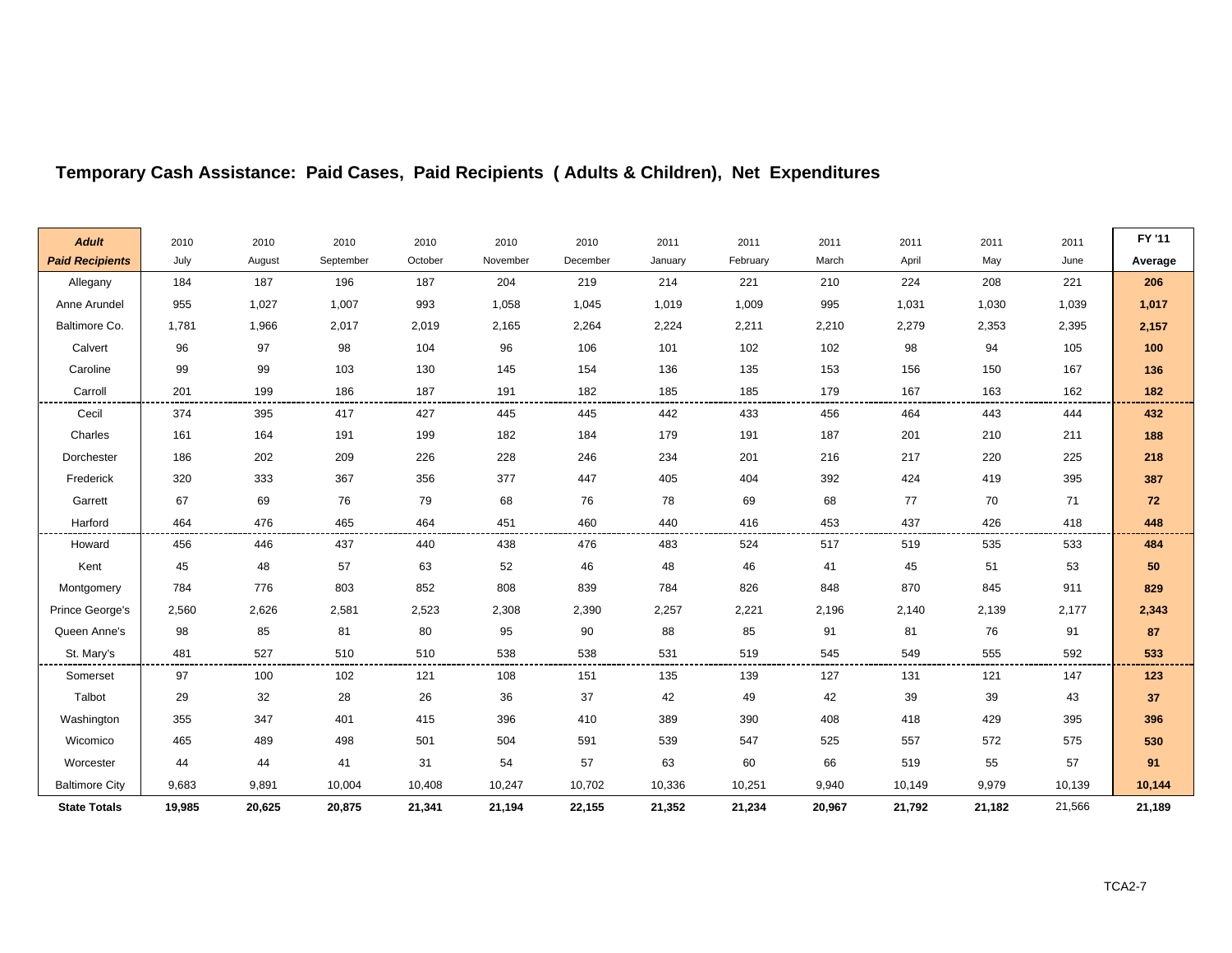# Temporary Cash Assistance: Paid Cases, Paid Recipients ( Adults & Children), Net Expenditures

| ***Adult Paid Recipients*** | 2010 July | 2010 August | 2010 September | 2010 October | 2010 November | 2010 December | 2011 January | 2011 February | 2011 March | 2011 April | 2011 May | 2011 June | **FY '11 Average** |
|---|---|---|---|---|---|---|---|---|---|---|---|---|---|
| Allegany | 184 | 187 | 196 | 187 | 204 | 219 | 214 | 221 | 210 | 224 | 208 | 221 | **206** |
| Anne Arundel | 955 | 1,027 | 1,007 | 993 | 1,058 | 1,045 | 1,019 | 1,009 | 995 | 1,031 | 1,030 | 1,039 | **1,017** |
| Baltimore Co. | 1,781 | 1,966 | 2,017 | 2,019 | 2,165 | 2,264 | 2,224 | 2,211 | 2,210 | 2,279 | 2,353 | 2,395 | **2,157** |
| Calvert | 96 | 97 | 98 | 104 | 96 | 106 | 101 | 102 | 102 | 98 | 94 | 105 | **100** |
| Caroline | 99 | 99 | 103 | 130 | 145 | 154 | 136 | 135 | 153 | 156 | 150 | 167 | **136** |
| Carroll | 201 | 199 | 186 | 187 | 191 | 182 | 185 | 185 | 179 | 167 | 163 | 162 | **182** |
| Cecil | 374 | 395 | 417 | 427 | 445 | 445 | 442 | 433 | 456 | 464 | 443 | 444 | **432** |
| Charles | 161 | 164 | 191 | 199 | 182 | 184 | 179 | 191 | 187 | 201 | 210 | 211 | **188** |
| Dorchester | 186 | 202 | 209 | 226 | 228 | 246 | 234 | 201 | 216 | 217 | 220 | 225 | **218** |
| Frederick | 320 | 333 | 367 | 356 | 377 | 447 | 405 | 404 | 392 | 424 | 419 | 395 | **387** |
| Garrett | 67 | 69 | 76 | 79 | 68 | 76 | 78 | 69 | 68 | 77 | 70 | 71 | **72** |
| Harford | 464 | 476 | 465 | 464 | 451 | 460 | 440 | 416 | 453 | 437 | 426 | 418 | **448** |
| Howard | 456 | 446 | 437 | 440 | 438 | 476 | 483 | 524 | 517 | 519 | 535 | 533 | **484** |
| Kent | 45 | 48 | 57 | 63 | 52 | 46 | 48 | 46 | 41 | 45 | 51 | 53 | **50** |
| Montgomery | 784 | 776 | 803 | 852 | 808 | 839 | 784 | 826 | 848 | 870 | 845 | 911 | **829** |
| Prince George's | 2,560 | 2,626 | 2,581 | 2,523 | 2,308 | 2,390 | 2,257 | 2,221 | 2,196 | 2,140 | 2,139 | 2,177 | **2,343** |
| Queen Anne's | 98 | 85 | 81 | 80 | 95 | 90 | 88 | 85 | 91 | 81 | 76 | 91 | **87** |
| St. Mary's | 481 | 527 | 510 | 510 | 538 | 538 | 531 | 519 | 545 | 549 | 555 | 592 | **533** |
| Somerset | 97 | 100 | 102 | 121 | 108 | 151 | 135 | 139 | 127 | 131 | 121 | 147 | **123** |
| Talbot | 29 | 32 | 28 | 26 | 36 | 37 | 42 | 49 | 42 | 39 | 39 | 43 | **37** |
| Washington | 355 | 347 | 401 | 415 | 396 | 410 | 389 | 390 | 408 | 418 | 429 | 395 | **396** |
| Wicomico | 465 | 489 | 498 | 501 | 504 | 591 | 539 | 547 | 525 | 557 | 572 | 575 | **530** |
| Worcester | 44 | 44 | 41 | 31 | 54 | 57 | 63 | 60 | 66 | 519 | 55 | 57 | **91** |
| Baltimore City | 9,683 | 9,891 | 10,004 | 10,408 | 10,247 | 10,702 | 10,336 | 10,251 | 9,940 | 10,149 | 9,979 | 10,139 | **10,144** |
| **State Totals** | **19,985** | **20,625** | **20,875** | **21,341** | **21,194** | **22,155** | **21,352** | **21,234** | **20,967** | **21,792** | **21,182** | 21,566 | **21,189** |

TCA2-7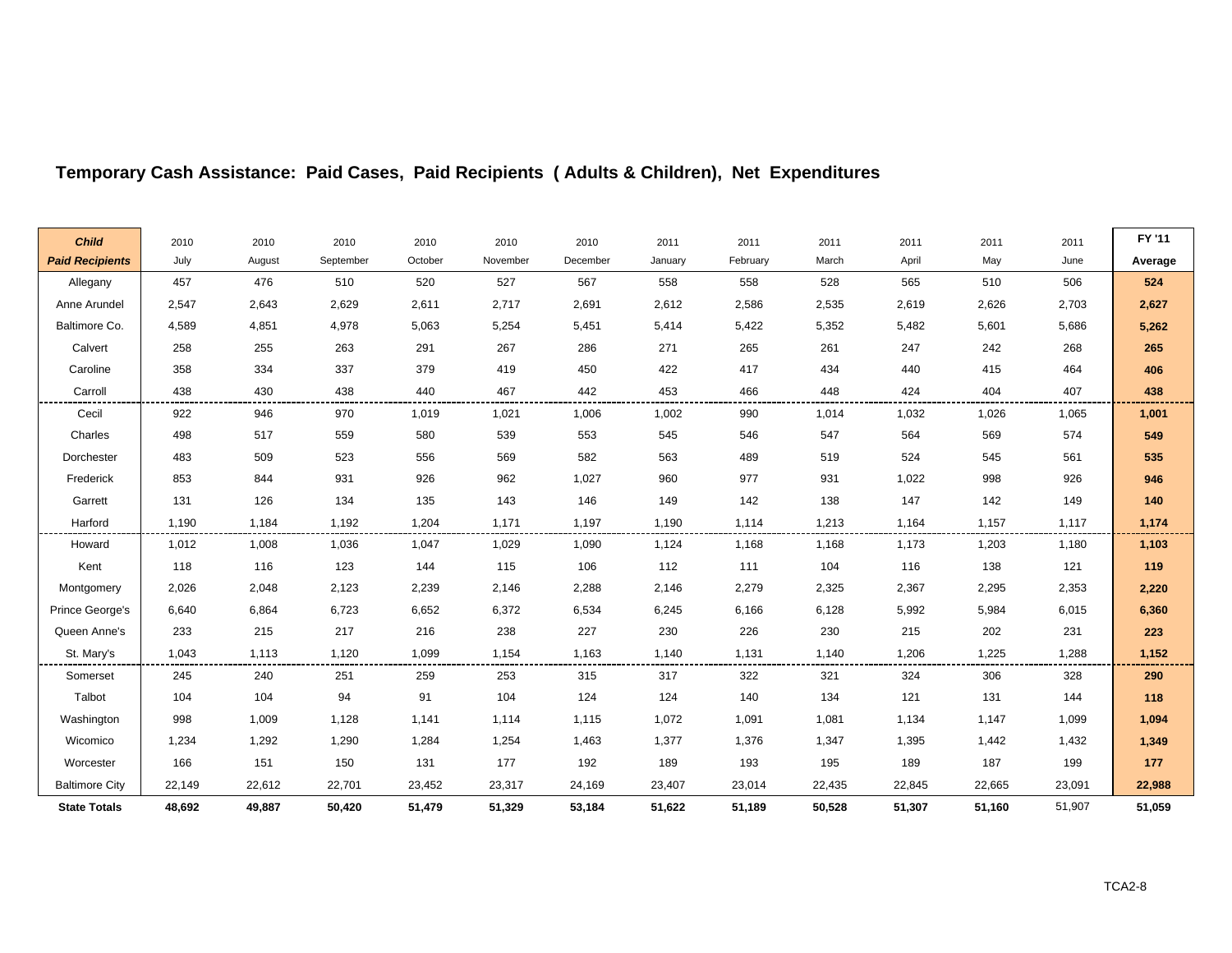## Temporary Cash Assistance: Paid Cases, Paid Recipients ( Adults & Children), Net Expenditures

| ***Child Paid Recipients*** | 2010 July | 2010 August | 2010 September | 2010 October | 2010 November | 2010 December | 2011 January | 2011 February | 2011 March | 2011 April | 2011 May | 2011 June | **FY '11 Average** |
|---|---|---|---|---|---|---|---|---|---|---|---|---|---|
| Allegany | 457 | 476 | 510 | 520 | 527 | 567 | 558 | 558 | 528 | 565 | 510 | 506 | **524** |
| Anne Arundel | 2,547 | 2,643 | 2,629 | 2,611 | 2,717 | 2,691 | 2,612 | 2,586 | 2,535 | 2,619 | 2,626 | 2,703 | **2,627** |
| Baltimore Co. | 4,589 | 4,851 | 4,978 | 5,063 | 5,254 | 5,451 | 5,414 | 5,422 | 5,352 | 5,482 | 5,601 | 5,686 | **5,262** |
| Calvert | 258 | 255 | 263 | 291 | 267 | 286 | 271 | 265 | 261 | 247 | 242 | 268 | **265** |
| Caroline | 358 | 334 | 337 | 379 | 419 | 450 | 422 | 417 | 434 | 440 | 415 | 464 | **406** |
| Carroll | 438 | 430 | 438 | 440 | 467 | 442 | 453 | 466 | 448 | 424 | 404 | 407 | **438** |
| Cecil | 922 | 946 | 970 | 1,019 | 1,021 | 1,006 | 1,002 | 990 | 1,014 | 1,032 | 1,026 | 1,065 | **1,001** |
| Charles | 498 | 517 | 559 | 580 | 539 | 553 | 545 | 546 | 547 | 564 | 569 | 574 | **549** |
| Dorchester | 483 | 509 | 523 | 556 | 569 | 582 | 563 | 489 | 519 | 524 | 545 | 561 | **535** |
| Frederick | 853 | 844 | 931 | 926 | 962 | 1,027 | 960 | 977 | 931 | 1,022 | 998 | 926 | **946** |
| Garrett | 131 | 126 | 134 | 135 | 143 | 146 | 149 | 142 | 138 | 147 | 142 | 149 | **140** |
| Harford | 1,190 | 1,184 | 1,192 | 1,204 | 1,171 | 1,197 | 1,190 | 1,114 | 1,213 | 1,164 | 1,157 | 1,117 | **1,174** |
| Howard | 1,012 | 1,008 | 1,036 | 1,047 | 1,029 | 1,090 | 1,124 | 1,168 | 1,168 | 1,173 | 1,203 | 1,180 | **1,103** |
| Kent | 118 | 116 | 123 | 144 | 115 | 106 | 112 | 111 | 104 | 116 | 138 | 121 | **119** |
| Montgomery | 2,026 | 2,048 | 2,123 | 2,239 | 2,146 | 2,288 | 2,146 | 2,279 | 2,325 | 2,367 | 2,295 | 2,353 | **2,220** |
| Prince George's | 6,640 | 6,864 | 6,723 | 6,652 | 6,372 | 6,534 | 6,245 | 6,166 | 6,128 | 5,992 | 5,984 | 6,015 | **6,360** |
| Queen Anne's | 233 | 215 | 217 | 216 | 238 | 227 | 230 | 226 | 230 | 215 | 202 | 231 | **223** |
| St. Mary's | 1,043 | 1,113 | 1,120 | 1,099 | 1,154 | 1,163 | 1,140 | 1,131 | 1,140 | 1,206 | 1,225 | 1,288 | **1,152** |
| Somerset | 245 | 240 | 251 | 259 | 253 | 315 | 317 | 322 | 321 | 324 | 306 | 328 | **290** |
| Talbot | 104 | 104 | 94 | 91 | 104 | 124 | 124 | 140 | 134 | 121 | 131 | 144 | **118** |
| Washington | 998 | 1,009 | 1,128 | 1,141 | 1,114 | 1,115 | 1,072 | 1,091 | 1,081 | 1,134 | 1,147 | 1,099 | **1,094** |
| Wicomico | 1,234 | 1,292 | 1,290 | 1,284 | 1,254 | 1,463 | 1,377 | 1,376 | 1,347 | 1,395 | 1,442 | 1,432 | **1,349** |
| Worcester | 166 | 151 | 150 | 131 | 177 | 192 | 189 | 193 | 195 | 189 | 187 | 199 | **177** |
| Baltimore City | 22,149 | 22,612 | 22,701 | 23,452 | 23,317 | 24,169 | 23,407 | 23,014 | 22,435 | 22,845 | 22,665 | 23,091 | **22,988** |
| **State Totals** | **48,692** | **49,887** | **50,420** | **51,479** | **51,329** | **53,184** | **51,622** | **51,189** | **50,528** | **51,307** | **51,160** | 51,907 | **51,059** |

TCA2-8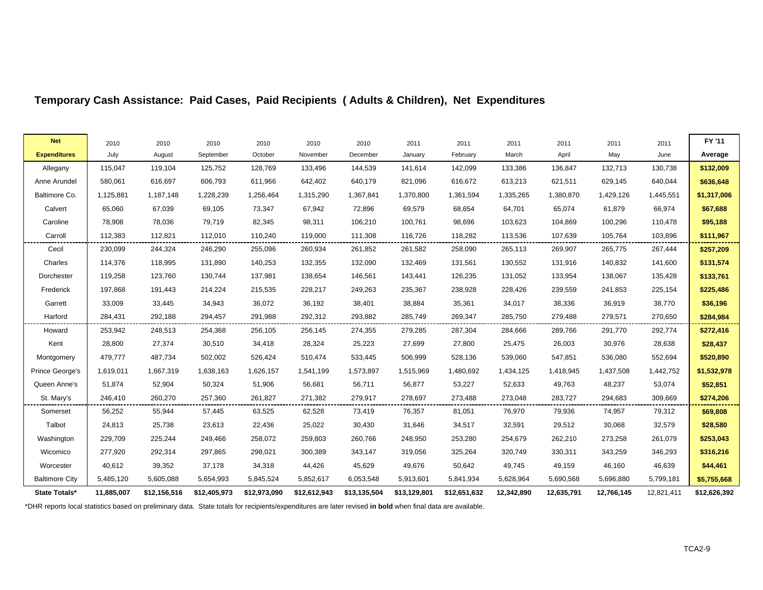## Temporary Cash Assistance: Paid Cases, Paid Recipients ( Adults & Children), Net Expenditures

| Net Expenditures | 2010 July | 2010 August | 2010 September | 2010 October | 2010 November | 2010 December | 2011 January | 2011 February | 2011 March | 2011 April | 2011 May | 2011 June | FY '11 Average |
|---|---|---|---|---|---|---|---|---|---|---|---|---|---|
| Allegany | 115,047 | 119,104 | 125,752 | 128,769 | 133,496 | 144,539 | 141,614 | 142,099 | 133,386 | 136,847 | 132,713 | 130,738 | **$132,009** |
| Anne Arundel | 580,061 | 616,697 | 606,793 | 611,966 | 642,402 | 640,179 | 821,096 | 616,672 | 613,213 | 621,511 | 629,145 | 640,044 | **$636,648** |
| Baltimore Co. | 1,125,881 | 1,187,148 | 1,228,239 | 1,256,464 | 1,315,290 | 1,367,841 | 1,370,800 | 1,361,594 | 1,335,265 | 1,380,870 | 1,429,126 | 1,445,551 | **$1,317,006** |
| Calvert | 65,060 | 67,039 | 69,105 | 73,347 | 67,942 | 72,896 | 69,579 | 68,654 | 64,701 | 65,074 | 61,879 | 66,974 | **$67,688** |
| Caroline | 78,908 | 78,036 | 79,719 | 82,345 | 98,311 | 106,210 | 100,761 | 98,696 | 103,623 | 104,869 | 100,296 | 110,478 | **$95,188** |
| Carroll | 112,383 | 112,821 | 112,010 | 110,240 | 119,000 | 111,308 | 116,726 | 118,282 | 113,536 | 107,639 | 105,764 | 103,896 | **$111,967** |
| Cecil | 230,099 | 244,324 | 246,290 | 255,096 | 260,934 | 261,852 | 261,582 | 258,090 | 265,113 | 269,907 | 265,775 | 267,444 | **$257,209** |
| Charles | 114,376 | 118,995 | 131,890 | 140,253 | 132,355 | 132,090 | 132,469 | 131,561 | 130,552 | 131,916 | 140,832 | 141,600 | **$131,574** |
| Dorchester | 119,258 | 123,760 | 130,744 | 137,981 | 138,654 | 146,561 | 143,441 | 126,235 | 131,052 | 133,954 | 138,067 | 135,428 | **$133,761** |
| Frederick | 197,868 | 191,443 | 214,224 | 215,535 | 228,217 | 249,263 | 235,367 | 238,928 | 228,426 | 239,559 | 241,853 | 225,154 | **$225,486** |
| Garrett | 33,009 | 33,445 | 34,943 | 36,072 | 36,192 | 38,401 | 38,884 | 35,361 | 34,017 | 38,336 | 36,919 | 38,770 | **$36,196** |
| Harford | 284,431 | 292,188 | 294,457 | 291,988 | 292,312 | 293,882 | 285,749 | 269,347 | 285,750 | 279,488 | 279,571 | 270,650 | **$284,984** |
| Howard | 253,942 | 248,513 | 254,368 | 256,105 | 256,145 | 274,355 | 279,285 | 287,304 | 284,666 | 289,766 | 291,770 | 292,774 | **$272,416** |
| Kent | 28,800 | 27,374 | 30,510 | 34,418 | 28,324 | 25,223 | 27,699 | 27,800 | 25,475 | 26,003 | 30,976 | 28,638 | **$28,437** |
| Montgomery | 479,777 | 487,734 | 502,002 | 526,424 | 510,474 | 533,445 | 506,999 | 528,136 | 539,060 | 547,851 | 536,080 | 552,694 | **$520,890** |
| Prince George's | 1,619,011 | 1,667,319 | 1,638,163 | 1,626,157 | 1,541,199 | 1,573,897 | 1,515,969 | 1,480,692 | 1,434,125 | 1,418,945 | 1,437,508 | 1,442,752 | **$1,532,978** |
| Queen Anne's | 51,874 | 52,904 | 50,324 | 51,906 | 56,681 | 56,711 | 56,877 | 53,227 | 52,633 | 49,763 | 48,237 | 53,074 | **$52,851** |
| St. Mary's | 246,410 | 260,270 | 257,360 | 261,827 | 271,382 | 279,917 | 278,697 | 273,488 | 273,048 | 283,727 | 294,683 | 309,669 | **$274,206** |
| Somerset | 56,252 | 55,944 | 57,445 | 63,525 | 62,528 | 73,419 | 76,357 | 81,051 | 76,970 | 79,936 | 74,957 | 79,312 | **$69,808** |
| Talbot | 24,813 | 25,738 | 23,613 | 22,436 | 25,022 | 30,430 | 31,646 | 34,517 | 32,591 | 29,512 | 30,068 | 32,579 | **$28,580** |
| Washington | 229,709 | 225,244 | 249,466 | 258,072 | 259,803 | 260,766 | 248,950 | 253,280 | 254,679 | 262,210 | 273,258 | 261,079 | **$253,043** |
| Wicomico | 277,920 | 292,314 | 297,865 | 298,021 | 300,389 | 343,147 | 319,056 | 325,264 | 320,749 | 330,311 | 343,259 | 346,293 | **$316,216** |
| Worcester | 40,612 | 39,352 | 37,178 | 34,318 | 44,426 | 45,629 | 49,676 | 50,642 | 49,745 | 49,159 | 46,160 | 46,639 | **$44,461** |
| Baltimore City | 5,485,120 | 5,605,088 | 5,654,993 | 5,845,524 | 5,852,617 | 6,053,548 | 5,913,601 | 5,841,934 | 5,628,964 | 5,690,568 | 5,696,880 | 5,799,181 | **$5,755,668** |
| **State Totals*** | **11,885,007** | **$12,156,516** | **$12,405,973** | **$12,973,090** | **$12,612,943** | **$13,135,504** | **$13,129,801** | **$12,651,632** | **12,342,890** | **12,635,791** | **12,766,145** | 12,821,411 | **$12,626,392** |

*DHR reports local statistics based on preliminary data. State totals for recipients/expenditures are later revised **in bold** when final data are available.

TCA2-9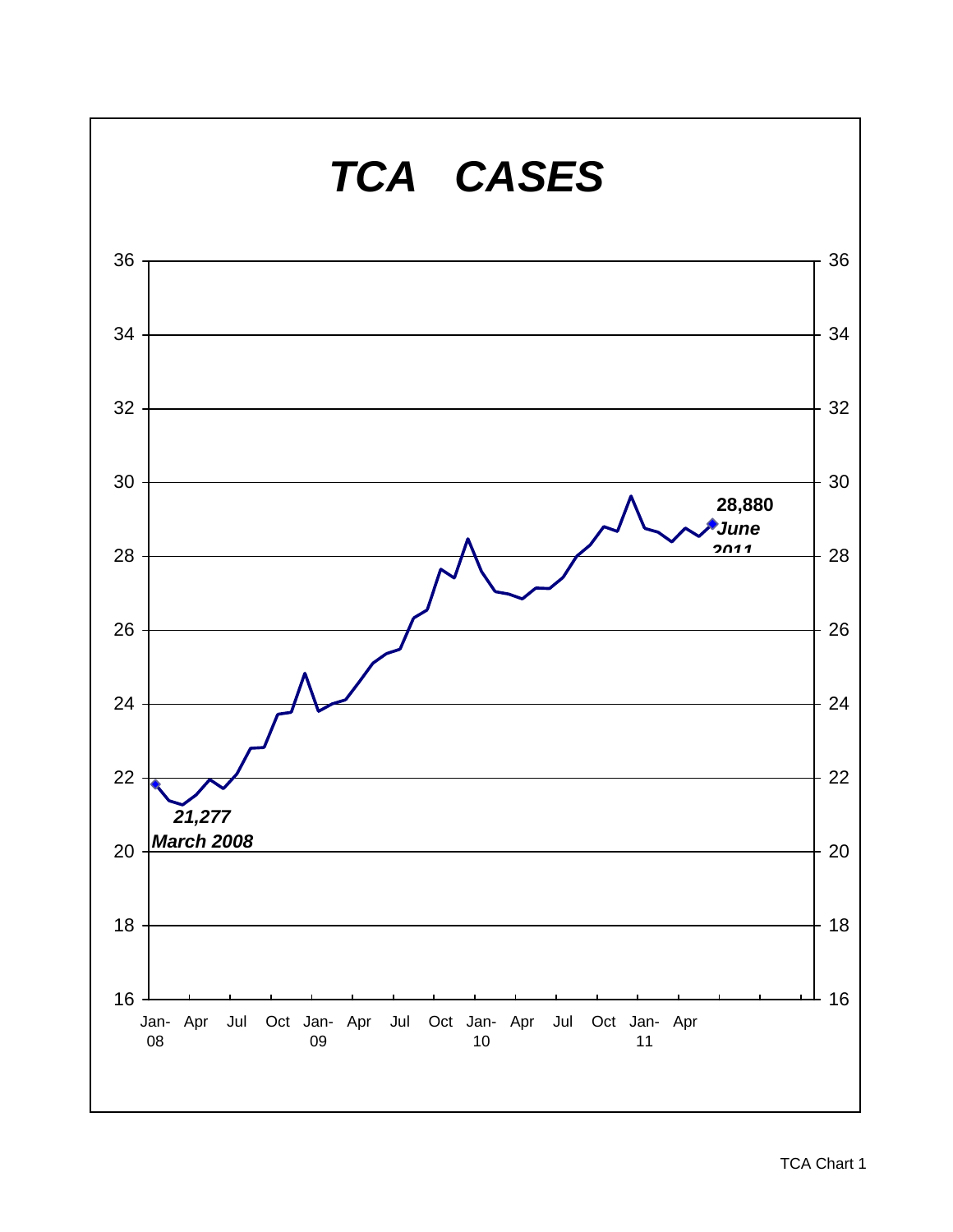# TCA CASES

36 — 16 (y-axis, both sides): 36, 34, 32, 30, 28, 26, 24, 22, 20, 18, 16

Jan-08, Apr, Jul, Oct, Jan-09, Apr, Jul, Oct, Jan-10, Apr, Jul, Oct, Jan-11, Apr

***21,277***
***March 2008***

**28,880**
***June 2011***

TCA Chart 1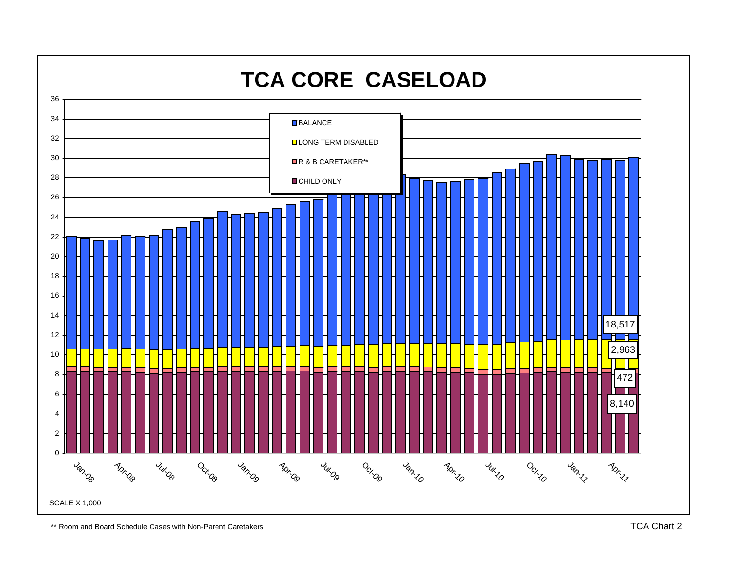# TCA CORE CASELOAD

- BALANCE
- LONG TERM DISABLED
- R & B CARETAKER**
- CHILD ONLY

18,517

2,963

472

8,140

Jan-08, Apr-08, Jul-08, Oct-08, Jan-09, Apr-09, Jul-09, Oct-09, Jan-10, Apr-10, Jul-10, Oct-10, Jan-11, Apr-11

SCALE X 1,000

** Room and Board Schedule Cases with Non-Parent Caretakers

TCA Chart 2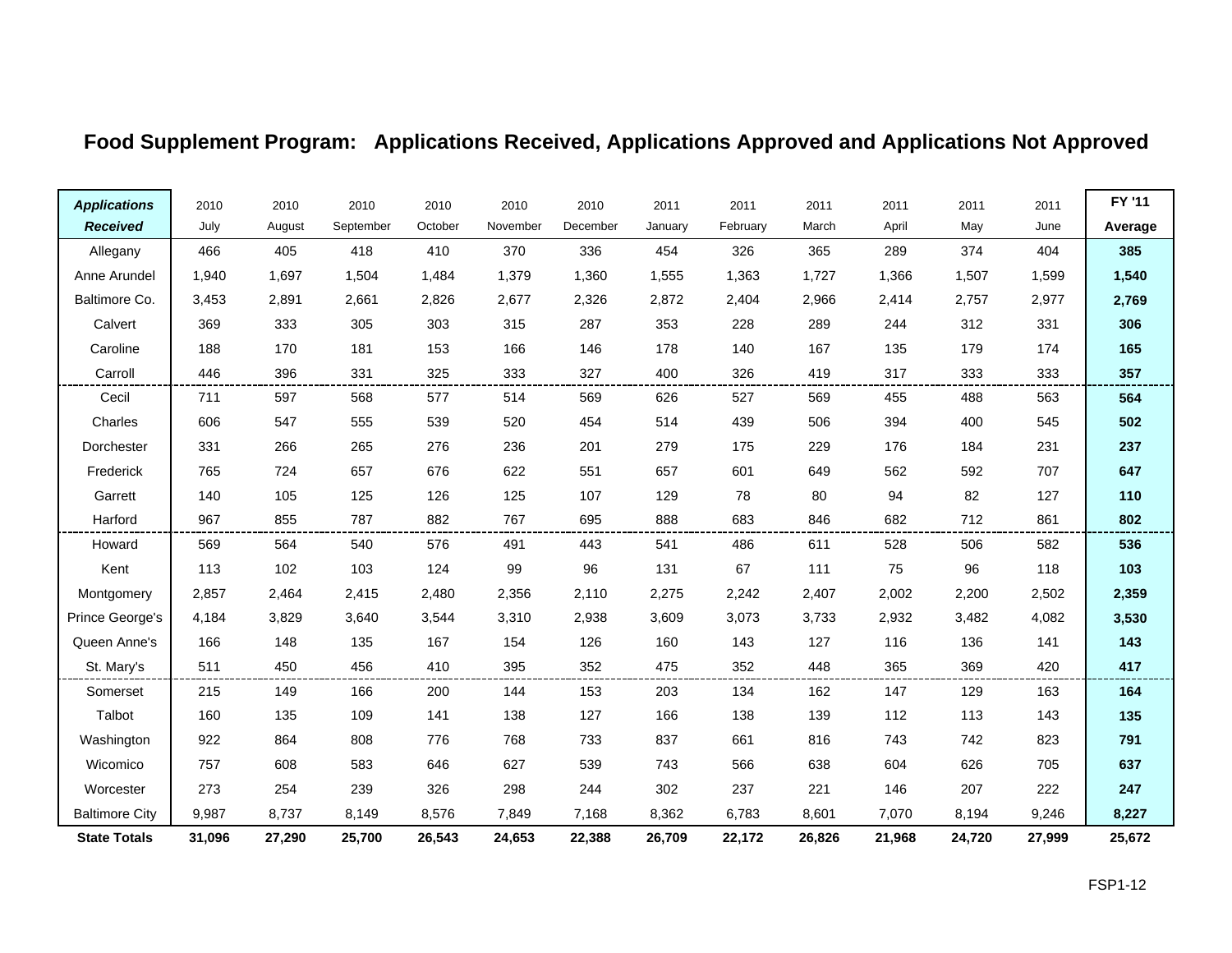## Food Supplement Program: Applications Received, Applications Approved and Applications Not Approved

| *Applications Received* | 2010 July | 2010 August | 2010 September | 2010 October | 2010 November | 2010 December | 2011 January | 2011 February | 2011 March | 2011 April | 2011 May | 2011 June | FY '11 Average |
|---|---|---|---|---|---|---|---|---|---|---|---|---|---|
| Allegany | 466 | 405 | 418 | 410 | 370 | 336 | 454 | 326 | 365 | 289 | 374 | 404 | **385** |
| Anne Arundel | 1,940 | 1,697 | 1,504 | 1,484 | 1,379 | 1,360 | 1,555 | 1,363 | 1,727 | 1,366 | 1,507 | 1,599 | **1,540** |
| Baltimore Co. | 3,453 | 2,891 | 2,661 | 2,826 | 2,677 | 2,326 | 2,872 | 2,404 | 2,966 | 2,414 | 2,757 | 2,977 | **2,769** |
| Calvert | 369 | 333 | 305 | 303 | 315 | 287 | 353 | 228 | 289 | 244 | 312 | 331 | **306** |
| Caroline | 188 | 170 | 181 | 153 | 166 | 146 | 178 | 140 | 167 | 135 | 179 | 174 | **165** |
| Carroll | 446 | 396 | 331 | 325 | 333 | 327 | 400 | 326 | 419 | 317 | 333 | 333 | **357** |
| Cecil | 711 | 597 | 568 | 577 | 514 | 569 | 626 | 527 | 569 | 455 | 488 | 563 | **564** |
| Charles | 606 | 547 | 555 | 539 | 520 | 454 | 514 | 439 | 506 | 394 | 400 | 545 | **502** |
| Dorchester | 331 | 266 | 265 | 276 | 236 | 201 | 279 | 175 | 229 | 176 | 184 | 231 | **237** |
| Frederick | 765 | 724 | 657 | 676 | 622 | 551 | 657 | 601 | 649 | 562 | 592 | 707 | **647** |
| Garrett | 140 | 105 | 125 | 126 | 125 | 107 | 129 | 78 | 80 | 94 | 82 | 127 | **110** |
| Harford | 967 | 855 | 787 | 882 | 767 | 695 | 888 | 683 | 846 | 682 | 712 | 861 | **802** |
| Howard | 569 | 564 | 540 | 576 | 491 | 443 | 541 | 486 | 611 | 528 | 506 | 582 | **536** |
| Kent | 113 | 102 | 103 | 124 | 99 | 96 | 131 | 67 | 111 | 75 | 96 | 118 | **103** |
| Montgomery | 2,857 | 2,464 | 2,415 | 2,480 | 2,356 | 2,110 | 2,275 | 2,242 | 2,407 | 2,002 | 2,200 | 2,502 | **2,359** |
| Prince George's | 4,184 | 3,829 | 3,640 | 3,544 | 3,310 | 2,938 | 3,609 | 3,073 | 3,733 | 2,932 | 3,482 | 4,082 | **3,530** |
| Queen Anne's | 166 | 148 | 135 | 167 | 154 | 126 | 160 | 143 | 127 | 116 | 136 | 141 | **143** |
| St. Mary's | 511 | 450 | 456 | 410 | 395 | 352 | 475 | 352 | 448 | 365 | 369 | 420 | **417** |
| Somerset | 215 | 149 | 166 | 200 | 144 | 153 | 203 | 134 | 162 | 147 | 129 | 163 | **164** |
| Talbot | 160 | 135 | 109 | 141 | 138 | 127 | 166 | 138 | 139 | 112 | 113 | 143 | **135** |
| Washington | 922 | 864 | 808 | 776 | 768 | 733 | 837 | 661 | 816 | 743 | 742 | 823 | **791** |
| Wicomico | 757 | 608 | 583 | 646 | 627 | 539 | 743 | 566 | 638 | 604 | 626 | 705 | **637** |
| Worcester | 273 | 254 | 239 | 326 | 298 | 244 | 302 | 237 | 221 | 146 | 207 | 222 | **247** |
| Baltimore City | 9,987 | 8,737 | 8,149 | 8,576 | 7,849 | 7,168 | 8,362 | 6,783 | 8,601 | 7,070 | 8,194 | 9,246 | **8,227** |
| **State Totals** | **31,096** | **27,290** | **25,700** | **26,543** | **24,653** | **22,388** | **26,709** | **22,172** | **26,826** | **21,968** | **24,720** | **27,999** | **25,672** |

FSP1-12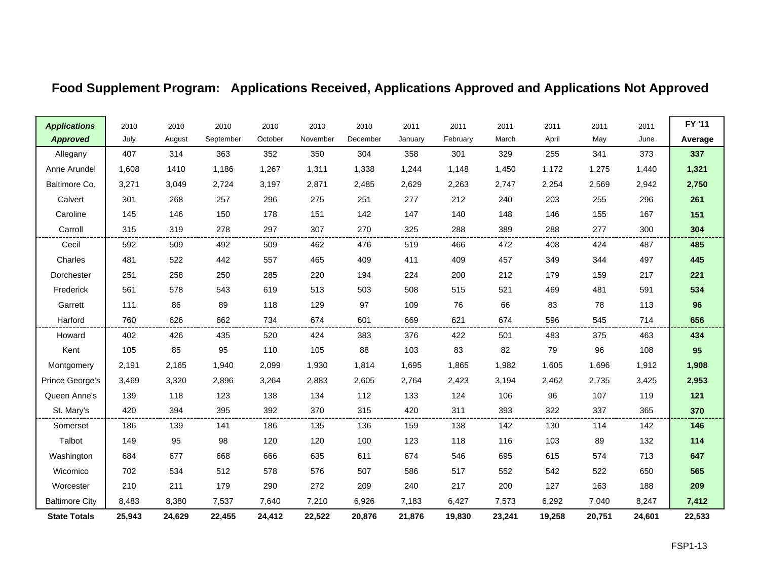## Food Supplement Program: Applications Received, Applications Approved and Applications Not Approved

| ***Applications Approved*** | 2010 July | 2010 August | 2010 September | 2010 October | 2010 November | 2010 December | 2011 January | 2011 February | 2011 March | 2011 April | 2011 May | 2011 June | **FY '11 Average** |
|---|---|---|---|---|---|---|---|---|---|---|---|---|---|
| Allegany | 407 | 314 | 363 | 352 | 350 | 304 | 358 | 301 | 329 | 255 | 341 | 373 | **337** |
| Anne Arundel | 1,608 | 1410 | 1,186 | 1,267 | 1,311 | 1,338 | 1,244 | 1,148 | 1,450 | 1,172 | 1,275 | 1,440 | **1,321** |
| Baltimore Co. | 3,271 | 3,049 | 2,724 | 3,197 | 2,871 | 2,485 | 2,629 | 2,263 | 2,747 | 2,254 | 2,569 | 2,942 | **2,750** |
| Calvert | 301 | 268 | 257 | 296 | 275 | 251 | 277 | 212 | 240 | 203 | 255 | 296 | **261** |
| Caroline | 145 | 146 | 150 | 178 | 151 | 142 | 147 | 140 | 148 | 146 | 155 | 167 | **151** |
| Carroll | 315 | 319 | 278 | 297 | 307 | 270 | 325 | 288 | 389 | 288 | 277 | 300 | **304** |
| Cecil | 592 | 509 | 492 | 509 | 462 | 476 | 519 | 466 | 472 | 408 | 424 | 487 | **485** |
| Charles | 481 | 522 | 442 | 557 | 465 | 409 | 411 | 409 | 457 | 349 | 344 | 497 | **445** |
| Dorchester | 251 | 258 | 250 | 285 | 220 | 194 | 224 | 200 | 212 | 179 | 159 | 217 | **221** |
| Frederick | 561 | 578 | 543 | 619 | 513 | 503 | 508 | 515 | 521 | 469 | 481 | 591 | **534** |
| Garrett | 111 | 86 | 89 | 118 | 129 | 97 | 109 | 76 | 66 | 83 | 78 | 113 | **96** |
| Harford | 760 | 626 | 662 | 734 | 674 | 601 | 669 | 621 | 674 | 596 | 545 | 714 | **656** |
| Howard | 402 | 426 | 435 | 520 | 424 | 383 | 376 | 422 | 501 | 483 | 375 | 463 | **434** |
| Kent | 105 | 85 | 95 | 110 | 105 | 88 | 103 | 83 | 82 | 79 | 96 | 108 | **95** |
| Montgomery | 2,191 | 2,165 | 1,940 | 2,099 | 1,930 | 1,814 | 1,695 | 1,865 | 1,982 | 1,605 | 1,696 | 1,912 | **1,908** |
| Prince George's | 3,469 | 3,320 | 2,896 | 3,264 | 2,883 | 2,605 | 2,764 | 2,423 | 3,194 | 2,462 | 2,735 | 3,425 | **2,953** |
| Queen Anne's | 139 | 118 | 123 | 138 | 134 | 112 | 133 | 124 | 106 | 96 | 107 | 119 | **121** |
| St. Mary's | 420 | 394 | 395 | 392 | 370 | 315 | 420 | 311 | 393 | 322 | 337 | 365 | **370** |
| Somerset | 186 | 139 | 141 | 186 | 135 | 136 | 159 | 138 | 142 | 130 | 114 | 142 | **146** |
| Talbot | 149 | 95 | 98 | 120 | 120 | 100 | 123 | 118 | 116 | 103 | 89 | 132 | **114** |
| Washington | 684 | 677 | 668 | 666 | 635 | 611 | 674 | 546 | 695 | 615 | 574 | 713 | **647** |
| Wicomico | 702 | 534 | 512 | 578 | 576 | 507 | 586 | 517 | 552 | 542 | 522 | 650 | **565** |
| Worcester | 210 | 211 | 179 | 290 | 272 | 209 | 240 | 217 | 200 | 127 | 163 | 188 | **209** |
| Baltimore City | 8,483 | 8,380 | 7,537 | 7,640 | 7,210 | 6,926 | 7,183 | 6,427 | 7,573 | 6,292 | 7,040 | 8,247 | **7,412** |
| **State Totals** | **25,943** | **24,629** | **22,455** | **24,412** | **22,522** | **20,876** | **21,876** | **19,830** | **23,241** | **19,258** | **20,751** | **24,601** | **22,533** |

FSP1-13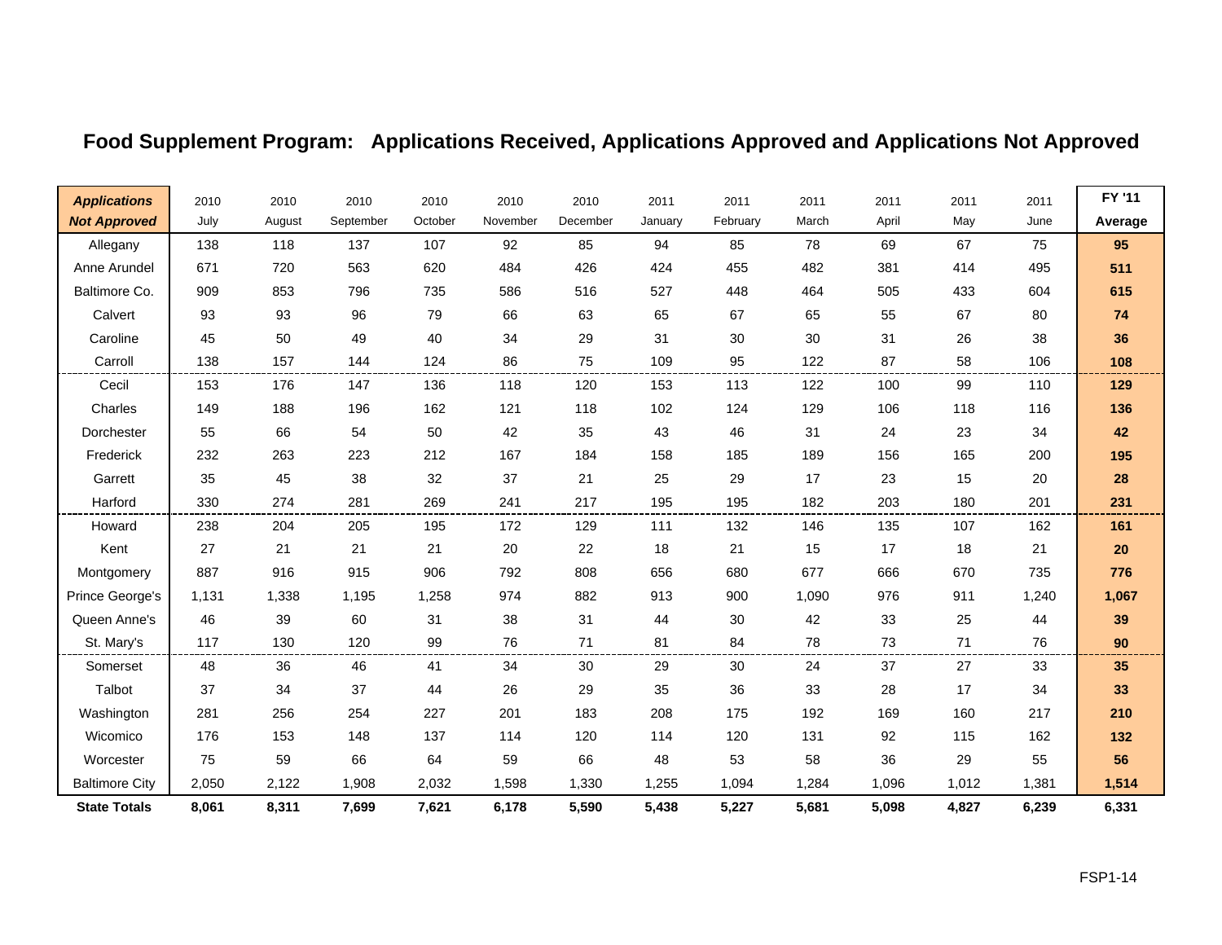# Food Supplement Program: Applications Received, Applications Approved and Applications Not Approved

| ***Applications Not Approved*** | 2010 July | 2010 August | 2010 September | 2010 October | 2010 November | 2010 December | 2011 January | 2011 February | 2011 March | 2011 April | 2011 May | 2011 June | **FY '11 Average** |
|---|---|---|---|---|---|---|---|---|---|---|---|---|---|
| Allegany | 138 | 118 | 137 | 107 | 92 | 85 | 94 | 85 | 78 | 69 | 67 | 75 | **95** |
| Anne Arundel | 671 | 720 | 563 | 620 | 484 | 426 | 424 | 455 | 482 | 381 | 414 | 495 | **511** |
| Baltimore Co. | 909 | 853 | 796 | 735 | 586 | 516 | 527 | 448 | 464 | 505 | 433 | 604 | **615** |
| Calvert | 93 | 93 | 96 | 79 | 66 | 63 | 65 | 67 | 65 | 55 | 67 | 80 | **74** |
| Caroline | 45 | 50 | 49 | 40 | 34 | 29 | 31 | 30 | 30 | 31 | 26 | 38 | **36** |
| Carroll | 138 | 157 | 144 | 124 | 86 | 75 | 109 | 95 | 122 | 87 | 58 | 106 | **108** |
| Cecil | 153 | 176 | 147 | 136 | 118 | 120 | 153 | 113 | 122 | 100 | 99 | 110 | **129** |
| Charles | 149 | 188 | 196 | 162 | 121 | 118 | 102 | 124 | 129 | 106 | 118 | 116 | **136** |
| Dorchester | 55 | 66 | 54 | 50 | 42 | 35 | 43 | 46 | 31 | 24 | 23 | 34 | **42** |
| Frederick | 232 | 263 | 223 | 212 | 167 | 184 | 158 | 185 | 189 | 156 | 165 | 200 | **195** |
| Garrett | 35 | 45 | 38 | 32 | 37 | 21 | 25 | 29 | 17 | 23 | 15 | 20 | **28** |
| Harford | 330 | 274 | 281 | 269 | 241 | 217 | 195 | 195 | 182 | 203 | 180 | 201 | **231** |
| Howard | 238 | 204 | 205 | 195 | 172 | 129 | 111 | 132 | 146 | 135 | 107 | 162 | **161** |
| Kent | 27 | 21 | 21 | 21 | 20 | 22 | 18 | 21 | 15 | 17 | 18 | 21 | **20** |
| Montgomery | 887 | 916 | 915 | 906 | 792 | 808 | 656 | 680 | 677 | 666 | 670 | 735 | **776** |
| Prince George's | 1,131 | 1,338 | 1,195 | 1,258 | 974 | 882 | 913 | 900 | 1,090 | 976 | 911 | 1,240 | **1,067** |
| Queen Anne's | 46 | 39 | 60 | 31 | 38 | 31 | 44 | 30 | 42 | 33 | 25 | 44 | **39** |
| St. Mary's | 117 | 130 | 120 | 99 | 76 | 71 | 81 | 84 | 78 | 73 | 71 | 76 | **90** |
| Somerset | 48 | 36 | 46 | 41 | 34 | 30 | 29 | 30 | 24 | 37 | 27 | 33 | **35** |
| Talbot | 37 | 34 | 37 | 44 | 26 | 29 | 35 | 36 | 33 | 28 | 17 | 34 | **33** |
| Washington | 281 | 256 | 254 | 227 | 201 | 183 | 208 | 175 | 192 | 169 | 160 | 217 | **210** |
| Wicomico | 176 | 153 | 148 | 137 | 114 | 120 | 114 | 120 | 131 | 92 | 115 | 162 | **132** |
| Worcester | 75 | 59 | 66 | 64 | 59 | 66 | 48 | 53 | 58 | 36 | 29 | 55 | **56** |
| Baltimore City | 2,050 | 2,122 | 1,908 | 2,032 | 1,598 | 1,330 | 1,255 | 1,094 | 1,284 | 1,096 | 1,012 | 1,381 | **1,514** |
| **State Totals** | **8,061** | **8,311** | **7,699** | **7,621** | **6,178** | **5,590** | **5,438** | **5,227** | **5,681** | **5,098** | **4,827** | **6,239** | **6,331** |

FSP1-14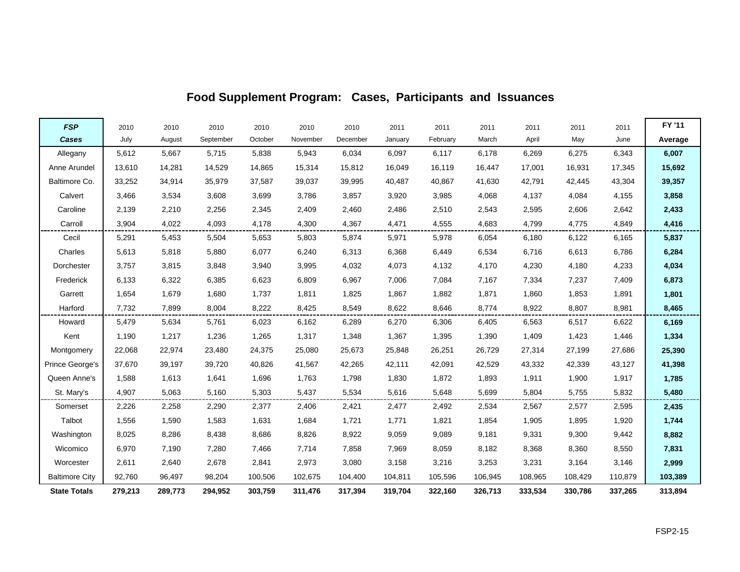# Food Supplement Program:   Cases,  Participants  and  Issuances

| ***FSP Cases*** | 2010 July | 2010 August | 2010 September | 2010 October | 2010 November | 2010 December | 2011 January | 2011 February | 2011 March | 2011 April | 2011 May | 2011 June | **FY '11 Average** |
|---|---|---|---|---|---|---|---|---|---|---|---|---|---|
| Allegany | 5,612 | 5,667 | 5,715 | 5,838 | 5,943 | 6,034 | 6,097 | 6,117 | 6,178 | 6,269 | 6,275 | 6,343 | **6,007** |
| Anne Arundel | 13,610 | 14,281 | 14,529 | 14,865 | 15,314 | 15,812 | 16,049 | 16,119 | 16,447 | 17,001 | 16,931 | 17,345 | **15,692** |
| Baltimore Co. | 33,252 | 34,914 | 35,979 | 37,587 | 39,037 | 39,995 | 40,487 | 40,867 | 41,630 | 42,791 | 42,445 | 43,304 | **39,357** |
| Calvert | 3,466 | 3,534 | 3,608 | 3,699 | 3,786 | 3,857 | 3,920 | 3,985 | 4,068 | 4,137 | 4,084 | 4,155 | **3,858** |
| Caroline | 2,139 | 2,210 | 2,256 | 2,345 | 2,409 | 2,460 | 2,486 | 2,510 | 2,543 | 2,595 | 2,606 | 2,642 | **2,433** |
| Carroll | 3,904 | 4,022 | 4,093 | 4,178 | 4,300 | 4,367 | 4,471 | 4,555 | 4,683 | 4,799 | 4,775 | 4,849 | **4,416** |
| Cecil | 5,291 | 5,453 | 5,504 | 5,653 | 5,803 | 5,874 | 5,971 | 5,978 | 6,054 | 6,180 | 6,122 | 6,165 | **5,837** |
| Charles | 5,613 | 5,818 | 5,880 | 6,077 | 6,240 | 6,313 | 6,368 | 6,449 | 6,534 | 6,716 | 6,613 | 6,786 | **6,284** |
| Dorchester | 3,757 | 3,815 | 3,848 | 3,940 | 3,995 | 4,032 | 4,073 | 4,132 | 4,170 | 4,230 | 4,180 | 4,233 | **4,034** |
| Frederick | 6,133 | 6,322 | 6,385 | 6,623 | 6,809 | 6,967 | 7,006 | 7,084 | 7,167 | 7,334 | 7,237 | 7,409 | **6,873** |
| Garrett | 1,654 | 1,679 | 1,680 | 1,737 | 1,811 | 1,825 | 1,867 | 1,882 | 1,871 | 1,860 | 1,853 | 1,891 | **1,801** |
| Harford | 7,732 | 7,899 | 8,004 | 8,222 | 8,425 | 8,549 | 8,622 | 8,646 | 8,774 | 8,922 | 8,807 | 8,981 | **8,465** |
| Howard | 5,479 | 5,634 | 5,761 | 6,023 | 6,162 | 6,289 | 6,270 | 6,306 | 6,405 | 6,563 | 6,517 | 6,622 | **6,169** |
| Kent | 1,190 | 1,217 | 1,236 | 1,265 | 1,317 | 1,348 | 1,367 | 1,395 | 1,390 | 1,409 | 1,423 | 1,446 | **1,334** |
| Montgomery | 22,068 | 22,974 | 23,480 | 24,375 | 25,080 | 25,673 | 25,848 | 26,251 | 26,729 | 27,314 | 27,199 | 27,686 | **25,390** |
| Prince George's | 37,670 | 39,197 | 39,720 | 40,826 | 41,567 | 42,265 | 42,111 | 42,091 | 42,529 | 43,332 | 42,339 | 43,127 | **41,398** |
| Queen Anne's | 1,588 | 1,613 | 1,641 | 1,696 | 1,763 | 1,798 | 1,830 | 1,872 | 1,893 | 1,911 | 1,900 | 1,917 | **1,785** |
| St. Mary's | 4,907 | 5,063 | 5,160 | 5,303 | 5,437 | 5,534 | 5,616 | 5,648 | 5,699 | 5,804 | 5,755 | 5,832 | **5,480** |
| Somerset | 2,226 | 2,258 | 2,290 | 2,377 | 2,406 | 2,421 | 2,477 | 2,492 | 2,534 | 2,567 | 2,577 | 2,595 | **2,435** |
| Talbot | 1,556 | 1,590 | 1,583 | 1,631 | 1,684 | 1,721 | 1,771 | 1,821 | 1,854 | 1,905 | 1,895 | 1,920 | **1,744** |
| Washington | 8,025 | 8,286 | 8,438 | 8,686 | 8,826 | 8,922 | 9,059 | 9,089 | 9,181 | 9,331 | 9,300 | 9,442 | **8,882** |
| Wicomico | 6,970 | 7,190 | 7,280 | 7,466 | 7,714 | 7,858 | 7,969 | 8,059 | 8,182 | 8,368 | 8,360 | 8,550 | **7,831** |
| Worcester | 2,611 | 2,640 | 2,678 | 2,841 | 2,973 | 3,080 | 3,158 | 3,216 | 3,253 | 3,231 | 3,164 | 3,146 | **2,999** |
| Baltimore City | 92,760 | 96,497 | 98,204 | 100,506 | 102,675 | 104,400 | 104,811 | 105,596 | 106,945 | 108,965 | 108,429 | 110,879 | **103,389** |
| **State Totals** | **279,213** | **289,773** | **294,952** | **303,759** | **311,476** | **317,394** | **319,704** | **322,160** | **326,713** | **333,534** | **330,786** | **337,265** | **313,894** |

FSP2-15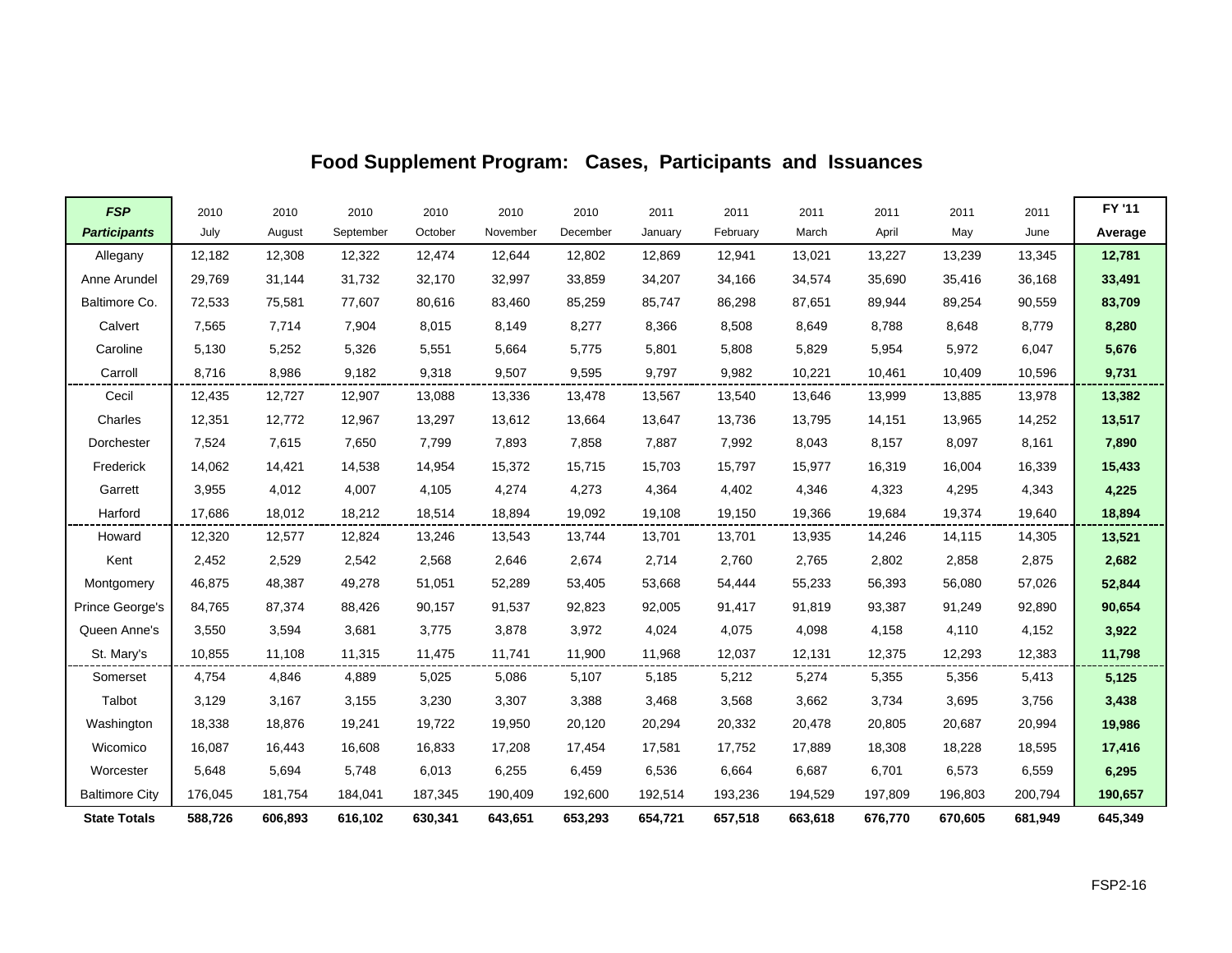# Food Supplement Program: Cases, Participants and Issuances

| *FSP Participants* | 2010 July | 2010 August | 2010 September | 2010 October | 2010 November | 2010 December | 2011 January | 2011 February | 2011 March | 2011 April | 2011 May | 2011 June | FY '11 Average |
|---|---|---|---|---|---|---|---|---|---|---|---|---|---|
| Allegany | 12,182 | 12,308 | 12,322 | 12,474 | 12,644 | 12,802 | 12,869 | 12,941 | 13,021 | 13,227 | 13,239 | 13,345 | **12,781** |
| Anne Arundel | 29,769 | 31,144 | 31,732 | 32,170 | 32,997 | 33,859 | 34,207 | 34,166 | 34,574 | 35,690 | 35,416 | 36,168 | **33,491** |
| Baltimore Co. | 72,533 | 75,581 | 77,607 | 80,616 | 83,460 | 85,259 | 85,747 | 86,298 | 87,651 | 89,944 | 89,254 | 90,559 | **83,709** |
| Calvert | 7,565 | 7,714 | 7,904 | 8,015 | 8,149 | 8,277 | 8,366 | 8,508 | 8,649 | 8,788 | 8,648 | 8,779 | **8,280** |
| Caroline | 5,130 | 5,252 | 5,326 | 5,551 | 5,664 | 5,775 | 5,801 | 5,808 | 5,829 | 5,954 | 5,972 | 6,047 | **5,676** |
| Carroll | 8,716 | 8,986 | 9,182 | 9,318 | 9,507 | 9,595 | 9,797 | 9,982 | 10,221 | 10,461 | 10,409 | 10,596 | **9,731** |
| Cecil | 12,435 | 12,727 | 12,907 | 13,088 | 13,336 | 13,478 | 13,567 | 13,540 | 13,646 | 13,999 | 13,885 | 13,978 | **13,382** |
| Charles | 12,351 | 12,772 | 12,967 | 13,297 | 13,612 | 13,664 | 13,647 | 13,736 | 13,795 | 14,151 | 13,965 | 14,252 | **13,517** |
| Dorchester | 7,524 | 7,615 | 7,650 | 7,799 | 7,893 | 7,858 | 7,887 | 7,992 | 8,043 | 8,157 | 8,097 | 8,161 | **7,890** |
| Frederick | 14,062 | 14,421 | 14,538 | 14,954 | 15,372 | 15,715 | 15,703 | 15,797 | 15,977 | 16,319 | 16,004 | 16,339 | **15,433** |
| Garrett | 3,955 | 4,012 | 4,007 | 4,105 | 4,274 | 4,273 | 4,364 | 4,402 | 4,346 | 4,323 | 4,295 | 4,343 | **4,225** |
| Harford | 17,686 | 18,012 | 18,212 | 18,514 | 18,894 | 19,092 | 19,108 | 19,150 | 19,366 | 19,684 | 19,374 | 19,640 | **18,894** |
| Howard | 12,320 | 12,577 | 12,824 | 13,246 | 13,543 | 13,744 | 13,701 | 13,701 | 13,935 | 14,246 | 14,115 | 14,305 | **13,521** |
| Kent | 2,452 | 2,529 | 2,542 | 2,568 | 2,646 | 2,674 | 2,714 | 2,760 | 2,765 | 2,802 | 2,858 | 2,875 | **2,682** |
| Montgomery | 46,875 | 48,387 | 49,278 | 51,051 | 52,289 | 53,405 | 53,668 | 54,444 | 55,233 | 56,393 | 56,080 | 57,026 | **52,844** |
| Prince George's | 84,765 | 87,374 | 88,426 | 90,157 | 91,537 | 92,823 | 92,005 | 91,417 | 91,819 | 93,387 | 91,249 | 92,890 | **90,654** |
| Queen Anne's | 3,550 | 3,594 | 3,681 | 3,775 | 3,878 | 3,972 | 4,024 | 4,075 | 4,098 | 4,158 | 4,110 | 4,152 | **3,922** |
| St. Mary's | 10,855 | 11,108 | 11,315 | 11,475 | 11,741 | 11,900 | 11,968 | 12,037 | 12,131 | 12,375 | 12,293 | 12,383 | **11,798** |
| Somerset | 4,754 | 4,846 | 4,889 | 5,025 | 5,086 | 5,107 | 5,185 | 5,212 | 5,274 | 5,355 | 5,356 | 5,413 | **5,125** |
| Talbot | 3,129 | 3,167 | 3,155 | 3,230 | 3,307 | 3,388 | 3,468 | 3,568 | 3,662 | 3,734 | 3,695 | 3,756 | **3,438** |
| Washington | 18,338 | 18,876 | 19,241 | 19,722 | 19,950 | 20,120 | 20,294 | 20,332 | 20,478 | 20,805 | 20,687 | 20,994 | **19,986** |
| Wicomico | 16,087 | 16,443 | 16,608 | 16,833 | 17,208 | 17,454 | 17,581 | 17,752 | 17,889 | 18,308 | 18,228 | 18,595 | **17,416** |
| Worcester | 5,648 | 5,694 | 5,748 | 6,013 | 6,255 | 6,459 | 6,536 | 6,664 | 6,687 | 6,701 | 6,573 | 6,559 | **6,295** |
| Baltimore City | 176,045 | 181,754 | 184,041 | 187,345 | 190,409 | 192,600 | 192,514 | 193,236 | 194,529 | 197,809 | 196,803 | 200,794 | **190,657** |
| **State Totals** | **588,726** | **606,893** | **616,102** | **630,341** | **643,651** | **653,293** | **654,721** | **657,518** | **663,618** | **676,770** | **670,605** | **681,949** | **645,349** |

FSP2-16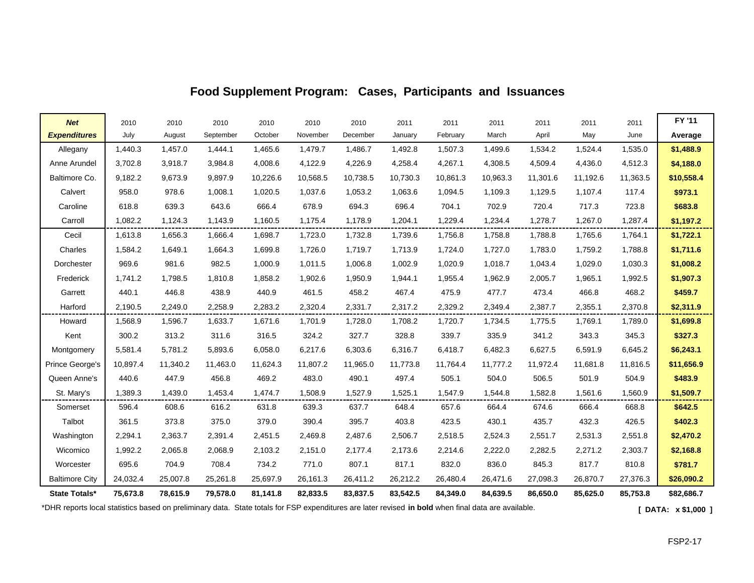# Food Supplement Program: Cases, Participants and Issuances

| ***Net Expenditures*** | 2010 July | 2010 August | 2010 September | 2010 October | 2010 November | 2010 December | 2011 January | 2011 February | 2011 March | 2011 April | 2011 May | 2011 June | **FY '11 Average** |
|---|---|---|---|---|---|---|---|---|---|---|---|---|---|
| Allegany | 1,440.3 | 1,457.0 | 1,444.1 | 1,465.6 | 1,479.7 | 1,486.7 | 1,492.8 | 1,507.3 | 1,499.6 | 1,534.2 | 1,524.4 | 1,535.0 | **$1,488.9** |
| Anne Arundel | 3,702.8 | 3,918.7 | 3,984.8 | 4,008.6 | 4,122.9 | 4,226.9 | 4,258.4 | 4,267.1 | 4,308.5 | 4,509.4 | 4,436.0 | 4,512.3 | **$4,188.0** |
| Baltimore Co. | 9,182.2 | 9,673.9 | 9,897.9 | 10,226.6 | 10,568.5 | 10,738.5 | 10,730.3 | 10,861.3 | 10,963.3 | 11,301.6 | 11,192.6 | 11,363.5 | **$10,558.4** |
| Calvert | 958.0 | 978.6 | 1,008.1 | 1,020.5 | 1,037.6 | 1,053.2 | 1,063.6 | 1,094.5 | 1,109.3 | 1,129.5 | 1,107.4 | 117.4 | **$973.1** |
| Caroline | 618.8 | 639.3 | 643.6 | 666.4 | 678.9 | 694.3 | 696.4 | 704.1 | 702.9 | 720.4 | 717.3 | 723.8 | **$683.8** |
| Carroll | 1,082.2 | 1,124.3 | 1,143.9 | 1,160.5 | 1,175.4 | 1,178.9 | 1,204.1 | 1,229.4 | 1,234.4 | 1,278.7 | 1,267.0 | 1,287.4 | **$1,197.2** |
| Cecil | 1,613.8 | 1,656.3 | 1,666.4 | 1,698.7 | 1,723.0 | 1,732.8 | 1,739.6 | 1,756.8 | 1,758.8 | 1,788.8 | 1,765.6 | 1,764.1 | **$1,722.1** |
| Charles | 1,584.2 | 1,649.1 | 1,664.3 | 1,699.8 | 1,726.0 | 1,719.7 | 1,713.9 | 1,724.0 | 1,727.0 | 1,783.0 | 1,759.2 | 1,788.8 | **$1,711.6** |
| Dorchester | 969.6 | 981.6 | 982.5 | 1,000.9 | 1,011.5 | 1,006.8 | 1,002.9 | 1,020.9 | 1,018.7 | 1,043.4 | 1,029.0 | 1,030.3 | **$1,008.2** |
| Frederick | 1,741.2 | 1,798.5 | 1,810.8 | 1,858.2 | 1,902.6 | 1,950.9 | 1,944.1 | 1,955.4 | 1,962.9 | 2,005.7 | 1,965.1 | 1,992.5 | **$1,907.3** |
| Garrett | 440.1 | 446.8 | 438.9 | 440.9 | 461.5 | 458.2 | 467.4 | 475.9 | 477.7 | 473.4 | 466.8 | 468.2 | **$459.7** |
| Harford | 2,190.5 | 2,249.0 | 2,258.9 | 2,283.2 | 2,320.4 | 2,331.7 | 2,317.2 | 2,329.2 | 2,349.4 | 2,387.7 | 2,355.1 | 2,370.8 | **$2,311.9** |
| Howard | 1,568.9 | 1,596.7 | 1,633.7 | 1,671.6 | 1,701.9 | 1,728.0 | 1,708.2 | 1,720.7 | 1,734.5 | 1,775.5 | 1,769.1 | 1,789.0 | **$1,699.8** |
| Kent | 300.2 | 313.2 | 311.6 | 316.5 | 324.2 | 327.7 | 328.8 | 339.7 | 335.9 | 341.2 | 343.3 | 345.3 | **$327.3** |
| Montgomery | 5,581.4 | 5,781.2 | 5,893.6 | 6,058.0 | 6,217.6 | 6,303.6 | 6,316.7 | 6,418.7 | 6,482.3 | 6,627.5 | 6,591.9 | 6,645.2 | **$6,243.1** |
| Prince George's | 10,897.4 | 11,340.2 | 11,463.0 | 11,624.3 | 11,807.2 | 11,965.0 | 11,773.8 | 11,764.4 | 11,777.2 | 11,972.4 | 11,681.8 | 11,816.5 | **$11,656.9** |
| Queen Anne's | 440.6 | 447.9 | 456.8 | 469.2 | 483.0 | 490.1 | 497.4 | 505.1 | 504.0 | 506.5 | 501.9 | 504.9 | **$483.9** |
| St. Mary's | 1,389.3 | 1,439.0 | 1,453.4 | 1,474.7 | 1,508.9 | 1,527.9 | 1,525.1 | 1,547.9 | 1,544.8 | 1,582.8 | 1,561.6 | 1,560.9 | **$1,509.7** |
| Somerset | 596.4 | 608.6 | 616.2 | 631.8 | 639.3 | 637.7 | 648.4 | 657.6 | 664.4 | 674.6 | 666.4 | 668.8 | **$642.5** |
| Talbot | 361.5 | 373.8 | 375.0 | 379.0 | 390.4 | 395.7 | 403.8 | 423.5 | 430.1 | 435.7 | 432.3 | 426.5 | **$402.3** |
| Washington | 2,294.1 | 2,363.7 | 2,391.4 | 2,451.5 | 2,469.8 | 2,487.6 | 2,506.7 | 2,518.5 | 2,524.3 | 2,551.7 | 2,531.3 | 2,551.8 | **$2,470.2** |
| Wicomico | 1,992.2 | 2,065.8 | 2,068.9 | 2,103.2 | 2,151.0 | 2,177.4 | 2,173.6 | 2,214.6 | 2,222.0 | 2,282.5 | 2,271.2 | 2,303.7 | **$2,168.8** |
| Worcester | 695.6 | 704.9 | 708.4 | 734.2 | 771.0 | 807.1 | 817.1 | 832.0 | 836.0 | 845.3 | 817.7 | 810.8 | **$781.7** |
| Baltimore City | 24,032.4 | 25,007.8 | 25,261.8 | 25,697.9 | 26,161.3 | 26,411.2 | 26,212.2 | 26,480.4 | 26,471.6 | 27,098.3 | 26,870.7 | 27,376.3 | **$26,090.2** |
| **State Totals*** | **75,673.8** | **78,615.9** | **79,578.0** | **81,141.8** | **82,833.5** | **83,837.5** | **83,542.5** | **84,349.0** | **84,639.5** | **86,650.0** | **85,625.0** | **85,753.8** | **$82,686.7** |

*DHR reports local statistics based on preliminary data. State totals for FSP expenditures are later revised **in bold** when final data are available.

**[ DATA: x $1,000 ]**

FSP2-17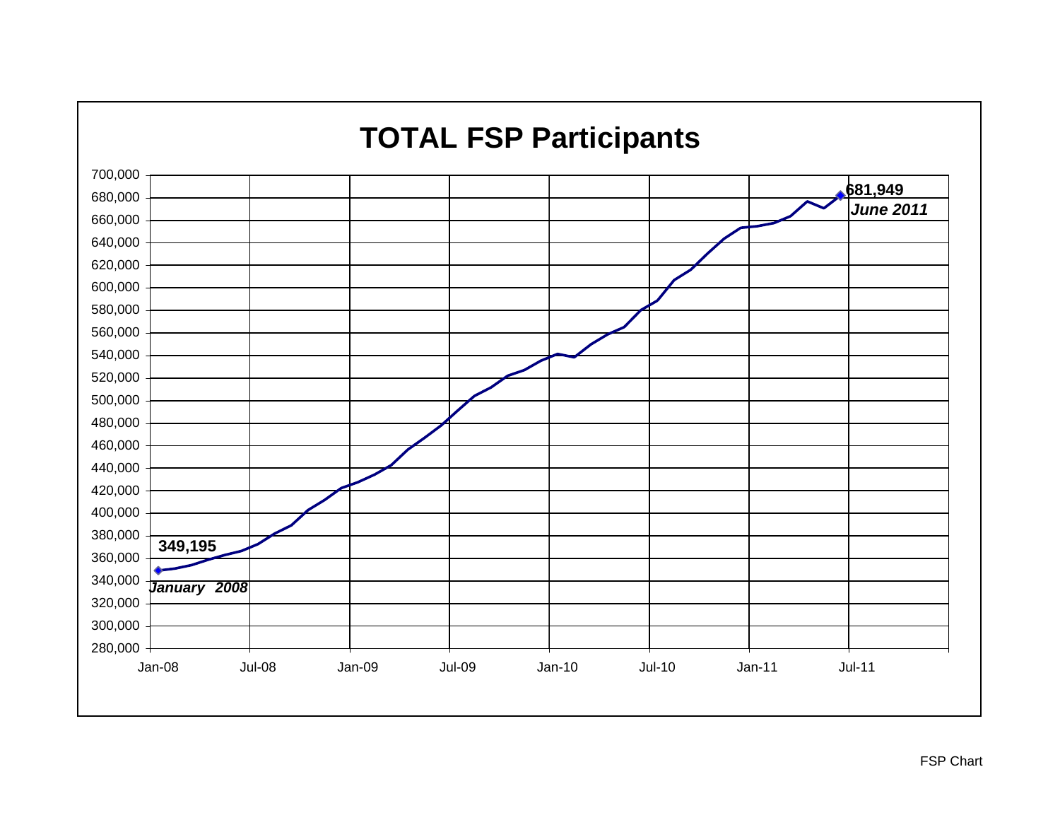# TOTAL FSP Participants

**349,195**
***January 2008***

**681,949**
***June 2011***

FSP Chart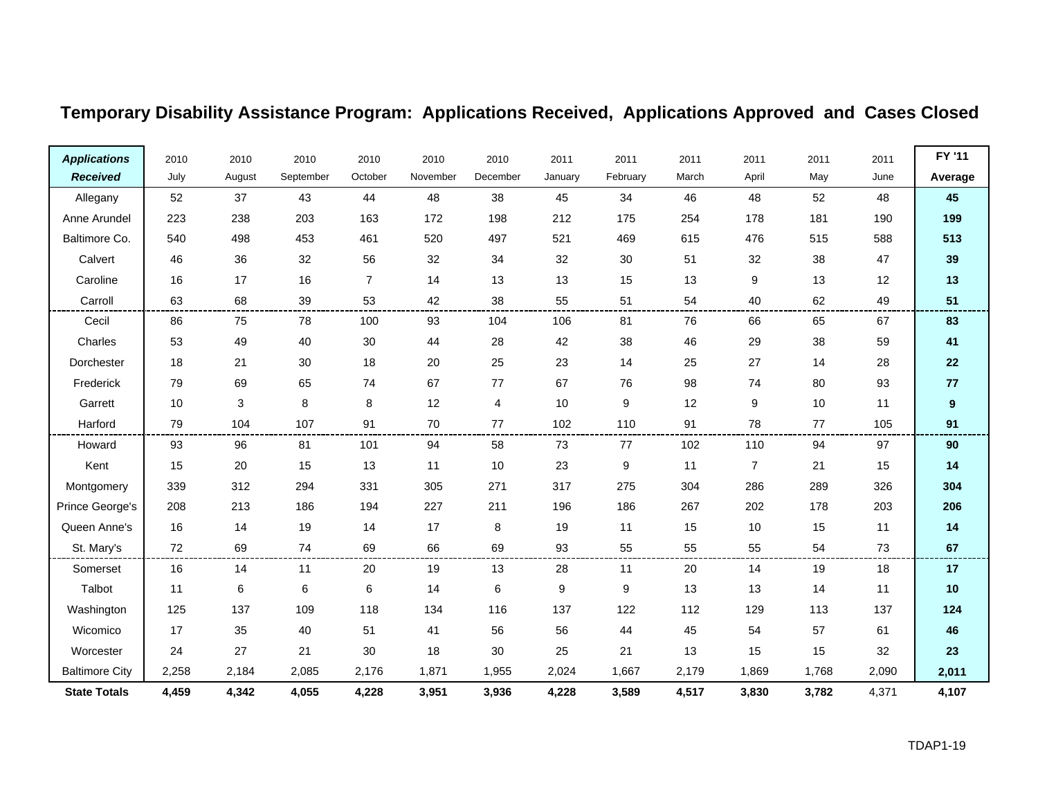# Temporary Disability Assistance Program: Applications Received, Applications Approved and Cases Closed

| ***Applications Received*** | 2010 July | 2010 August | 2010 September | 2010 October | 2010 November | 2010 December | 2011 January | 2011 February | 2011 March | 2011 April | 2011 May | 2011 June | **FY '11 Average** |
|---|---|---|---|---|---|---|---|---|---|---|---|---|---|
| Allegany | 52 | 37 | 43 | 44 | 48 | 38 | 45 | 34 | 46 | 48 | 52 | 48 | **45** |
| Anne Arundel | 223 | 238 | 203 | 163 | 172 | 198 | 212 | 175 | 254 | 178 | 181 | 190 | **199** |
| Baltimore Co. | 540 | 498 | 453 | 461 | 520 | 497 | 521 | 469 | 615 | 476 | 515 | 588 | **513** |
| Calvert | 46 | 36 | 32 | 56 | 32 | 34 | 32 | 30 | 51 | 32 | 38 | 47 | **39** |
| Caroline | 16 | 17 | 16 | 7 | 14 | 13 | 13 | 15 | 13 | 9 | 13 | 12 | **13** |
| Carroll | 63 | 68 | 39 | 53 | 42 | 38 | 55 | 51 | 54 | 40 | 62 | 49 | **51** |
| Cecil | 86 | 75 | 78 | 100 | 93 | 104 | 106 | 81 | 76 | 66 | 65 | 67 | **83** |
| Charles | 53 | 49 | 40 | 30 | 44 | 28 | 42 | 38 | 46 | 29 | 38 | 59 | **41** |
| Dorchester | 18 | 21 | 30 | 18 | 20 | 25 | 23 | 14 | 25 | 27 | 14 | 28 | **22** |
| Frederick | 79 | 69 | 65 | 74 | 67 | 77 | 67 | 76 | 98 | 74 | 80 | 93 | **77** |
| Garrett | 10 | 3 | 8 | 8 | 12 | 4 | 10 | 9 | 12 | 9 | 10 | 11 | **9** |
| Harford | 79 | 104 | 107 | 91 | 70 | 77 | 102 | 110 | 91 | 78 | 77 | 105 | **91** |
| Howard | 93 | 96 | 81 | 101 | 94 | 58 | 73 | 77 | 102 | 110 | 94 | 97 | **90** |
| Kent | 15 | 20 | 15 | 13 | 11 | 10 | 23 | 9 | 11 | 7 | 21 | 15 | **14** |
| Montgomery | 339 | 312 | 294 | 331 | 305 | 271 | 317 | 275 | 304 | 286 | 289 | 326 | **304** |
| Prince George's | 208 | 213 | 186 | 194 | 227 | 211 | 196 | 186 | 267 | 202 | 178 | 203 | **206** |
| Queen Anne's | 16 | 14 | 19 | 14 | 17 | 8 | 19 | 11 | 15 | 10 | 15 | 11 | **14** |
| St. Mary's | 72 | 69 | 74 | 69 | 66 | 69 | 93 | 55 | 55 | 55 | 54 | 73 | **67** |
| Somerset | 16 | 14 | 11 | 20 | 19 | 13 | 28 | 11 | 20 | 14 | 19 | 18 | **17** |
| Talbot | 11 | 6 | 6 | 6 | 14 | 6 | 9 | 9 | 13 | 13 | 14 | 11 | **10** |
| Washington | 125 | 137 | 109 | 118 | 134 | 116 | 137 | 122 | 112 | 129 | 113 | 137 | **124** |
| Wicomico | 17 | 35 | 40 | 51 | 41 | 56 | 56 | 44 | 45 | 54 | 57 | 61 | **46** |
| Worcester | 24 | 27 | 21 | 30 | 18 | 30 | 25 | 21 | 13 | 15 | 15 | 32 | **23** |
| Baltimore City | 2,258 | 2,184 | 2,085 | 2,176 | 1,871 | 1,955 | 2,024 | 1,667 | 2,179 | 1,869 | 1,768 | 2,090 | **2,011** |
| **State Totals** | **4,459** | **4,342** | **4,055** | **4,228** | **3,951** | **3,936** | **4,228** | **3,589** | **4,517** | **3,830** | **3,782** | 4,371 | **4,107** |

TDAP1-19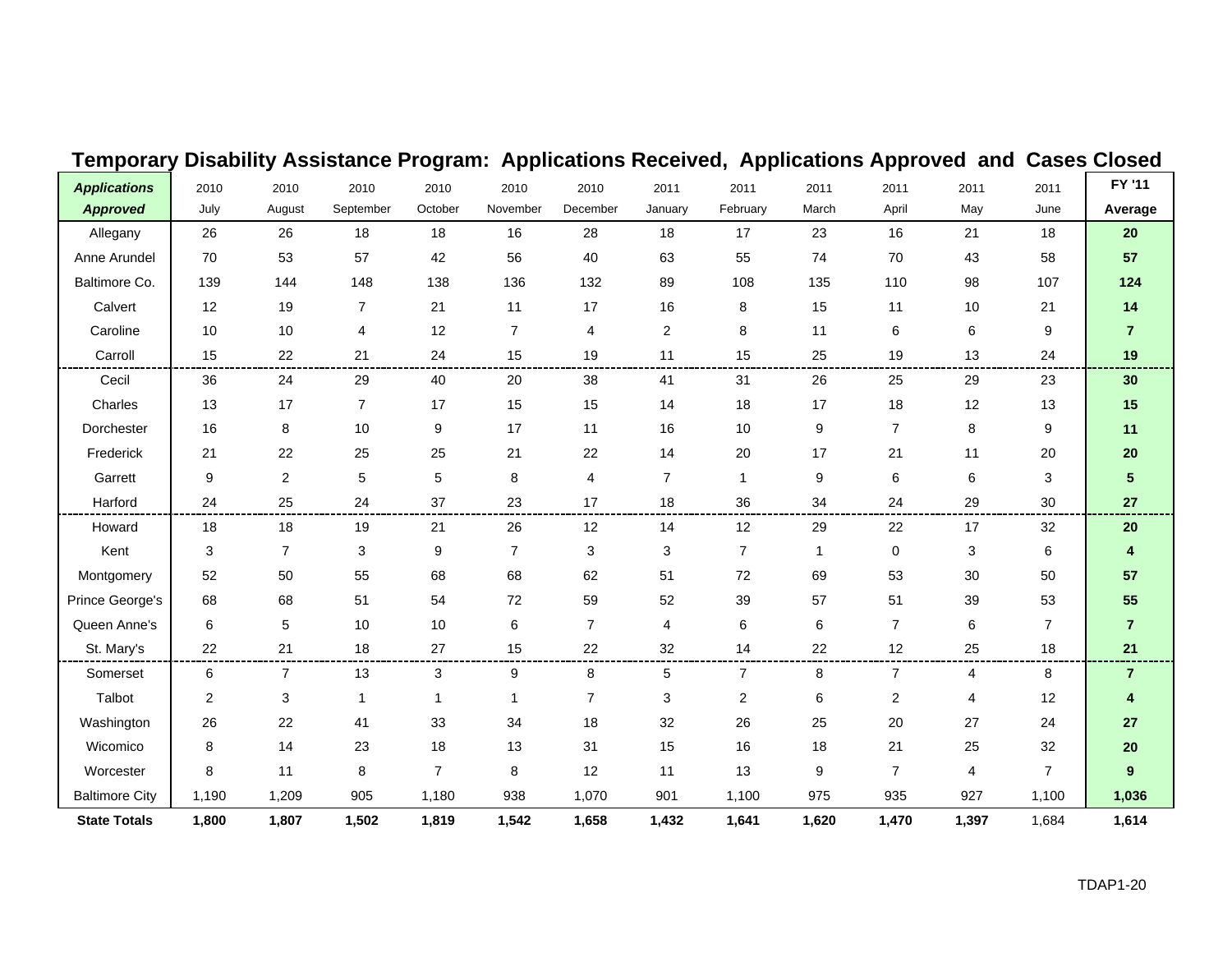# Temporary Disability Assistance Program: Applications Received, Applications Approved and Cases Closed

| ***Applications Approved*** | 2010 July | 2010 August | 2010 September | 2010 October | 2010 November | 2010 December | 2011 January | 2011 February | 2011 March | 2011 April | 2011 May | 2011 June | **FY '11 Average** |
|---|---|---|---|---|---|---|---|---|---|---|---|---|---|
| Allegany | 26 | 26 | 18 | 18 | 16 | 28 | 18 | 17 | 23 | 16 | 21 | 18 | **20** |
| Anne Arundel | 70 | 53 | 57 | 42 | 56 | 40 | 63 | 55 | 74 | 70 | 43 | 58 | **57** |
| Baltimore Co. | 139 | 144 | 148 | 138 | 136 | 132 | 89 | 108 | 135 | 110 | 98 | 107 | **124** |
| Calvert | 12 | 19 | 7 | 21 | 11 | 17 | 16 | 8 | 15 | 11 | 10 | 21 | **14** |
| Caroline | 10 | 10 | 4 | 12 | 7 | 4 | 2 | 8 | 11 | 6 | 6 | 9 | **7** |
| Carroll | 15 | 22 | 21 | 24 | 15 | 19 | 11 | 15 | 25 | 19 | 13 | 24 | **19** |
| Cecil | 36 | 24 | 29 | 40 | 20 | 38 | 41 | 31 | 26 | 25 | 29 | 23 | **30** |
| Charles | 13 | 17 | 7 | 17 | 15 | 15 | 14 | 18 | 17 | 18 | 12 | 13 | **15** |
| Dorchester | 16 | 8 | 10 | 9 | 17 | 11 | 16 | 10 | 9 | 7 | 8 | 9 | **11** |
| Frederick | 21 | 22 | 25 | 25 | 21 | 22 | 14 | 20 | 17 | 21 | 11 | 20 | **20** |
| Garrett | 9 | 2 | 5 | 5 | 8 | 4 | 7 | 1 | 9 | 6 | 6 | 3 | **5** |
| Harford | 24 | 25 | 24 | 37 | 23 | 17 | 18 | 36 | 34 | 24 | 29 | 30 | **27** |
| Howard | 18 | 18 | 19 | 21 | 26 | 12 | 14 | 12 | 29 | 22 | 17 | 32 | **20** |
| Kent | 3 | 7 | 3 | 9 | 7 | 3 | 3 | 7 | 1 | 0 | 3 | 6 | **4** |
| Montgomery | 52 | 50 | 55 | 68 | 68 | 62 | 51 | 72 | 69 | 53 | 30 | 50 | **57** |
| Prince George's | 68 | 68 | 51 | 54 | 72 | 59 | 52 | 39 | 57 | 51 | 39 | 53 | **55** |
| Queen Anne's | 6 | 5 | 10 | 10 | 6 | 7 | 4 | 6 | 6 | 7 | 6 | 7 | **7** |
| St. Mary's | 22 | 21 | 18 | 27 | 15 | 22 | 32 | 14 | 22 | 12 | 25 | 18 | **21** |
| Somerset | 6 | 7 | 13 | 3 | 9 | 8 | 5 | 7 | 8 | 7 | 4 | 8 | **7** |
| Talbot | 2 | 3 | 1 | 1 | 1 | 7 | 3 | 2 | 6 | 2 | 4 | 12 | **4** |
| Washington | 26 | 22 | 41 | 33 | 34 | 18 | 32 | 26 | 25 | 20 | 27 | 24 | **27** |
| Wicomico | 8 | 14 | 23 | 18 | 13 | 31 | 15 | 16 | 18 | 21 | 25 | 32 | **20** |
| Worcester | 8 | 11 | 8 | 7 | 8 | 12 | 11 | 13 | 9 | 7 | 4 | 7 | **9** |
| Baltimore City | 1,190 | 1,209 | 905 | 1,180 | 938 | 1,070 | 901 | 1,100 | 975 | 935 | 927 | 1,100 | **1,036** |
| **State Totals** | **1,800** | **1,807** | **1,502** | **1,819** | **1,542** | **1,658** | **1,432** | **1,641** | **1,620** | **1,470** | **1,397** | 1,684 | **1,614** |

TDAP1-20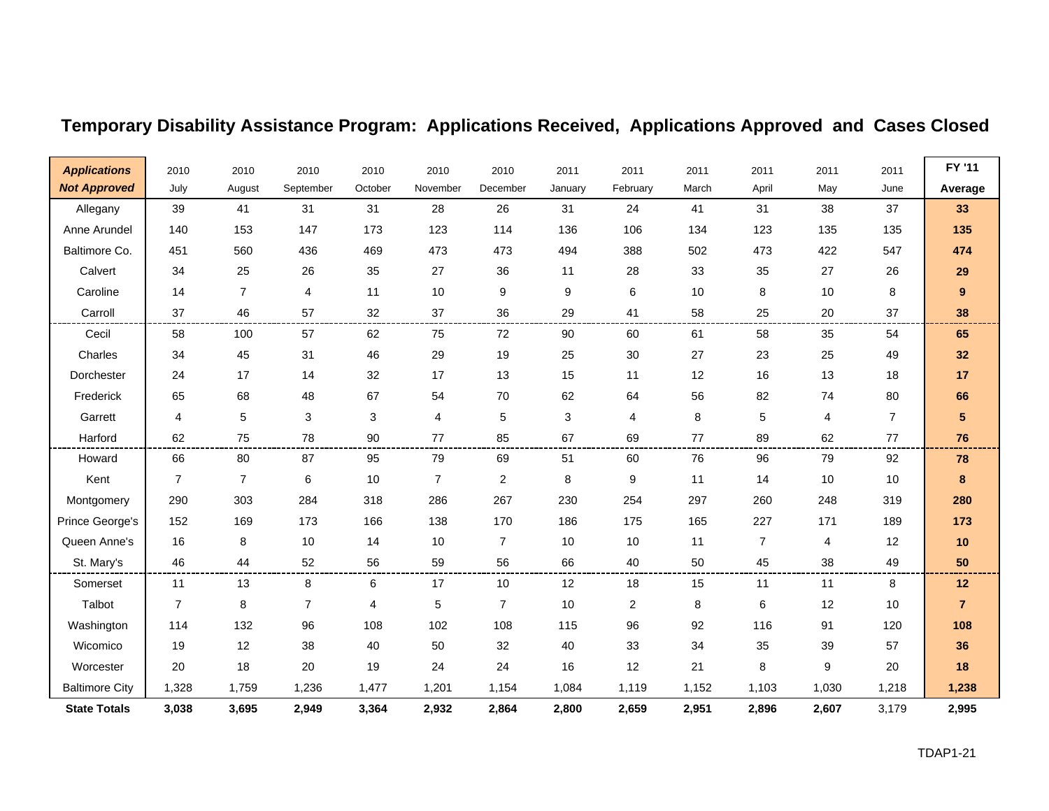# Temporary Disability Assistance Program: Applications Received, Applications Approved and Cases Closed

| ***Applications Not Approved*** | 2010 July | 2010 August | 2010 September | 2010 October | 2010 November | 2010 December | 2011 January | 2011 February | 2011 March | 2011 April | 2011 May | 2011 June | **FY '11 Average** |
|---|---|---|---|---|---|---|---|---|---|---|---|---|---|
| Allegany | 39 | 41 | 31 | 31 | 28 | 26 | 31 | 24 | 41 | 31 | 38 | 37 | **33** |
| Anne Arundel | 140 | 153 | 147 | 173 | 123 | 114 | 136 | 106 | 134 | 123 | 135 | 135 | **135** |
| Baltimore Co. | 451 | 560 | 436 | 469 | 473 | 473 | 494 | 388 | 502 | 473 | 422 | 547 | **474** |
| Calvert | 34 | 25 | 26 | 35 | 27 | 36 | 11 | 28 | 33 | 35 | 27 | 26 | **29** |
| Caroline | 14 | 7 | 4 | 11 | 10 | 9 | 9 | 6 | 10 | 8 | 10 | 8 | **9** |
| Carroll | 37 | 46 | 57 | 32 | 37 | 36 | 29 | 41 | 58 | 25 | 20 | 37 | **38** |
| Cecil | 58 | 100 | 57 | 62 | 75 | 72 | 90 | 60 | 61 | 58 | 35 | 54 | **65** |
| Charles | 34 | 45 | 31 | 46 | 29 | 19 | 25 | 30 | 27 | 23 | 25 | 49 | **32** |
| Dorchester | 24 | 17 | 14 | 32 | 17 | 13 | 15 | 11 | 12 | 16 | 13 | 18 | **17** |
| Frederick | 65 | 68 | 48 | 67 | 54 | 70 | 62 | 64 | 56 | 82 | 74 | 80 | **66** |
| Garrett | 4 | 5 | 3 | 3 | 4 | 5 | 3 | 4 | 8 | 5 | 4 | 7 | **5** |
| Harford | 62 | 75 | 78 | 90 | 77 | 85 | 67 | 69 | 77 | 89 | 62 | 77 | **76** |
| Howard | 66 | 80 | 87 | 95 | 79 | 69 | 51 | 60 | 76 | 96 | 79 | 92 | **78** |
| Kent | 7 | 7 | 6 | 10 | 7 | 2 | 8 | 9 | 11 | 14 | 10 | 10 | **8** |
| Montgomery | 290 | 303 | 284 | 318 | 286 | 267 | 230 | 254 | 297 | 260 | 248 | 319 | **280** |
| Prince George's | 152 | 169 | 173 | 166 | 138 | 170 | 186 | 175 | 165 | 227 | 171 | 189 | **173** |
| Queen Anne's | 16 | 8 | 10 | 14 | 10 | 7 | 10 | 10 | 11 | 7 | 4 | 12 | **10** |
| St. Mary's | 46 | 44 | 52 | 56 | 59 | 56 | 66 | 40 | 50 | 45 | 38 | 49 | **50** |
| Somerset | 11 | 13 | 8 | 6 | 17 | 10 | 12 | 18 | 15 | 11 | 11 | 8 | **12** |
| Talbot | 7 | 8 | 7 | 4 | 5 | 7 | 10 | 2 | 8 | 6 | 12 | 10 | **7** |
| Washington | 114 | 132 | 96 | 108 | 102 | 108 | 115 | 96 | 92 | 116 | 91 | 120 | **108** |
| Wicomico | 19 | 12 | 38 | 40 | 50 | 32 | 40 | 33 | 34 | 35 | 39 | 57 | **36** |
| Worcester | 20 | 18 | 20 | 19 | 24 | 24 | 16 | 12 | 21 | 8 | 9 | 20 | **18** |
| Baltimore City | 1,328 | 1,759 | 1,236 | 1,477 | 1,201 | 1,154 | 1,084 | 1,119 | 1,152 | 1,103 | 1,030 | 1,218 | **1,238** |
| **State Totals** | **3,038** | **3,695** | **2,949** | **3,364** | **2,932** | **2,864** | **2,800** | **2,659** | **2,951** | **2,896** | **2,607** | 3,179 | **2,995** |

TDAP1-21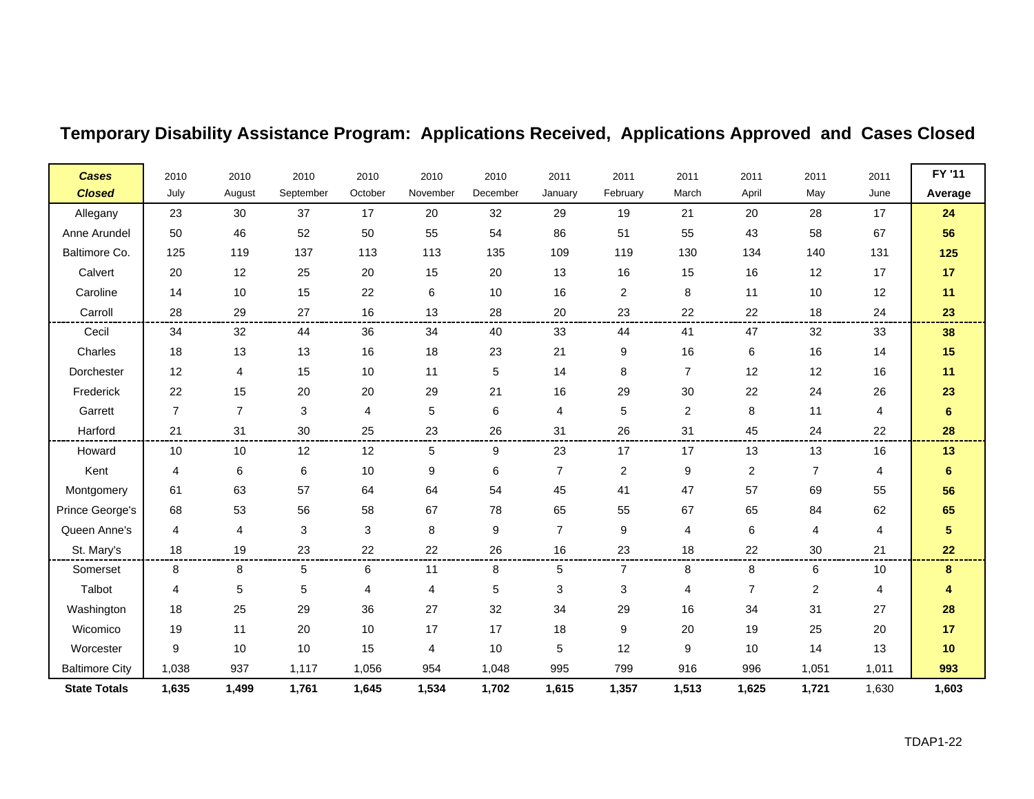## Temporary Disability Assistance Program: Applications Received, Applications Approved and Cases Closed

| ***Cases Closed*** | 2010 July | 2010 August | 2010 September | 2010 October | 2010 November | 2010 December | 2011 January | 2011 February | 2011 March | 2011 April | 2011 May | 2011 June | **FY '11 Average** |
|---|---|---|---|---|---|---|---|---|---|---|---|---|---|
| Allegany | 23 | 30 | 37 | 17 | 20 | 32 | 29 | 19 | 21 | 20 | 28 | 17 | **24** |
| Anne Arundel | 50 | 46 | 52 | 50 | 55 | 54 | 86 | 51 | 55 | 43 | 58 | 67 | **56** |
| Baltimore Co. | 125 | 119 | 137 | 113 | 113 | 135 | 109 | 119 | 130 | 134 | 140 | 131 | **125** |
| Calvert | 20 | 12 | 25 | 20 | 15 | 20 | 13 | 16 | 15 | 16 | 12 | 17 | **17** |
| Caroline | 14 | 10 | 15 | 22 | 6 | 10 | 16 | 2 | 8 | 11 | 10 | 12 | **11** |
| Carroll | 28 | 29 | 27 | 16 | 13 | 28 | 20 | 23 | 22 | 22 | 18 | 24 | **23** |
| Cecil | 34 | 32 | 44 | 36 | 34 | 40 | 33 | 44 | 41 | 47 | 32 | 33 | **38** |
| Charles | 18 | 13 | 13 | 16 | 18 | 23 | 21 | 9 | 16 | 6 | 16 | 14 | **15** |
| Dorchester | 12 | 4 | 15 | 10 | 11 | 5 | 14 | 8 | 7 | 12 | 12 | 16 | **11** |
| Frederick | 22 | 15 | 20 | 20 | 29 | 21 | 16 | 29 | 30 | 22 | 24 | 26 | **23** |
| Garrett | 7 | 7 | 3 | 4 | 5 | 6 | 4 | 5 | 2 | 8 | 11 | 4 | **6** |
| Harford | 21 | 31 | 30 | 25 | 23 | 26 | 31 | 26 | 31 | 45 | 24 | 22 | **28** |
| Howard | 10 | 10 | 12 | 12 | 5 | 9 | 23 | 17 | 17 | 13 | 13 | 16 | **13** |
| Kent | 4 | 6 | 6 | 10 | 9 | 6 | 7 | 2 | 9 | 2 | 7 | 4 | **6** |
| Montgomery | 61 | 63 | 57 | 64 | 64 | 54 | 45 | 41 | 47 | 57 | 69 | 55 | **56** |
| Prince George's | 68 | 53 | 56 | 58 | 67 | 78 | 65 | 55 | 67 | 65 | 84 | 62 | **65** |
| Queen Anne's | 4 | 4 | 3 | 3 | 8 | 9 | 7 | 9 | 4 | 6 | 4 | 4 | **5** |
| St. Mary's | 18 | 19 | 23 | 22 | 22 | 26 | 16 | 23 | 18 | 22 | 30 | 21 | **22** |
| Somerset | 8 | 8 | 5 | 6 | 11 | 8 | 5 | 7 | 8 | 8 | 6 | 10 | **8** |
| Talbot | 4 | 5 | 5 | 4 | 4 | 5 | 3 | 3 | 4 | 7 | 2 | 4 | **4** |
| Washington | 18 | 25 | 29 | 36 | 27 | 32 | 34 | 29 | 16 | 34 | 31 | 27 | **28** |
| Wicomico | 19 | 11 | 20 | 10 | 17 | 17 | 18 | 9 | 20 | 19 | 25 | 20 | **17** |
| Worcester | 9 | 10 | 10 | 15 | 4 | 10 | 5 | 12 | 9 | 10 | 14 | 13 | **10** |
| Baltimore City | 1,038 | 937 | 1,117 | 1,056 | 954 | 1,048 | 995 | 799 | 916 | 996 | 1,051 | 1,011 | **993** |
| **State Totals** | **1,635** | **1,499** | **1,761** | **1,645** | **1,534** | **1,702** | **1,615** | **1,357** | **1,513** | **1,625** | **1,721** | 1,630 | **1,603** |

TDAP1-22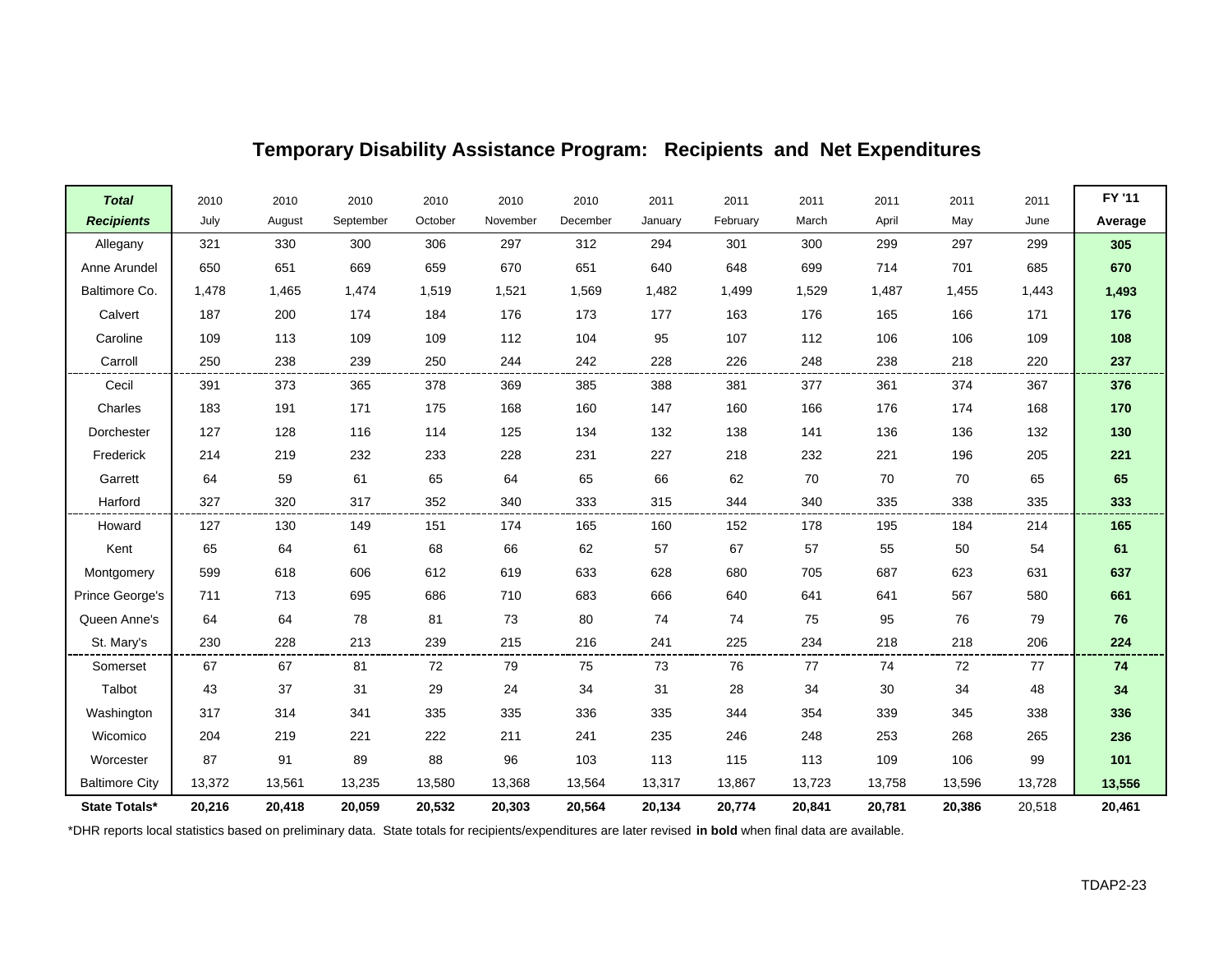# Temporary Disability Assistance Program: Recipients and Net Expenditures

| ***Total Recipients*** | 2010 July | 2010 August | 2010 September | 2010 October | 2010 November | 2010 December | 2011 January | 2011 February | 2011 March | 2011 April | 2011 May | 2011 June | **FY '11 Average** |
|---|---|---|---|---|---|---|---|---|---|---|---|---|---|
| Allegany | 321 | 330 | 300 | 306 | 297 | 312 | 294 | 301 | 300 | 299 | 297 | 299 | **305** |
| Anne Arundel | 650 | 651 | 669 | 659 | 670 | 651 | 640 | 648 | 699 | 714 | 701 | 685 | **670** |
| Baltimore Co. | 1,478 | 1,465 | 1,474 | 1,519 | 1,521 | 1,569 | 1,482 | 1,499 | 1,529 | 1,487 | 1,455 | 1,443 | **1,493** |
| Calvert | 187 | 200 | 174 | 184 | 176 | 173 | 177 | 163 | 176 | 165 | 166 | 171 | **176** |
| Caroline | 109 | 113 | 109 | 109 | 112 | 104 | 95 | 107 | 112 | 106 | 106 | 109 | **108** |
| Carroll | 250 | 238 | 239 | 250 | 244 | 242 | 228 | 226 | 248 | 238 | 218 | 220 | **237** |
| Cecil | 391 | 373 | 365 | 378 | 369 | 385 | 388 | 381 | 377 | 361 | 374 | 367 | **376** |
| Charles | 183 | 191 | 171 | 175 | 168 | 160 | 147 | 160 | 166 | 176 | 174 | 168 | **170** |
| Dorchester | 127 | 128 | 116 | 114 | 125 | 134 | 132 | 138 | 141 | 136 | 136 | 132 | **130** |
| Frederick | 214 | 219 | 232 | 233 | 228 | 231 | 227 | 218 | 232 | 221 | 196 | 205 | **221** |
| Garrett | 64 | 59 | 61 | 65 | 64 | 65 | 66 | 62 | 70 | 70 | 70 | 65 | **65** |
| Harford | 327 | 320 | 317 | 352 | 340 | 333 | 315 | 344 | 340 | 335 | 338 | 335 | **333** |
| Howard | 127 | 130 | 149 | 151 | 174 | 165 | 160 | 152 | 178 | 195 | 184 | 214 | **165** |
| Kent | 65 | 64 | 61 | 68 | 66 | 62 | 57 | 67 | 57 | 55 | 50 | 54 | **61** |
| Montgomery | 599 | 618 | 606 | 612 | 619 | 633 | 628 | 680 | 705 | 687 | 623 | 631 | **637** |
| Prince George's | 711 | 713 | 695 | 686 | 710 | 683 | 666 | 640 | 641 | 641 | 567 | 580 | **661** |
| Queen Anne's | 64 | 64 | 78 | 81 | 73 | 80 | 74 | 74 | 75 | 95 | 76 | 79 | **76** |
| St. Mary's | 230 | 228 | 213 | 239 | 215 | 216 | 241 | 225 | 234 | 218 | 218 | 206 | **224** |
| Somerset | 67 | 67 | 81 | 72 | 79 | 75 | 73 | 76 | 77 | 74 | 72 | 77 | **74** |
| Talbot | 43 | 37 | 31 | 29 | 24 | 34 | 31 | 28 | 34 | 30 | 34 | 48 | **34** |
| Washington | 317 | 314 | 341 | 335 | 335 | 336 | 335 | 344 | 354 | 339 | 345 | 338 | **336** |
| Wicomico | 204 | 219 | 221 | 222 | 211 | 241 | 235 | 246 | 248 | 253 | 268 | 265 | **236** |
| Worcester | 87 | 91 | 89 | 88 | 96 | 103 | 113 | 115 | 113 | 109 | 106 | 99 | **101** |
| Baltimore City | 13,372 | 13,561 | 13,235 | 13,580 | 13,368 | 13,564 | 13,317 | 13,867 | 13,723 | 13,758 | 13,596 | 13,728 | **13,556** |
| **State Totals*** | **20,216** | **20,418** | **20,059** | **20,532** | **20,303** | **20,564** | **20,134** | **20,774** | **20,841** | **20,781** | **20,386** | 20,518 | **20,461** |

*DHR reports local statistics based on preliminary data. State totals for recipients/expenditures are later revised **in bold** when final data are available.

TDAP2-23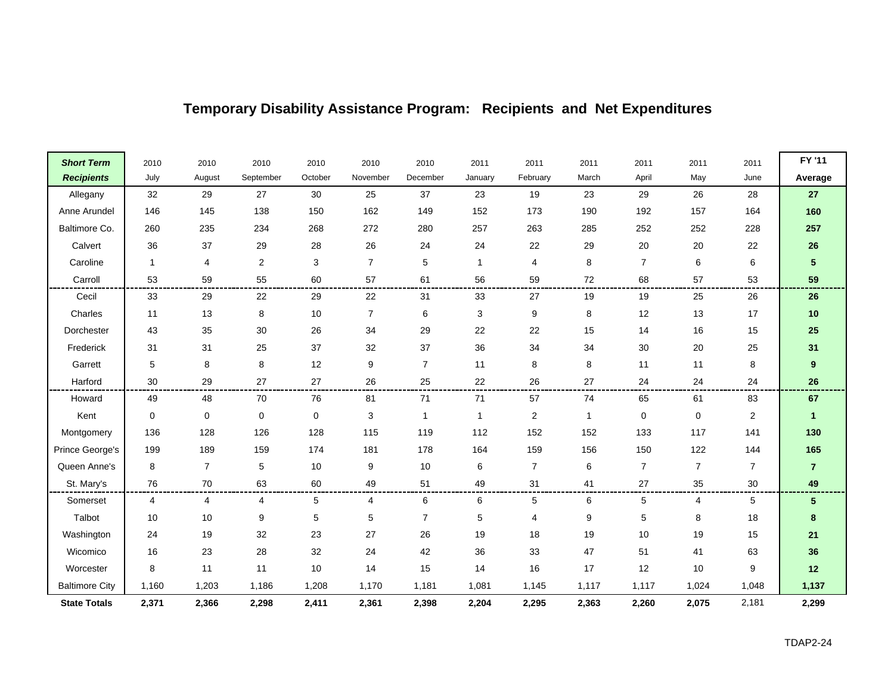# Temporary Disability Assistance Program: Recipients and Net Expenditures

| ***Short Term Recipients*** | 2010 July | 2010 August | 2010 September | 2010 October | 2010 November | 2010 December | 2011 January | 2011 February | 2011 March | 2011 April | 2011 May | 2011 June | **FY '11 Average** |
|---|---|---|---|---|---|---|---|---|---|---|---|---|---|
| Allegany | 32 | 29 | 27 | 30 | 25 | 37 | 23 | 19 | 23 | 29 | 26 | 28 | **27** |
| Anne Arundel | 146 | 145 | 138 | 150 | 162 | 149 | 152 | 173 | 190 | 192 | 157 | 164 | **160** |
| Baltimore Co. | 260 | 235 | 234 | 268 | 272 | 280 | 257 | 263 | 285 | 252 | 252 | 228 | **257** |
| Calvert | 36 | 37 | 29 | 28 | 26 | 24 | 24 | 22 | 29 | 20 | 20 | 22 | **26** |
| Caroline | 1 | 4 | 2 | 3 | 7 | 5 | 1 | 4 | 8 | 7 | 6 | 6 | **5** |
| Carroll | 53 | 59 | 55 | 60 | 57 | 61 | 56 | 59 | 72 | 68 | 57 | 53 | **59** |
| Cecil | 33 | 29 | 22 | 29 | 22 | 31 | 33 | 27 | 19 | 19 | 25 | 26 | **26** |
| Charles | 11 | 13 | 8 | 10 | 7 | 6 | 3 | 9 | 8 | 12 | 13 | 17 | **10** |
| Dorchester | 43 | 35 | 30 | 26 | 34 | 29 | 22 | 22 | 15 | 14 | 16 | 15 | **25** |
| Frederick | 31 | 31 | 25 | 37 | 32 | 37 | 36 | 34 | 34 | 30 | 20 | 25 | **31** |
| Garrett | 5 | 8 | 8 | 12 | 9 | 7 | 11 | 8 | 8 | 11 | 11 | 8 | **9** |
| Harford | 30 | 29 | 27 | 27 | 26 | 25 | 22 | 26 | 27 | 24 | 24 | 24 | **26** |
| Howard | 49 | 48 | 70 | 76 | 81 | 71 | 71 | 57 | 74 | 65 | 61 | 83 | **67** |
| Kent | 0 | 0 | 0 | 0 | 3 | 1 | 1 | 2 | 1 | 0 | 0 | 2 | **1** |
| Montgomery | 136 | 128 | 126 | 128 | 115 | 119 | 112 | 152 | 152 | 133 | 117 | 141 | **130** |
| Prince George's | 199 | 189 | 159 | 174 | 181 | 178 | 164 | 159 | 156 | 150 | 122 | 144 | **165** |
| Queen Anne's | 8 | 7 | 5 | 10 | 9 | 10 | 6 | 7 | 6 | 7 | 7 | 7 | **7** |
| St. Mary's | 76 | 70 | 63 | 60 | 49 | 51 | 49 | 31 | 41 | 27 | 35 | 30 | **49** |
| Somerset | 4 | 4 | 4 | 5 | 4 | 6 | 6 | 5 | 6 | 5 | 4 | 5 | **5** |
| Talbot | 10 | 10 | 9 | 5 | 5 | 7 | 5 | 4 | 9 | 5 | 8 | 18 | **8** |
| Washington | 24 | 19 | 32 | 23 | 27 | 26 | 19 | 18 | 19 | 10 | 19 | 15 | **21** |
| Wicomico | 16 | 23 | 28 | 32 | 24 | 42 | 36 | 33 | 47 | 51 | 41 | 63 | **36** |
| Worcester | 8 | 11 | 11 | 10 | 14 | 15 | 14 | 16 | 17 | 12 | 10 | 9 | **12** |
| Baltimore City | 1,160 | 1,203 | 1,186 | 1,208 | 1,170 | 1,181 | 1,081 | 1,145 | 1,117 | 1,117 | 1,024 | 1,048 | **1,137** |
| **State Totals** | **2,371** | **2,366** | **2,298** | **2,411** | **2,361** | **2,398** | **2,204** | **2,295** | **2,363** | **2,260** | **2,075** | 2,181 | **2,299** |

TDAP2-24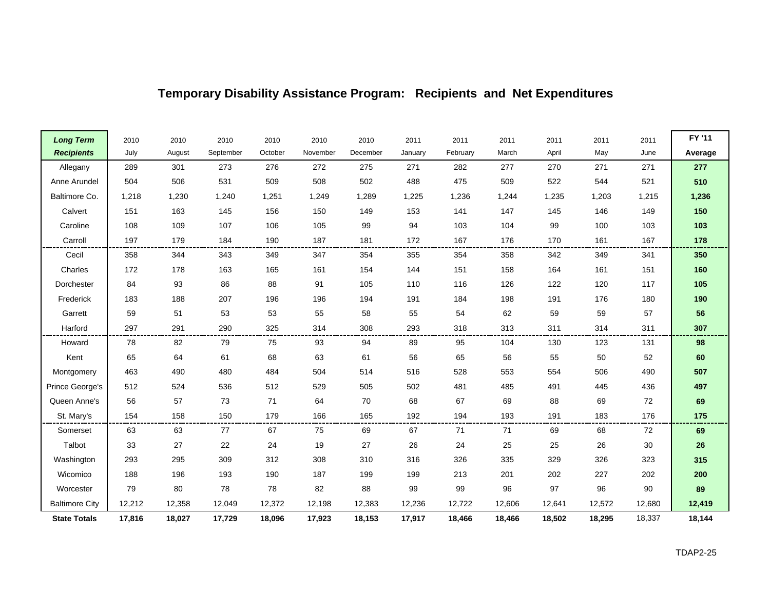# Temporary Disability Assistance Program: Recipients and Net Expenditures

| *Long Term Recipients* | 2010 July | 2010 August | 2010 September | 2010 October | 2010 November | 2010 December | 2011 January | 2011 February | 2011 March | 2011 April | 2011 May | 2011 June | FY '11 Average |
|---|---|---|---|---|---|---|---|---|---|---|---|---|---|
| Allegany | 289 | 301 | 273 | 276 | 272 | 275 | 271 | 282 | 277 | 270 | 271 | 271 | **277** |
| Anne Arundel | 504 | 506 | 531 | 509 | 508 | 502 | 488 | 475 | 509 | 522 | 544 | 521 | **510** |
| Baltimore Co. | 1,218 | 1,230 | 1,240 | 1,251 | 1,249 | 1,289 | 1,225 | 1,236 | 1,244 | 1,235 | 1,203 | 1,215 | **1,236** |
| Calvert | 151 | 163 | 145 | 156 | 150 | 149 | 153 | 141 | 147 | 145 | 146 | 149 | **150** |
| Caroline | 108 | 109 | 107 | 106 | 105 | 99 | 94 | 103 | 104 | 99 | 100 | 103 | **103** |
| Carroll | 197 | 179 | 184 | 190 | 187 | 181 | 172 | 167 | 176 | 170 | 161 | 167 | **178** |
| Cecil | 358 | 344 | 343 | 349 | 347 | 354 | 355 | 354 | 358 | 342 | 349 | 341 | **350** |
| Charles | 172 | 178 | 163 | 165 | 161 | 154 | 144 | 151 | 158 | 164 | 161 | 151 | **160** |
| Dorchester | 84 | 93 | 86 | 88 | 91 | 105 | 110 | 116 | 126 | 122 | 120 | 117 | **105** |
| Frederick | 183 | 188 | 207 | 196 | 196 | 194 | 191 | 184 | 198 | 191 | 176 | 180 | **190** |
| Garrett | 59 | 51 | 53 | 53 | 55 | 58 | 55 | 54 | 62 | 59 | 59 | 57 | **56** |
| Harford | 297 | 291 | 290 | 325 | 314 | 308 | 293 | 318 | 313 | 311 | 314 | 311 | **307** |
| Howard | 78 | 82 | 79 | 75 | 93 | 94 | 89 | 95 | 104 | 130 | 123 | 131 | **98** |
| Kent | 65 | 64 | 61 | 68 | 63 | 61 | 56 | 65 | 56 | 55 | 50 | 52 | **60** |
| Montgomery | 463 | 490 | 480 | 484 | 504 | 514 | 516 | 528 | 553 | 554 | 506 | 490 | **507** |
| Prince George's | 512 | 524 | 536 | 512 | 529 | 505 | 502 | 481 | 485 | 491 | 445 | 436 | **497** |
| Queen Anne's | 56 | 57 | 73 | 71 | 64 | 70 | 68 | 67 | 69 | 88 | 69 | 72 | **69** |
| St. Mary's | 154 | 158 | 150 | 179 | 166 | 165 | 192 | 194 | 193 | 191 | 183 | 176 | **175** |
| Somerset | 63 | 63 | 77 | 67 | 75 | 69 | 67 | 71 | 71 | 69 | 68 | 72 | **69** |
| Talbot | 33 | 27 | 22 | 24 | 19 | 27 | 26 | 24 | 25 | 25 | 26 | 30 | **26** |
| Washington | 293 | 295 | 309 | 312 | 308 | 310 | 316 | 326 | 335 | 329 | 326 | 323 | **315** |
| Wicomico | 188 | 196 | 193 | 190 | 187 | 199 | 199 | 213 | 201 | 202 | 227 | 202 | **200** |
| Worcester | 79 | 80 | 78 | 78 | 82 | 88 | 99 | 99 | 96 | 97 | 96 | 90 | **89** |
| Baltimore City | 12,212 | 12,358 | 12,049 | 12,372 | 12,198 | 12,383 | 12,236 | 12,722 | 12,606 | 12,641 | 12,572 | 12,680 | **12,419** |
| **State Totals** | **17,816** | **18,027** | **17,729** | **18,096** | **17,923** | **18,153** | **17,917** | **18,466** | **18,466** | **18,502** | **18,295** | 18,337 | **18,144** |

TDAP2-25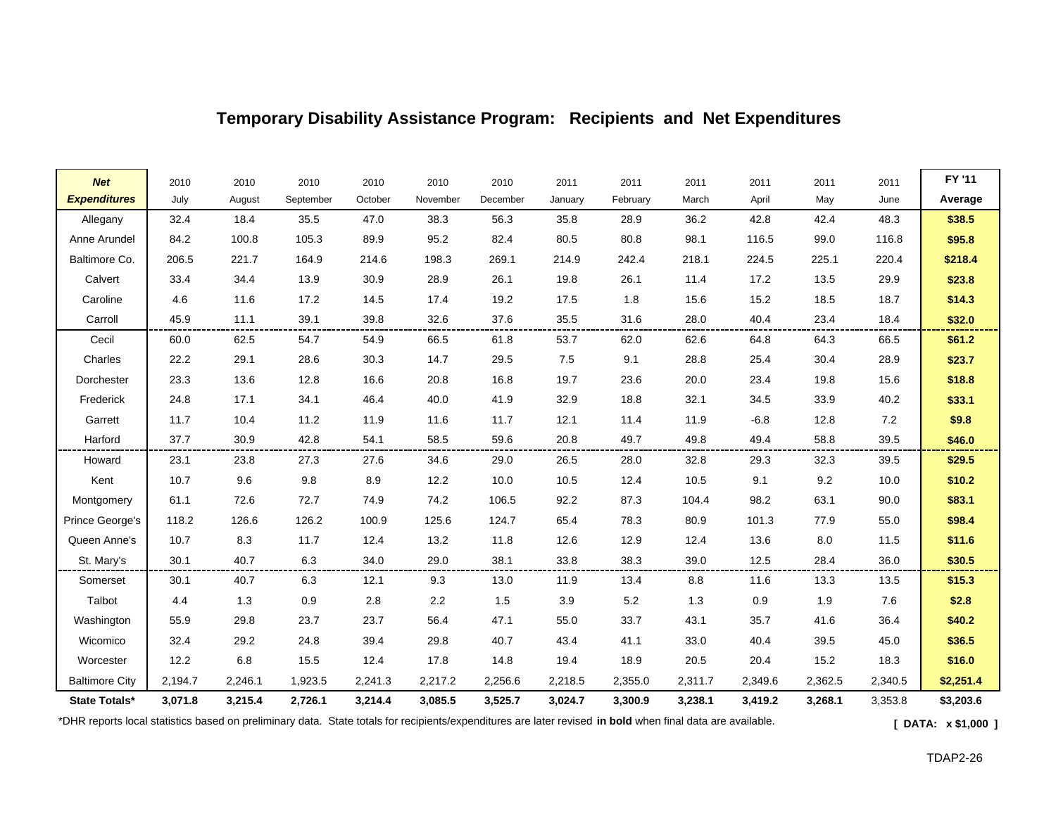## Temporary Disability Assistance Program: Recipients and Net Expenditures

| ***Net Expenditures*** | 2010 July | 2010 August | 2010 September | 2010 October | 2010 November | 2010 December | 2011 January | 2011 February | 2011 March | 2011 April | 2011 May | 2011 June | **FY '11 Average** |
|---|---|---|---|---|---|---|---|---|---|---|---|---|---|
| Allegany | 32.4 | 18.4 | 35.5 | 47.0 | 38.3 | 56.3 | 35.8 | 28.9 | 36.2 | 42.8 | 42.4 | 48.3 | **$38.5** |
| Anne Arundel | 84.2 | 100.8 | 105.3 | 89.9 | 95.2 | 82.4 | 80.5 | 80.8 | 98.1 | 116.5 | 99.0 | 116.8 | **$95.8** |
| Baltimore Co. | 206.5 | 221.7 | 164.9 | 214.6 | 198.3 | 269.1 | 214.9 | 242.4 | 218.1 | 224.5 | 225.1 | 220.4 | **$218.4** |
| Calvert | 33.4 | 34.4 | 13.9 | 30.9 | 28.9 | 26.1 | 19.8 | 26.1 | 11.4 | 17.2 | 13.5 | 29.9 | **$23.8** |
| Caroline | 4.6 | 11.6 | 17.2 | 14.5 | 17.4 | 19.2 | 17.5 | 1.8 | 15.6 | 15.2 | 18.5 | 18.7 | **$14.3** |
| Carroll | 45.9 | 11.1 | 39.1 | 39.8 | 32.6 | 37.6 | 35.5 | 31.6 | 28.0 | 40.4 | 23.4 | 18.4 | **$32.0** |
| Cecil | 60.0 | 62.5 | 54.7 | 54.9 | 66.5 | 61.8 | 53.7 | 62.0 | 62.6 | 64.8 | 64.3 | 66.5 | **$61.2** |
| Charles | 22.2 | 29.1 | 28.6 | 30.3 | 14.7 | 29.5 | 7.5 | 9.1 | 28.8 | 25.4 | 30.4 | 28.9 | **$23.7** |
| Dorchester | 23.3 | 13.6 | 12.8 | 16.6 | 20.8 | 16.8 | 19.7 | 23.6 | 20.0 | 23.4 | 19.8 | 15.6 | **$18.8** |
| Frederick | 24.8 | 17.1 | 34.1 | 46.4 | 40.0 | 41.9 | 32.9 | 18.8 | 32.1 | 34.5 | 33.9 | 40.2 | **$33.1** |
| Garrett | 11.7 | 10.4 | 11.2 | 11.9 | 11.6 | 11.7 | 12.1 | 11.4 | 11.9 | -6.8 | 12.8 | 7.2 | **$9.8** |
| Harford | 37.7 | 30.9 | 42.8 | 54.1 | 58.5 | 59.6 | 20.8 | 49.7 | 49.8 | 49.4 | 58.8 | 39.5 | **$46.0** |
| Howard | 23.1 | 23.8 | 27.3 | 27.6 | 34.6 | 29.0 | 26.5 | 28.0 | 32.8 | 29.3 | 32.3 | 39.5 | **$29.5** |
| Kent | 10.7 | 9.6 | 9.8 | 8.9 | 12.2 | 10.0 | 10.5 | 12.4 | 10.5 | 9.1 | 9.2 | 10.0 | **$10.2** |
| Montgomery | 61.1 | 72.6 | 72.7 | 74.9 | 74.2 | 106.5 | 92.2 | 87.3 | 104.4 | 98.2 | 63.1 | 90.0 | **$83.1** |
| Prince George's | 118.2 | 126.6 | 126.2 | 100.9 | 125.6 | 124.7 | 65.4 | 78.3 | 80.9 | 101.3 | 77.9 | 55.0 | **$98.4** |
| Queen Anne's | 10.7 | 8.3 | 11.7 | 12.4 | 13.2 | 11.8 | 12.6 | 12.9 | 12.4 | 13.6 | 8.0 | 11.5 | **$11.6** |
| St. Mary's | 30.1 | 40.7 | 6.3 | 34.0 | 29.0 | 38.1 | 33.8 | 38.3 | 39.0 | 12.5 | 28.4 | 36.0 | **$30.5** |
| Somerset | 30.1 | 40.7 | 6.3 | 12.1 | 9.3 | 13.0 | 11.9 | 13.4 | 8.8 | 11.6 | 13.3 | 13.5 | **$15.3** |
| Talbot | 4.4 | 1.3 | 0.9 | 2.8 | 2.2 | 1.5 | 3.9 | 5.2 | 1.3 | 0.9 | 1.9 | 7.6 | **$2.8** |
| Washington | 55.9 | 29.8 | 23.7 | 23.7 | 56.4 | 47.1 | 55.0 | 33.7 | 43.1 | 35.7 | 41.6 | 36.4 | **$40.2** |
| Wicomico | 32.4 | 29.2 | 24.8 | 39.4 | 29.8 | 40.7 | 43.4 | 41.1 | 33.0 | 40.4 | 39.5 | 45.0 | **$36.5** |
| Worcester | 12.2 | 6.8 | 15.5 | 12.4 | 17.8 | 14.8 | 19.4 | 18.9 | 20.5 | 20.4 | 15.2 | 18.3 | **$16.0** |
| Baltimore City | 2,194.7 | 2,246.1 | 1,923.5 | 2,241.3 | 2,217.2 | 2,256.6 | 2,218.5 | 2,355.0 | 2,311.7 | 2,349.6 | 2,362.5 | 2,340.5 | **$2,251.4** |
| **State Totals*** | **3,071.8** | **3,215.4** | **2,726.1** | **3,214.4** | **3,085.5** | **3,525.7** | **3,024.7** | **3,300.9** | **3,238.1** | **3,419.2** | **3,268.1** | 3,353.8 | **$3,203.6** |

*DHR reports local statistics based on preliminary data. State totals for recipients/expenditures are later revised **in bold** when final data are available.

**[ DATA: x $1,000 ]**

TDAP2-26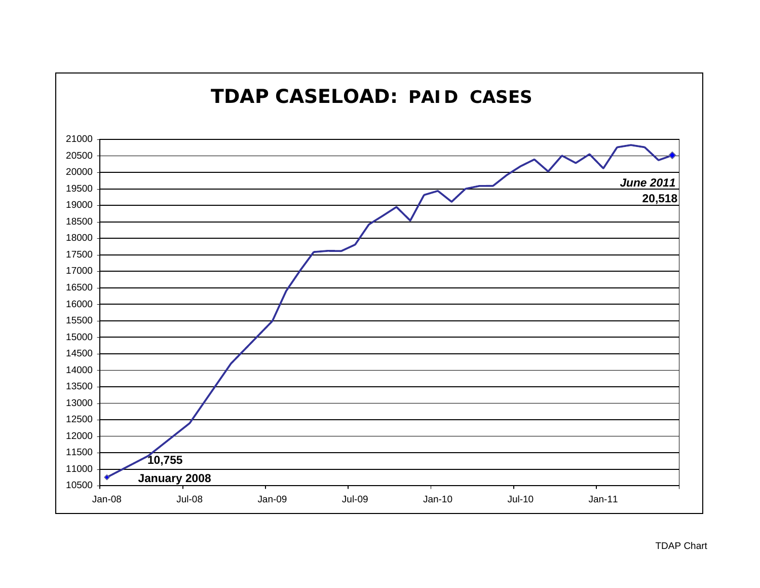## TDAP CASELOAD: PAID CASES

| Date | Paid Cases |
|---|---|
| January 2008 | 10,755 |
| June 2011 | 20,518 |

TDAP Chart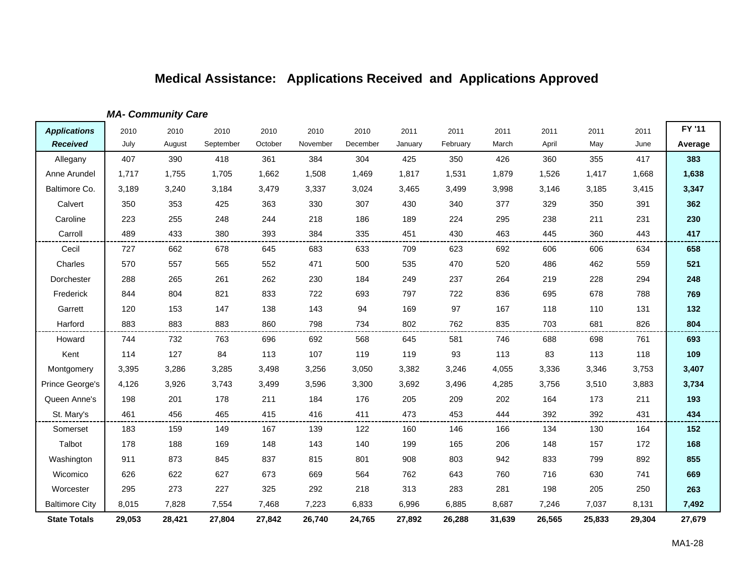# Medical Assistance: Applications Received and Applications Approved

***MA- Community Care***

| ***Applications Received*** | 2010 July | 2010 August | 2010 September | 2010 October | 2010 November | 2010 December | 2011 January | 2011 February | 2011 March | 2011 April | 2011 May | 2011 June | **FY '11 Average** |
|---|---|---|---|---|---|---|---|---|---|---|---|---|---|
| Allegany | 407 | 390 | 418 | 361 | 384 | 304 | 425 | 350 | 426 | 360 | 355 | 417 | **383** |
| Anne Arundel | 1,717 | 1,755 | 1,705 | 1,662 | 1,508 | 1,469 | 1,817 | 1,531 | 1,879 | 1,526 | 1,417 | 1,668 | **1,638** |
| Baltimore Co. | 3,189 | 3,240 | 3,184 | 3,479 | 3,337 | 3,024 | 3,465 | 3,499 | 3,998 | 3,146 | 3,185 | 3,415 | **3,347** |
| Calvert | 350 | 353 | 425 | 363 | 330 | 307 | 430 | 340 | 377 | 329 | 350 | 391 | **362** |
| Caroline | 223 | 255 | 248 | 244 | 218 | 186 | 189 | 224 | 295 | 238 | 211 | 231 | **230** |
| Carroll | 489 | 433 | 380 | 393 | 384 | 335 | 451 | 430 | 463 | 445 | 360 | 443 | **417** |
| Cecil | 727 | 662 | 678 | 645 | 683 | 633 | 709 | 623 | 692 | 606 | 606 | 634 | **658** |
| Charles | 570 | 557 | 565 | 552 | 471 | 500 | 535 | 470 | 520 | 486 | 462 | 559 | **521** |
| Dorchester | 288 | 265 | 261 | 262 | 230 | 184 | 249 | 237 | 264 | 219 | 228 | 294 | **248** |
| Frederick | 844 | 804 | 821 | 833 | 722 | 693 | 797 | 722 | 836 | 695 | 678 | 788 | **769** |
| Garrett | 120 | 153 | 147 | 138 | 143 | 94 | 169 | 97 | 167 | 118 | 110 | 131 | **132** |
| Harford | 883 | 883 | 883 | 860 | 798 | 734 | 802 | 762 | 835 | 703 | 681 | 826 | **804** |
| Howard | 744 | 732 | 763 | 696 | 692 | 568 | 645 | 581 | 746 | 688 | 698 | 761 | **693** |
| Kent | 114 | 127 | 84 | 113 | 107 | 119 | 119 | 93 | 113 | 83 | 113 | 118 | **109** |
| Montgomery | 3,395 | 3,286 | 3,285 | 3,498 | 3,256 | 3,050 | 3,382 | 3,246 | 4,055 | 3,336 | 3,346 | 3,753 | **3,407** |
| Prince George's | 4,126 | 3,926 | 3,743 | 3,499 | 3,596 | 3,300 | 3,692 | 3,496 | 4,285 | 3,756 | 3,510 | 3,883 | **3,734** |
| Queen Anne's | 198 | 201 | 178 | 211 | 184 | 176 | 205 | 209 | 202 | 164 | 173 | 211 | **193** |
| St. Mary's | 461 | 456 | 465 | 415 | 416 | 411 | 473 | 453 | 444 | 392 | 392 | 431 | **434** |
| Somerset | 183 | 159 | 149 | 167 | 139 | 122 | 160 | 146 | 166 | 134 | 130 | 164 | **152** |
| Talbot | 178 | 188 | 169 | 148 | 143 | 140 | 199 | 165 | 206 | 148 | 157 | 172 | **168** |
| Washington | 911 | 873 | 845 | 837 | 815 | 801 | 908 | 803 | 942 | 833 | 799 | 892 | **855** |
| Wicomico | 626 | 622 | 627 | 673 | 669 | 564 | 762 | 643 | 760 | 716 | 630 | 741 | **669** |
| Worcester | 295 | 273 | 227 | 325 | 292 | 218 | 313 | 283 | 281 | 198 | 205 | 250 | **263** |
| Baltimore City | 8,015 | 7,828 | 7,554 | 7,468 | 7,223 | 6,833 | 6,996 | 6,885 | 8,687 | 7,246 | 7,037 | 8,131 | **7,492** |
| **State Totals** | **29,053** | **28,421** | **27,804** | **27,842** | **26,740** | **24,765** | **27,892** | **26,288** | **31,639** | **26,565** | **25,833** | **29,304** | **27,679** |

MA1-28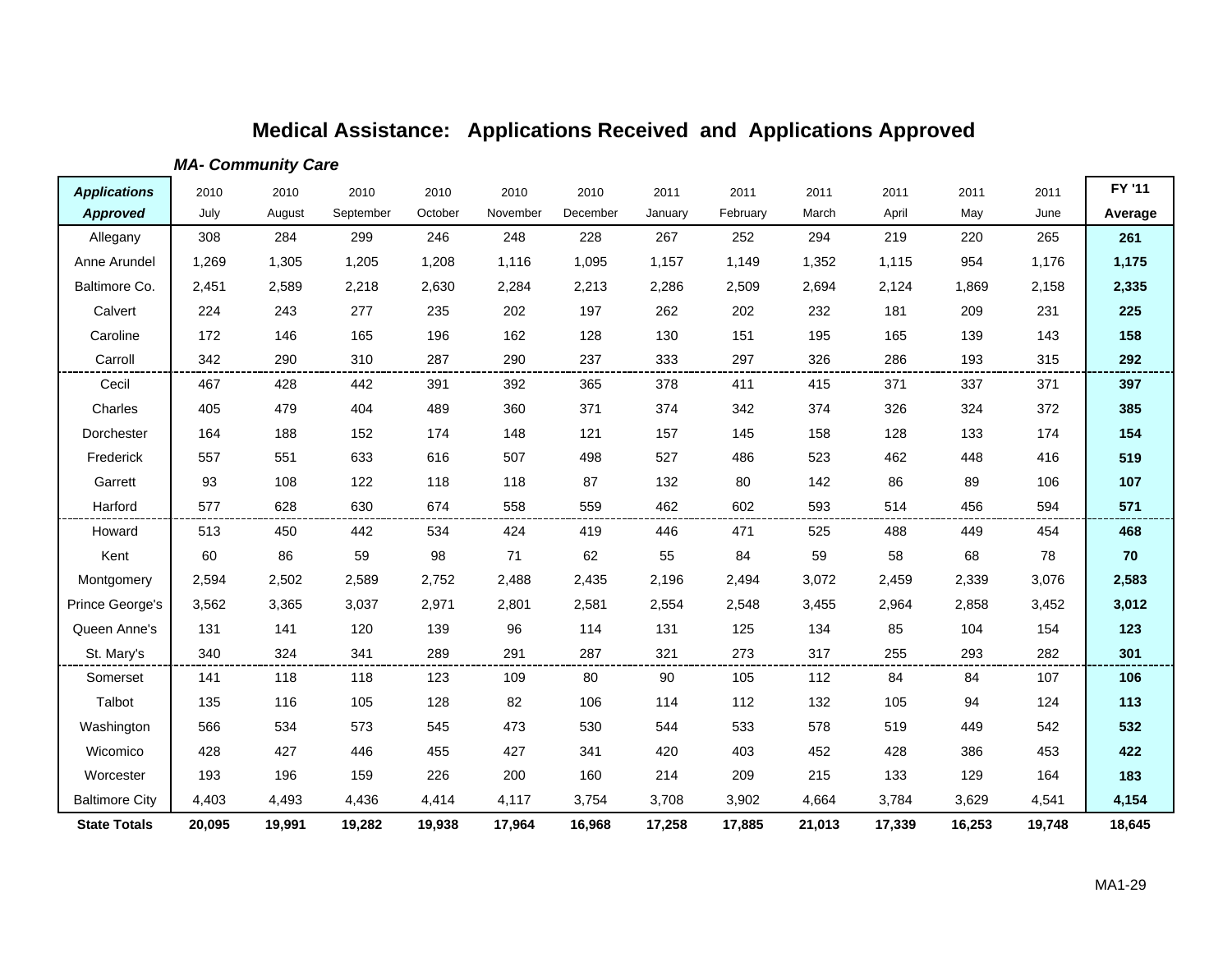# Medical Assistance: Applications Received and Applications Approved

***MA- Community Care***

| ***Applications Approved*** | 2010 July | 2010 August | 2010 September | 2010 October | 2010 November | 2010 December | 2011 January | 2011 February | 2011 March | 2011 April | 2011 May | 2011 June | **FY '11 Average** |
|---|---|---|---|---|---|---|---|---|---|---|---|---|---|
| Allegany | 308 | 284 | 299 | 246 | 248 | 228 | 267 | 252 | 294 | 219 | 220 | 265 | **261** |
| Anne Arundel | 1,269 | 1,305 | 1,205 | 1,208 | 1,116 | 1,095 | 1,157 | 1,149 | 1,352 | 1,115 | 954 | 1,176 | **1,175** |
| Baltimore Co. | 2,451 | 2,589 | 2,218 | 2,630 | 2,284 | 2,213 | 2,286 | 2,509 | 2,694 | 2,124 | 1,869 | 2,158 | **2,335** |
| Calvert | 224 | 243 | 277 | 235 | 202 | 197 | 262 | 202 | 232 | 181 | 209 | 231 | **225** |
| Caroline | 172 | 146 | 165 | 196 | 162 | 128 | 130 | 151 | 195 | 165 | 139 | 143 | **158** |
| Carroll | 342 | 290 | 310 | 287 | 290 | 237 | 333 | 297 | 326 | 286 | 193 | 315 | **292** |
| Cecil | 467 | 428 | 442 | 391 | 392 | 365 | 378 | 411 | 415 | 371 | 337 | 371 | **397** |
| Charles | 405 | 479 | 404 | 489 | 360 | 371 | 374 | 342 | 374 | 326 | 324 | 372 | **385** |
| Dorchester | 164 | 188 | 152 | 174 | 148 | 121 | 157 | 145 | 158 | 128 | 133 | 174 | **154** |
| Frederick | 557 | 551 | 633 | 616 | 507 | 498 | 527 | 486 | 523 | 462 | 448 | 416 | **519** |
| Garrett | 93 | 108 | 122 | 118 | 118 | 87 | 132 | 80 | 142 | 86 | 89 | 106 | **107** |
| Harford | 577 | 628 | 630 | 674 | 558 | 559 | 462 | 602 | 593 | 514 | 456 | 594 | **571** |
| Howard | 513 | 450 | 442 | 534 | 424 | 419 | 446 | 471 | 525 | 488 | 449 | 454 | **468** |
| Kent | 60 | 86 | 59 | 98 | 71 | 62 | 55 | 84 | 59 | 58 | 68 | 78 | **70** |
| Montgomery | 2,594 | 2,502 | 2,589 | 2,752 | 2,488 | 2,435 | 2,196 | 2,494 | 3,072 | 2,459 | 2,339 | 3,076 | **2,583** |
| Prince George's | 3,562 | 3,365 | 3,037 | 2,971 | 2,801 | 2,581 | 2,554 | 2,548 | 3,455 | 2,964 | 2,858 | 3,452 | **3,012** |
| Queen Anne's | 131 | 141 | 120 | 139 | 96 | 114 | 131 | 125 | 134 | 85 | 104 | 154 | **123** |
| St. Mary's | 340 | 324 | 341 | 289 | 291 | 287 | 321 | 273 | 317 | 255 | 293 | 282 | **301** |
| Somerset | 141 | 118 | 118 | 123 | 109 | 80 | 90 | 105 | 112 | 84 | 84 | 107 | **106** |
| Talbot | 135 | 116 | 105 | 128 | 82 | 106 | 114 | 112 | 132 | 105 | 94 | 124 | **113** |
| Washington | 566 | 534 | 573 | 545 | 473 | 530 | 544 | 533 | 578 | 519 | 449 | 542 | **532** |
| Wicomico | 428 | 427 | 446 | 455 | 427 | 341 | 420 | 403 | 452 | 428 | 386 | 453 | **422** |
| Worcester | 193 | 196 | 159 | 226 | 200 | 160 | 214 | 209 | 215 | 133 | 129 | 164 | **183** |
| Baltimore City | 4,403 | 4,493 | 4,436 | 4,414 | 4,117 | 3,754 | 3,708 | 3,902 | 4,664 | 3,784 | 3,629 | 4,541 | **4,154** |
| **State Totals** | **20,095** | **19,991** | **19,282** | **19,938** | **17,964** | **16,968** | **17,258** | **17,885** | **21,013** | **17,339** | **16,253** | **19,748** | **18,645** |

MA1-29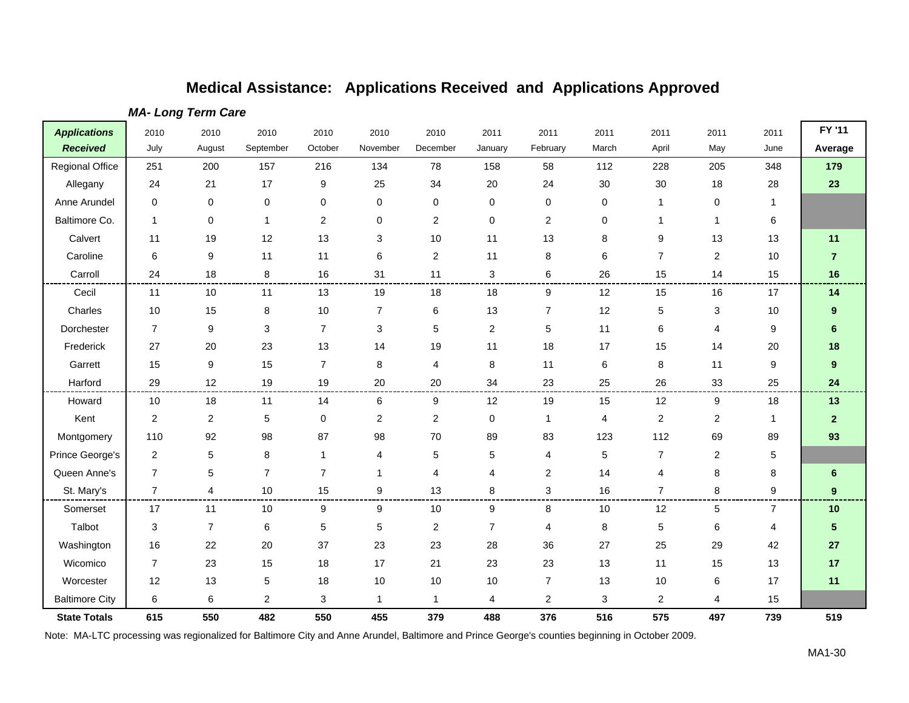## Medical Assistance: Applications Received and Applications Approved

***MA- Long Term Care***

| *Applications Received* | 2010 July | 2010 August | 2010 September | 2010 October | 2010 November | 2010 December | 2011 January | 2011 February | 2011 March | 2011 April | 2011 May | 2011 June | FY '11 Average |
|---|---|---|---|---|---|---|---|---|---|---|---|---|---|
| Regional Office | 251 | 200 | 157 | 216 | 134 | 78 | 158 | 58 | 112 | 228 | 205 | 348 | **179** |
| Allegany | 24 | 21 | 17 | 9 | 25 | 34 | 20 | 24 | 30 | 30 | 18 | 28 | **23** |
| Anne Arundel | 0 | 0 | 0 | 0 | 0 | 0 | 0 | 0 | 0 | 1 | 0 | 1 | |
| Baltimore Co. | 1 | 0 | 1 | 2 | 0 | 2 | 0 | 2 | 0 | 1 | 1 | 6 | |
| Calvert | 11 | 19 | 12 | 13 | 3 | 10 | 11 | 13 | 8 | 9 | 13 | 13 | **11** |
| Caroline | 6 | 9 | 11 | 11 | 6 | 2 | 11 | 8 | 6 | 7 | 2 | 10 | **7** |
| Carroll | 24 | 18 | 8 | 16 | 31 | 11 | 3 | 6 | 26 | 15 | 14 | 15 | **16** |
| Cecil | 11 | 10 | 11 | 13 | 19 | 18 | 18 | 9 | 12 | 15 | 16 | 17 | **14** |
| Charles | 10 | 15 | 8 | 10 | 7 | 6 | 13 | 7 | 12 | 5 | 3 | 10 | **9** |
| Dorchester | 7 | 9 | 3 | 7 | 3 | 5 | 2 | 5 | 11 | 6 | 4 | 9 | **6** |
| Frederick | 27 | 20 | 23 | 13 | 14 | 19 | 11 | 18 | 17 | 15 | 14 | 20 | **18** |
| Garrett | 15 | 9 | 15 | 7 | 8 | 4 | 8 | 11 | 6 | 8 | 11 | 9 | **9** |
| Harford | 29 | 12 | 19 | 19 | 20 | 20 | 34 | 23 | 25 | 26 | 33 | 25 | **24** |
| Howard | 10 | 18 | 11 | 14 | 6 | 9 | 12 | 19 | 15 | 12 | 9 | 18 | **13** |
| Kent | 2 | 2 | 5 | 0 | 2 | 2 | 0 | 1 | 4 | 2 | 2 | 1 | **2** |
| Montgomery | 110 | 92 | 98 | 87 | 98 | 70 | 89 | 83 | 123 | 112 | 69 | 89 | **93** |
| Prince George's | 2 | 5 | 8 | 1 | 4 | 5 | 5 | 4 | 5 | 7 | 2 | 5 | |
| Queen Anne's | 7 | 5 | 7 | 7 | 1 | 4 | 4 | 2 | 14 | 4 | 8 | 8 | **6** |
| St. Mary's | 7 | 4 | 10 | 15 | 9 | 13 | 8 | 3 | 16 | 7 | 8 | 9 | **9** |
| Somerset | 17 | 11 | 10 | 9 | 9 | 10 | 9 | 8 | 10 | 12 | 5 | 7 | **10** |
| Talbot | 3 | 7 | 6 | 5 | 5 | 2 | 7 | 4 | 8 | 5 | 6 | 4 | **5** |
| Washington | 16 | 22 | 20 | 37 | 23 | 23 | 28 | 36 | 27 | 25 | 29 | 42 | **27** |
| Wicomico | 7 | 23 | 15 | 18 | 17 | 21 | 23 | 23 | 13 | 11 | 15 | 13 | **17** |
| Worcester | 12 | 13 | 5 | 18 | 10 | 10 | 10 | 7 | 13 | 10 | 6 | 17 | **11** |
| Baltimore City | 6 | 6 | 2 | 3 | 1 | 1 | 4 | 2 | 3 | 2 | 4 | 15 | |
| **State Totals** | **615** | **550** | **482** | **550** | **455** | **379** | **488** | **376** | **516** | **575** | **497** | **739** | **519** |

Note: MA-LTC processing was regionalized for Baltimore City and Anne Arundel, Baltimore and Prince George's counties beginning in October 2009.

MA1-30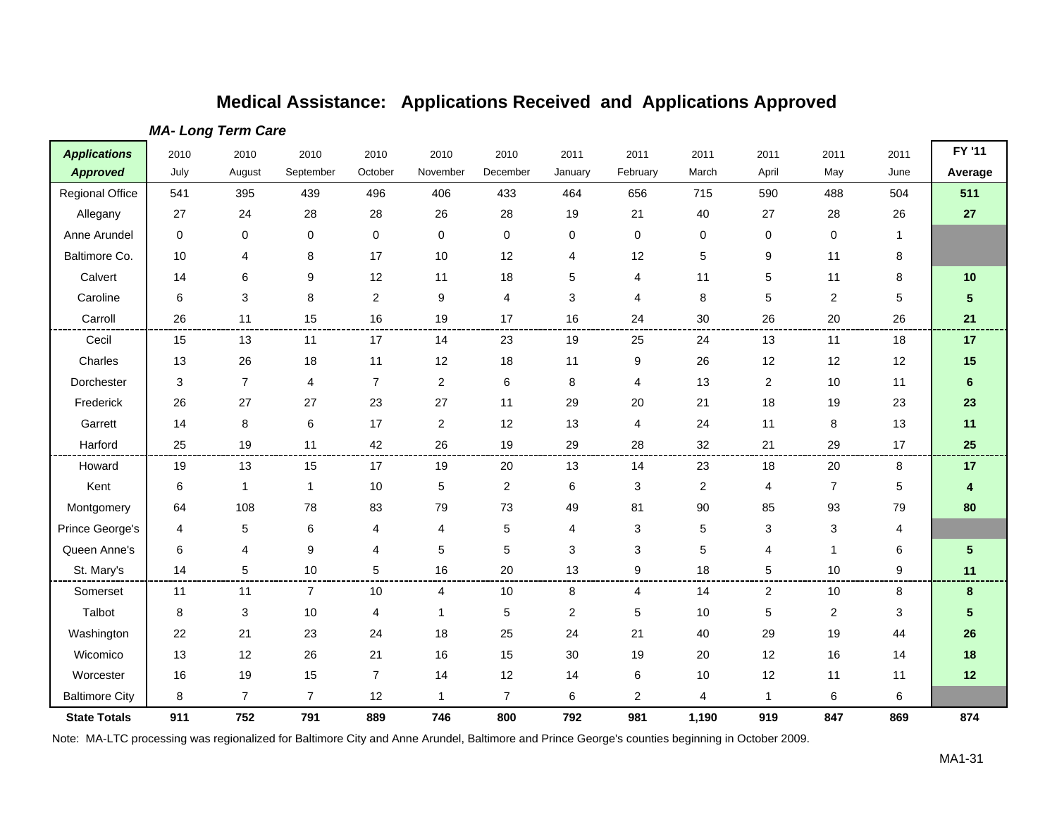# Medical Assistance: Applications Received and Applications Approved

***MA- Long Term Care***

| ***Applications Approved*** | 2010 July | 2010 August | 2010 September | 2010 October | 2010 November | 2010 December | 2011 January | 2011 February | 2011 March | 2011 April | 2011 May | 2011 June | **FY '11 Average** |
|---|---|---|---|---|---|---|---|---|---|---|---|---|---|
| Regional Office | 541 | 395 | 439 | 496 | 406 | 433 | 464 | 656 | 715 | 590 | 488 | 504 | **511** |
| Allegany | 27 | 24 | 28 | 28 | 26 | 28 | 19 | 21 | 40 | 27 | 28 | 26 | **27** |
| Anne Arundel | 0 | 0 | 0 | 0 | 0 | 0 | 0 | 0 | 0 | 0 | 0 | 1 | |
| Baltimore Co. | 10 | 4 | 8 | 17 | 10 | 12 | 4 | 12 | 5 | 9 | 11 | 8 | |
| Calvert | 14 | 6 | 9 | 12 | 11 | 18 | 5 | 4 | 11 | 5 | 11 | 8 | **10** |
| Caroline | 6 | 3 | 8 | 2 | 9 | 4 | 3 | 4 | 8 | 5 | 2 | 5 | **5** |
| Carroll | 26 | 11 | 15 | 16 | 19 | 17 | 16 | 24 | 30 | 26 | 20 | 26 | **21** |
| Cecil | 15 | 13 | 11 | 17 | 14 | 23 | 19 | 25 | 24 | 13 | 11 | 18 | **17** |
| Charles | 13 | 26 | 18 | 11 | 12 | 18 | 11 | 9 | 26 | 12 | 12 | 12 | **15** |
| Dorchester | 3 | 7 | 4 | 7 | 2 | 6 | 8 | 4 | 13 | 2 | 10 | 11 | **6** |
| Frederick | 26 | 27 | 27 | 23 | 27 | 11 | 29 | 20 | 21 | 18 | 19 | 23 | **23** |
| Garrett | 14 | 8 | 6 | 17 | 2 | 12 | 13 | 4 | 24 | 11 | 8 | 13 | **11** |
| Harford | 25 | 19 | 11 | 42 | 26 | 19 | 29 | 28 | 32 | 21 | 29 | 17 | **25** |
| Howard | 19 | 13 | 15 | 17 | 19 | 20 | 13 | 14 | 23 | 18 | 20 | 8 | **17** |
| Kent | 6 | 1 | 1 | 10 | 5 | 2 | 6 | 3 | 2 | 4 | 7 | 5 | **4** |
| Montgomery | 64 | 108 | 78 | 83 | 79 | 73 | 49 | 81 | 90 | 85 | 93 | 79 | **80** |
| Prince George's | 4 | 5 | 6 | 4 | 4 | 5 | 4 | 3 | 5 | 3 | 3 | 4 | |
| Queen Anne's | 6 | 4 | 9 | 4 | 5 | 5 | 3 | 3 | 5 | 4 | 1 | 6 | **5** |
| St. Mary's | 14 | 5 | 10 | 5 | 16 | 20 | 13 | 9 | 18 | 5 | 10 | 9 | **11** |
| Somerset | 11 | 11 | 7 | 10 | 4 | 10 | 8 | 4 | 14 | 2 | 10 | 8 | **8** |
| Talbot | 8 | 3 | 10 | 4 | 1 | 5 | 2 | 5 | 10 | 5 | 2 | 3 | **5** |
| Washington | 22 | 21 | 23 | 24 | 18 | 25 | 24 | 21 | 40 | 29 | 19 | 44 | **26** |
| Wicomico | 13 | 12 | 26 | 21 | 16 | 15 | 30 | 19 | 20 | 12 | 16 | 14 | **18** |
| Worcester | 16 | 19 | 15 | 7 | 14 | 12 | 14 | 6 | 10 | 12 | 11 | 11 | **12** |
| Baltimore City | 8 | 7 | 7 | 12 | 1 | 7 | 6 | 2 | 4 | 1 | 6 | 6 | |
| **State Totals** | **911** | **752** | **791** | **889** | **746** | **800** | **792** | **981** | **1,190** | **919** | **847** | **869** | **874** |

Note: MA-LTC processing was regionalized for Baltimore City and Anne Arundel, Baltimore and Prince George's counties beginning in October 2009.

MA1-31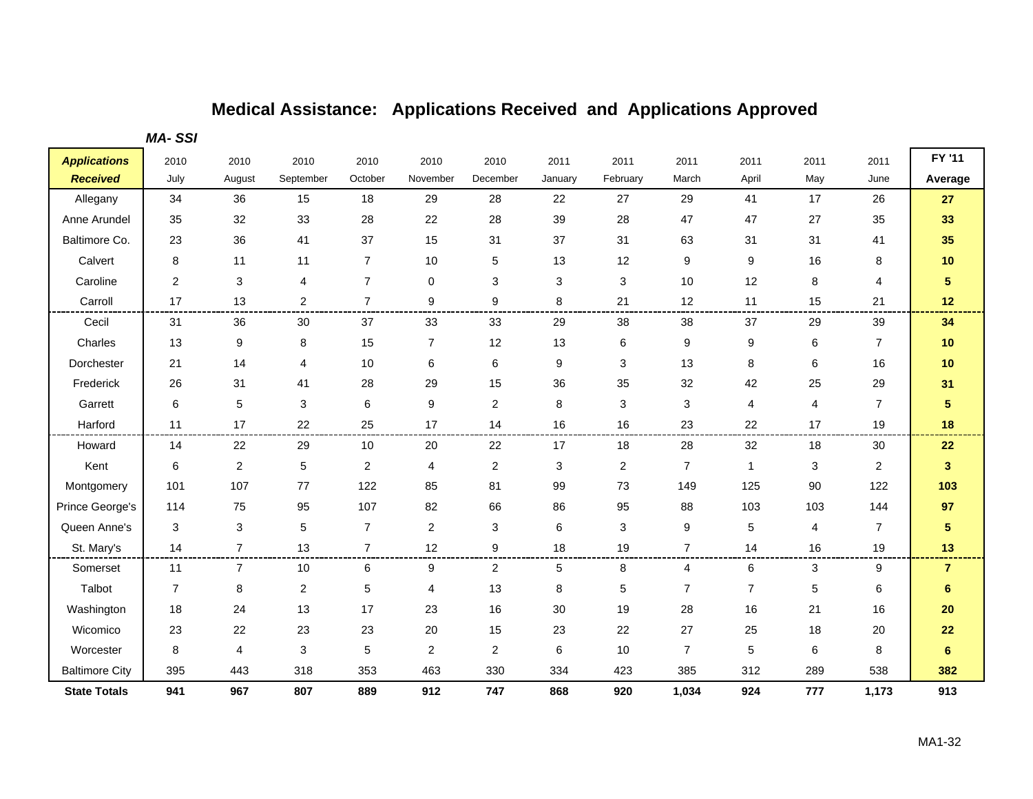# Medical Assistance: Applications Received and Applications Approved

***MA- SSI***

| ***Applications Received*** | 2010 July | 2010 August | 2010 September | 2010 October | 2010 November | 2010 December | 2011 January | 2011 February | 2011 March | 2011 April | 2011 May | 2011 June | **FY '11 Average** |
|---|---|---|---|---|---|---|---|---|---|---|---|---|---|
| Allegany | 34 | 36 | 15 | 18 | 29 | 28 | 22 | 27 | 29 | 41 | 17 | 26 | **27** |
| Anne Arundel | 35 | 32 | 33 | 28 | 22 | 28 | 39 | 28 | 47 | 47 | 27 | 35 | **33** |
| Baltimore Co. | 23 | 36 | 41 | 37 | 15 | 31 | 37 | 31 | 63 | 31 | 31 | 41 | **35** |
| Calvert | 8 | 11 | 11 | 7 | 10 | 5 | 13 | 12 | 9 | 9 | 16 | 8 | **10** |
| Caroline | 2 | 3 | 4 | 7 | 0 | 3 | 3 | 3 | 10 | 12 | 8 | 4 | **5** |
| Carroll | 17 | 13 | 2 | 7 | 9 | 9 | 8 | 21 | 12 | 11 | 15 | 21 | **12** |
| Cecil | 31 | 36 | 30 | 37 | 33 | 33 | 29 | 38 | 38 | 37 | 29 | 39 | **34** |
| Charles | 13 | 9 | 8 | 15 | 7 | 12 | 13 | 6 | 9 | 9 | 6 | 7 | **10** |
| Dorchester | 21 | 14 | 4 | 10 | 6 | 6 | 9 | 3 | 13 | 8 | 6 | 16 | **10** |
| Frederick | 26 | 31 | 41 | 28 | 29 | 15 | 36 | 35 | 32 | 42 | 25 | 29 | **31** |
| Garrett | 6 | 5 | 3 | 6 | 9 | 2 | 8 | 3 | 3 | 4 | 4 | 7 | **5** |
| Harford | 11 | 17 | 22 | 25 | 17 | 14 | 16 | 16 | 23 | 22 | 17 | 19 | **18** |
| Howard | 14 | 22 | 29 | 10 | 20 | 22 | 17 | 18 | 28 | 32 | 18 | 30 | **22** |
| Kent | 6 | 2 | 5 | 2 | 4 | 2 | 3 | 2 | 7 | 1 | 3 | 2 | **3** |
| Montgomery | 101 | 107 | 77 | 122 | 85 | 81 | 99 | 73 | 149 | 125 | 90 | 122 | **103** |
| Prince George's | 114 | 75 | 95 | 107 | 82 | 66 | 86 | 95 | 88 | 103 | 103 | 144 | **97** |
| Queen Anne's | 3 | 3 | 5 | 7 | 2 | 3 | 6 | 3 | 9 | 5 | 4 | 7 | **5** |
| St. Mary's | 14 | 7 | 13 | 7 | 12 | 9 | 18 | 19 | 7 | 14 | 16 | 19 | **13** |
| Somerset | 11 | 7 | 10 | 6 | 9 | 2 | 5 | 8 | 4 | 6 | 3 | 9 | **7** |
| Talbot | 7 | 8 | 2 | 5 | 4 | 13 | 8 | 5 | 7 | 7 | 5 | 6 | **6** |
| Washington | 18 | 24 | 13 | 17 | 23 | 16 | 30 | 19 | 28 | 16 | 21 | 16 | **20** |
| Wicomico | 23 | 22 | 23 | 23 | 20 | 15 | 23 | 22 | 27 | 25 | 18 | 20 | **22** |
| Worcester | 8 | 4 | 3 | 5 | 2 | 2 | 6 | 10 | 7 | 5 | 6 | 8 | **6** |
| Baltimore City | 395 | 443 | 318 | 353 | 463 | 330 | 334 | 423 | 385 | 312 | 289 | 538 | **382** |
| **State Totals** | **941** | **967** | **807** | **889** | **912** | **747** | **868** | **920** | **1,034** | **924** | **777** | **1,173** | **913** |

MA1-32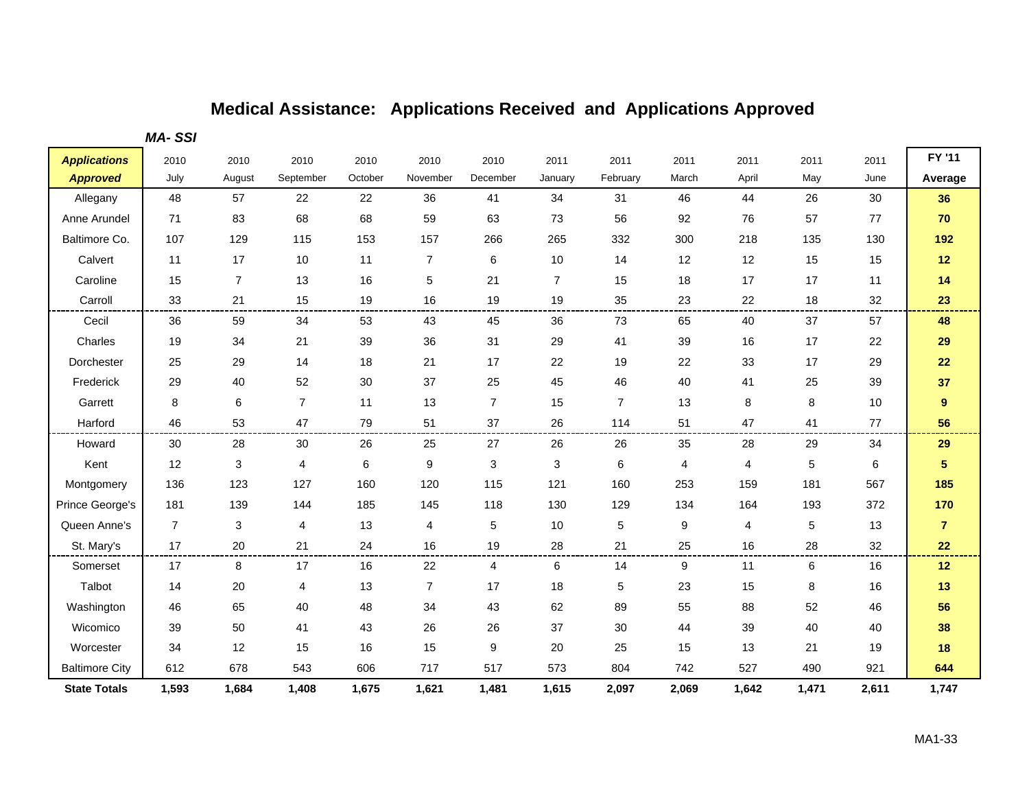# Medical Assistance: Applications Received and Applications Approved

***MA- SSI***

| ***Applications Approved*** | 2010 July | 2010 August | 2010 September | 2010 October | 2010 November | 2010 December | 2011 January | 2011 February | 2011 March | 2011 April | 2011 May | 2011 June | **FY '11 Average** |
|---|---|---|---|---|---|---|---|---|---|---|---|---|---|
| Allegany | 48 | 57 | 22 | 22 | 36 | 41 | 34 | 31 | 46 | 44 | 26 | 30 | **36** |
| Anne Arundel | 71 | 83 | 68 | 68 | 59 | 63 | 73 | 56 | 92 | 76 | 57 | 77 | **70** |
| Baltimore Co. | 107 | 129 | 115 | 153 | 157 | 266 | 265 | 332 | 300 | 218 | 135 | 130 | **192** |
| Calvert | 11 | 17 | 10 | 11 | 7 | 6 | 10 | 14 | 12 | 12 | 15 | 15 | **12** |
| Caroline | 15 | 7 | 13 | 16 | 5 | 21 | 7 | 15 | 18 | 17 | 17 | 11 | **14** |
| Carroll | 33 | 21 | 15 | 19 | 16 | 19 | 19 | 35 | 23 | 22 | 18 | 32 | **23** |
| Cecil | 36 | 59 | 34 | 53 | 43 | 45 | 36 | 73 | 65 | 40 | 37 | 57 | **48** |
| Charles | 19 | 34 | 21 | 39 | 36 | 31 | 29 | 41 | 39 | 16 | 17 | 22 | **29** |
| Dorchester | 25 | 29 | 14 | 18 | 21 | 17 | 22 | 19 | 22 | 33 | 17 | 29 | **22** |
| Frederick | 29 | 40 | 52 | 30 | 37 | 25 | 45 | 46 | 40 | 41 | 25 | 39 | **37** |
| Garrett | 8 | 6 | 7 | 11 | 13 | 7 | 15 | 7 | 13 | 8 | 8 | 10 | **9** |
| Harford | 46 | 53 | 47 | 79 | 51 | 37 | 26 | 114 | 51 | 47 | 41 | 77 | **56** |
| Howard | 30 | 28 | 30 | 26 | 25 | 27 | 26 | 26 | 35 | 28 | 29 | 34 | **29** |
| Kent | 12 | 3 | 4 | 6 | 9 | 3 | 3 | 6 | 4 | 4 | 5 | 6 | **5** |
| Montgomery | 136 | 123 | 127 | 160 | 120 | 115 | 121 | 160 | 253 | 159 | 181 | 567 | **185** |
| Prince George's | 181 | 139 | 144 | 185 | 145 | 118 | 130 | 129 | 134 | 164 | 193 | 372 | **170** |
| Queen Anne's | 7 | 3 | 4 | 13 | 4 | 5 | 10 | 5 | 9 | 4 | 5 | 13 | **7** |
| St. Mary's | 17 | 20 | 21 | 24 | 16 | 19 | 28 | 21 | 25 | 16 | 28 | 32 | **22** |
| Somerset | 17 | 8 | 17 | 16 | 22 | 4 | 6 | 14 | 9 | 11 | 6 | 16 | **12** |
| Talbot | 14 | 20 | 4 | 13 | 7 | 17 | 18 | 5 | 23 | 15 | 8 | 16 | **13** |
| Washington | 46 | 65 | 40 | 48 | 34 | 43 | 62 | 89 | 55 | 88 | 52 | 46 | **56** |
| Wicomico | 39 | 50 | 41 | 43 | 26 | 26 | 37 | 30 | 44 | 39 | 40 | 40 | **38** |
| Worcester | 34 | 12 | 15 | 16 | 15 | 9 | 20 | 25 | 15 | 13 | 21 | 19 | **18** |
| Baltimore City | 612 | 678 | 543 | 606 | 717 | 517 | 573 | 804 | 742 | 527 | 490 | 921 | **644** |
| **State Totals** | **1,593** | **1,684** | **1,408** | **1,675** | **1,621** | **1,481** | **1,615** | **2,097** | **2,069** | **1,642** | **1,471** | **2,611** | **1,747** |

MA1-33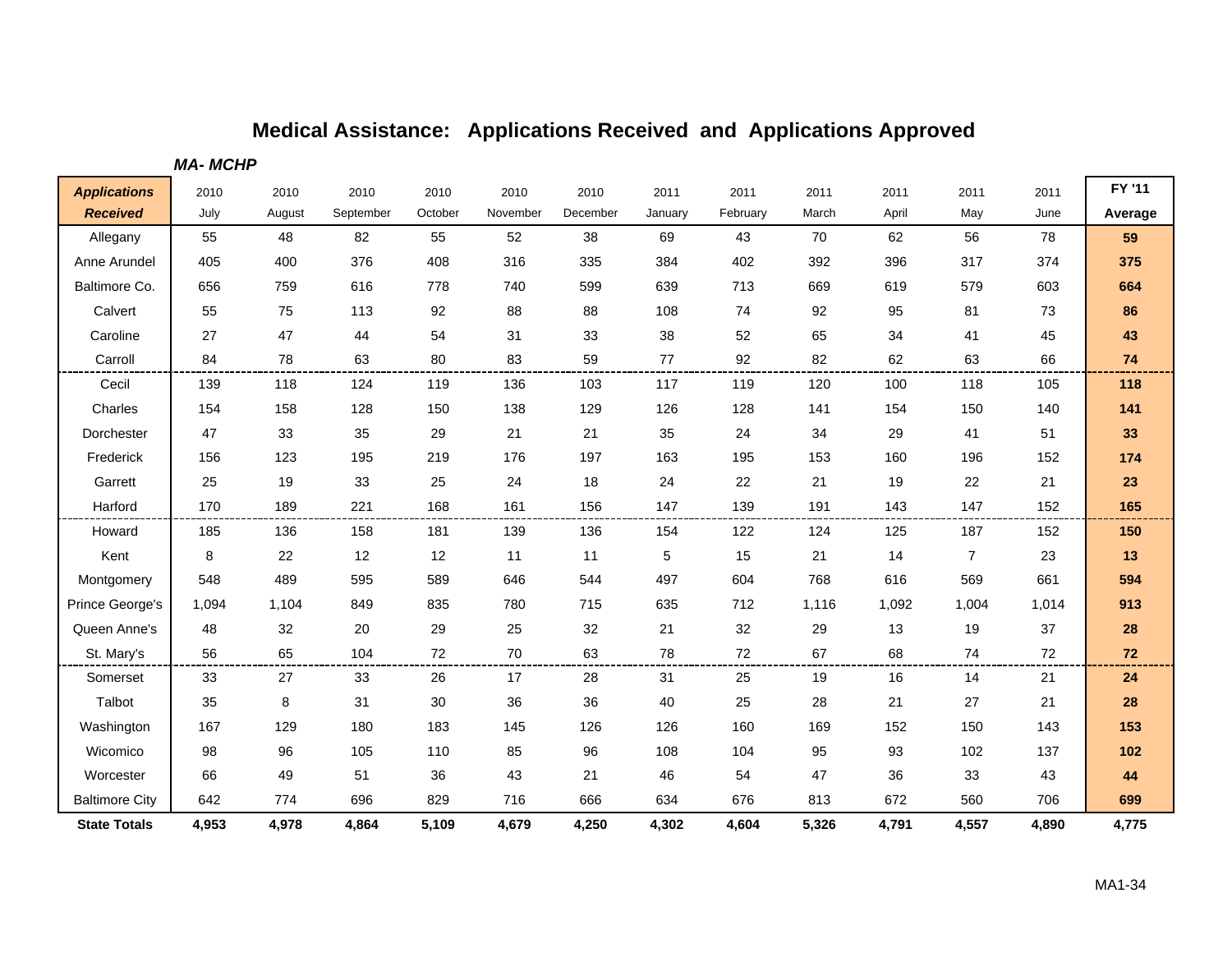# Medical Assistance: Applications Received and Applications Approved

***MA- MCHP***

| ***Applications Received*** | 2010 July | 2010 August | 2010 September | 2010 October | 2010 November | 2010 December | 2011 January | 2011 February | 2011 March | 2011 April | 2011 May | 2011 June | **FY '11 Average** |
|---|---|---|---|---|---|---|---|---|---|---|---|---|---|
| Allegany | 55 | 48 | 82 | 55 | 52 | 38 | 69 | 43 | 70 | 62 | 56 | 78 | **59** |
| Anne Arundel | 405 | 400 | 376 | 408 | 316 | 335 | 384 | 402 | 392 | 396 | 317 | 374 | **375** |
| Baltimore Co. | 656 | 759 | 616 | 778 | 740 | 599 | 639 | 713 | 669 | 619 | 579 | 603 | **664** |
| Calvert | 55 | 75 | 113 | 92 | 88 | 88 | 108 | 74 | 92 | 95 | 81 | 73 | **86** |
| Caroline | 27 | 47 | 44 | 54 | 31 | 33 | 38 | 52 | 65 | 34 | 41 | 45 | **43** |
| Carroll | 84 | 78 | 63 | 80 | 83 | 59 | 77 | 92 | 82 | 62 | 63 | 66 | **74** |
| Cecil | 139 | 118 | 124 | 119 | 136 | 103 | 117 | 119 | 120 | 100 | 118 | 105 | **118** |
| Charles | 154 | 158 | 128 | 150 | 138 | 129 | 126 | 128 | 141 | 154 | 150 | 140 | **141** |
| Dorchester | 47 | 33 | 35 | 29 | 21 | 21 | 35 | 24 | 34 | 29 | 41 | 51 | **33** |
| Frederick | 156 | 123 | 195 | 219 | 176 | 197 | 163 | 195 | 153 | 160 | 196 | 152 | **174** |
| Garrett | 25 | 19 | 33 | 25 | 24 | 18 | 24 | 22 | 21 | 19 | 22 | 21 | **23** |
| Harford | 170 | 189 | 221 | 168 | 161 | 156 | 147 | 139 | 191 | 143 | 147 | 152 | **165** |
| Howard | 185 | 136 | 158 | 181 | 139 | 136 | 154 | 122 | 124 | 125 | 187 | 152 | **150** |
| Kent | 8 | 22 | 12 | 12 | 11 | 11 | 5 | 15 | 21 | 14 | 7 | 23 | **13** |
| Montgomery | 548 | 489 | 595 | 589 | 646 | 544 | 497 | 604 | 768 | 616 | 569 | 661 | **594** |
| Prince George's | 1,094 | 1,104 | 849 | 835 | 780 | 715 | 635 | 712 | 1,116 | 1,092 | 1,004 | 1,014 | **913** |
| Queen Anne's | 48 | 32 | 20 | 29 | 25 | 32 | 21 | 32 | 29 | 13 | 19 | 37 | **28** |
| St. Mary's | 56 | 65 | 104 | 72 | 70 | 63 | 78 | 72 | 67 | 68 | 74 | 72 | **72** |
| Somerset | 33 | 27 | 33 | 26 | 17 | 28 | 31 | 25 | 19 | 16 | 14 | 21 | **24** |
| Talbot | 35 | 8 | 31 | 30 | 36 | 36 | 40 | 25 | 28 | 21 | 27 | 21 | **28** |
| Washington | 167 | 129 | 180 | 183 | 145 | 126 | 126 | 160 | 169 | 152 | 150 | 143 | **153** |
| Wicomico | 98 | 96 | 105 | 110 | 85 | 96 | 108 | 104 | 95 | 93 | 102 | 137 | **102** |
| Worcester | 66 | 49 | 51 | 36 | 43 | 21 | 46 | 54 | 47 | 36 | 33 | 43 | **44** |
| Baltimore City | 642 | 774 | 696 | 829 | 716 | 666 | 634 | 676 | 813 | 672 | 560 | 706 | **699** |
| **State Totals** | **4,953** | **4,978** | **4,864** | **5,109** | **4,679** | **4,250** | **4,302** | **4,604** | **5,326** | **4,791** | **4,557** | **4,890** | **4,775** |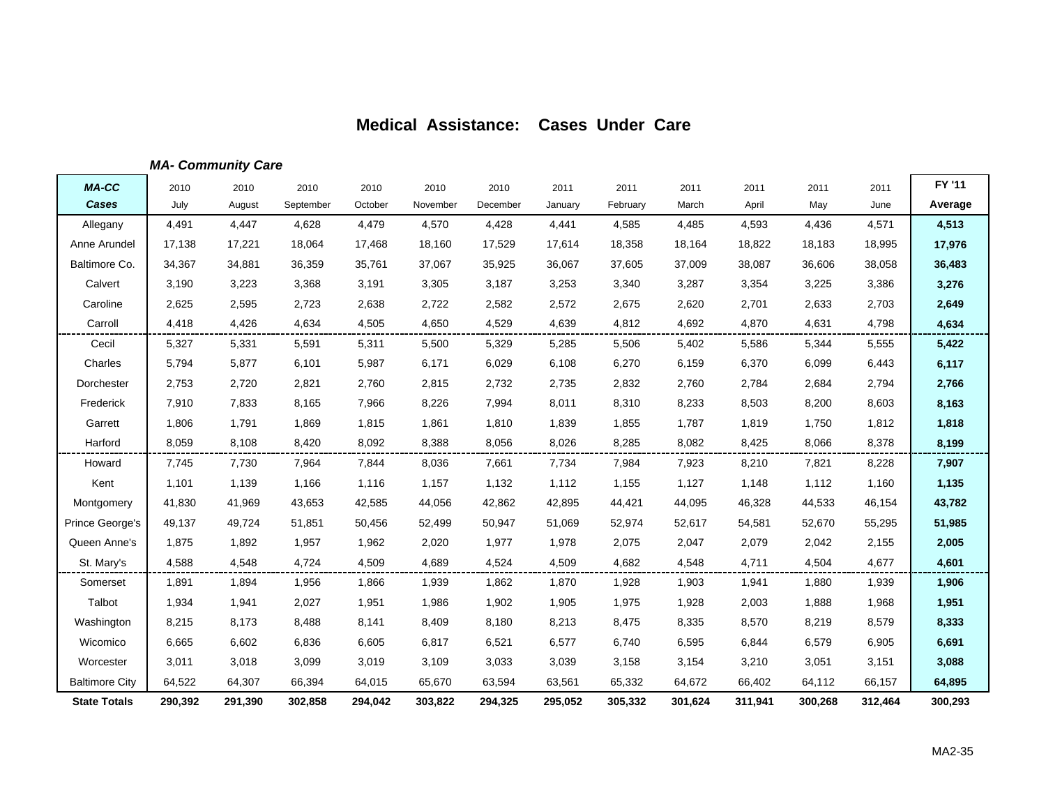# Medical Assistance: Cases Under Care

***MA- Community Care***

| ***MA-CC Cases*** | 2010 July | 2010 August | 2010 September | 2010 October | 2010 November | 2010 December | 2011 January | 2011 February | 2011 March | 2011 April | 2011 May | 2011 June | **FY '11 Average** |
|---|---|---|---|---|---|---|---|---|---|---|---|---|---|
| Allegany | 4,491 | 4,447 | 4,628 | 4,479 | 4,570 | 4,428 | 4,441 | 4,585 | 4,485 | 4,593 | 4,436 | 4,571 | **4,513** |
| Anne Arundel | 17,138 | 17,221 | 18,064 | 17,468 | 18,160 | 17,529 | 17,614 | 18,358 | 18,164 | 18,822 | 18,183 | 18,995 | **17,976** |
| Baltimore Co. | 34,367 | 34,881 | 36,359 | 35,761 | 37,067 | 35,925 | 36,067 | 37,605 | 37,009 | 38,087 | 36,606 | 38,058 | **36,483** |
| Calvert | 3,190 | 3,223 | 3,368 | 3,191 | 3,305 | 3,187 | 3,253 | 3,340 | 3,287 | 3,354 | 3,225 | 3,386 | **3,276** |
| Caroline | 2,625 | 2,595 | 2,723 | 2,638 | 2,722 | 2,582 | 2,572 | 2,675 | 2,620 | 2,701 | 2,633 | 2,703 | **2,649** |
| Carroll | 4,418 | 4,426 | 4,634 | 4,505 | 4,650 | 4,529 | 4,639 | 4,812 | 4,692 | 4,870 | 4,631 | 4,798 | **4,634** |
| Cecil | 5,327 | 5,331 | 5,591 | 5,311 | 5,500 | 5,329 | 5,285 | 5,506 | 5,402 | 5,586 | 5,344 | 5,555 | **5,422** |
| Charles | 5,794 | 5,877 | 6,101 | 5,987 | 6,171 | 6,029 | 6,108 | 6,270 | 6,159 | 6,370 | 6,099 | 6,443 | **6,117** |
| Dorchester | 2,753 | 2,720 | 2,821 | 2,760 | 2,815 | 2,732 | 2,735 | 2,832 | 2,760 | 2,784 | 2,684 | 2,794 | **2,766** |
| Frederick | 7,910 | 7,833 | 8,165 | 7,966 | 8,226 | 7,994 | 8,011 | 8,310 | 8,233 | 8,503 | 8,200 | 8,603 | **8,163** |
| Garrett | 1,806 | 1,791 | 1,869 | 1,815 | 1,861 | 1,810 | 1,839 | 1,855 | 1,787 | 1,819 | 1,750 | 1,812 | **1,818** |
| Harford | 8,059 | 8,108 | 8,420 | 8,092 | 8,388 | 8,056 | 8,026 | 8,285 | 8,082 | 8,425 | 8,066 | 8,378 | **8,199** |
| Howard | 7,745 | 7,730 | 7,964 | 7,844 | 8,036 | 7,661 | 7,734 | 7,984 | 7,923 | 8,210 | 7,821 | 8,228 | **7,907** |
| Kent | 1,101 | 1,139 | 1,166 | 1,116 | 1,157 | 1,132 | 1,112 | 1,155 | 1,127 | 1,148 | 1,112 | 1,160 | **1,135** |
| Montgomery | 41,830 | 41,969 | 43,653 | 42,585 | 44,056 | 42,862 | 42,895 | 44,421 | 44,095 | 46,328 | 44,533 | 46,154 | **43,782** |
| Prince George's | 49,137 | 49,724 | 51,851 | 50,456 | 52,499 | 50,947 | 51,069 | 52,974 | 52,617 | 54,581 | 52,670 | 55,295 | **51,985** |
| Queen Anne's | 1,875 | 1,892 | 1,957 | 1,962 | 2,020 | 1,977 | 1,978 | 2,075 | 2,047 | 2,079 | 2,042 | 2,155 | **2,005** |
| St. Mary's | 4,588 | 4,548 | 4,724 | 4,509 | 4,689 | 4,524 | 4,509 | 4,682 | 4,548 | 4,711 | 4,504 | 4,677 | **4,601** |
| Somerset | 1,891 | 1,894 | 1,956 | 1,866 | 1,939 | 1,862 | 1,870 | 1,928 | 1,903 | 1,941 | 1,880 | 1,939 | **1,906** |
| Talbot | 1,934 | 1,941 | 2,027 | 1,951 | 1,986 | 1,902 | 1,905 | 1,975 | 1,928 | 2,003 | 1,888 | 1,968 | **1,951** |
| Washington | 8,215 | 8,173 | 8,488 | 8,141 | 8,409 | 8,180 | 8,213 | 8,475 | 8,335 | 8,570 | 8,219 | 8,579 | **8,333** |
| Wicomico | 6,665 | 6,602 | 6,836 | 6,605 | 6,817 | 6,521 | 6,577 | 6,740 | 6,595 | 6,844 | 6,579 | 6,905 | **6,691** |
| Worcester | 3,011 | 3,018 | 3,099 | 3,019 | 3,109 | 3,033 | 3,039 | 3,158 | 3,154 | 3,210 | 3,051 | 3,151 | **3,088** |
| Baltimore City | 64,522 | 64,307 | 66,394 | 64,015 | 65,670 | 63,594 | 63,561 | 65,332 | 64,672 | 66,402 | 64,112 | 66,157 | **64,895** |
| **State Totals** | **290,392** | **291,390** | **302,858** | **294,042** | **303,822** | **294,325** | **295,052** | **305,332** | **301,624** | **311,941** | **300,268** | **312,464** | **300,293** |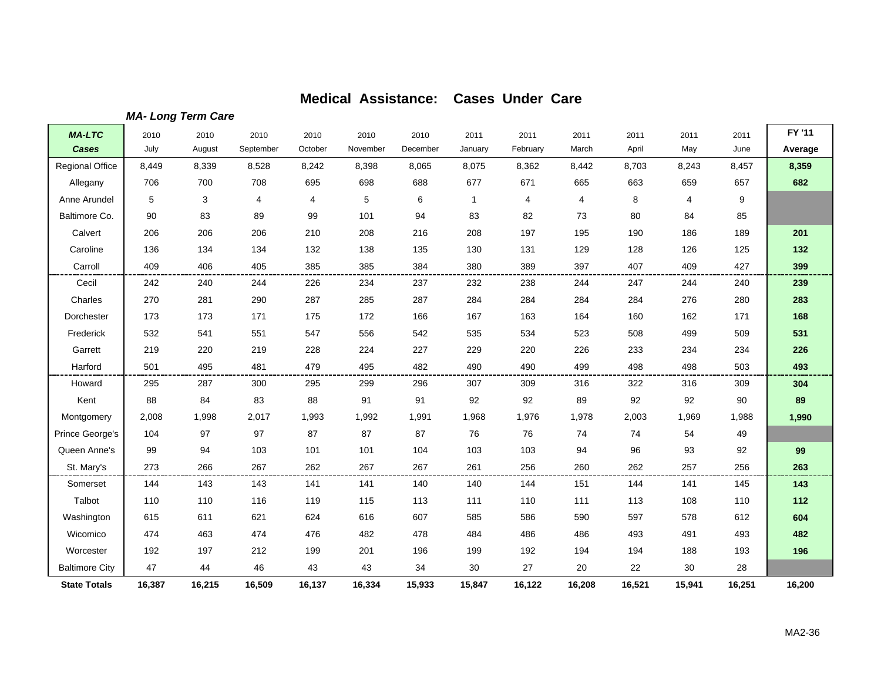# Medical Assistance: Cases Under Care

### *MA- Long Term Care*

| *MA-LTC* Cases | 2010 July | 2010 August | 2010 September | 2010 October | 2010 November | 2010 December | 2011 January | 2011 February | 2011 March | 2011 April | 2011 May | 2011 June | FY '11 Average |
|---|---|---|---|---|---|---|---|---|---|---|---|---|---|
| Regional Office | 8,449 | 8,339 | 8,528 | 8,242 | 8,398 | 8,065 | 8,075 | 8,362 | 8,442 | 8,703 | 8,243 | 8,457 | **8,359** |
| Allegany | 706 | 700 | 708 | 695 | 698 | 688 | 677 | 671 | 665 | 663 | 659 | 657 | **682** |
| Anne Arundel | 5 | 3 | 4 | 4 | 5 | 6 | 1 | 4 | 4 | 8 | 4 | 9 | |
| Baltimore Co. | 90 | 83 | 89 | 99 | 101 | 94 | 83 | 82 | 73 | 80 | 84 | 85 | |
| Calvert | 206 | 206 | 206 | 210 | 208 | 216 | 208 | 197 | 195 | 190 | 186 | 189 | **201** |
| Caroline | 136 | 134 | 134 | 132 | 138 | 135 | 130 | 131 | 129 | 128 | 126 | 125 | **132** |
| Carroll | 409 | 406 | 405 | 385 | 385 | 384 | 380 | 389 | 397 | 407 | 409 | 427 | **399** |
| Cecil | 242 | 240 | 244 | 226 | 234 | 237 | 232 | 238 | 244 | 247 | 244 | 240 | **239** |
| Charles | 270 | 281 | 290 | 287 | 285 | 287 | 284 | 284 | 284 | 284 | 276 | 280 | **283** |
| Dorchester | 173 | 173 | 171 | 175 | 172 | 166 | 167 | 163 | 164 | 160 | 162 | 171 | **168** |
| Frederick | 532 | 541 | 551 | 547 | 556 | 542 | 535 | 534 | 523 | 508 | 499 | 509 | **531** |
| Garrett | 219 | 220 | 219 | 228 | 224 | 227 | 229 | 220 | 226 | 233 | 234 | 234 | **226** |
| Harford | 501 | 495 | 481 | 479 | 495 | 482 | 490 | 490 | 499 | 498 | 498 | 503 | **493** |
| Howard | 295 | 287 | 300 | 295 | 299 | 296 | 307 | 309 | 316 | 322 | 316 | 309 | **304** |
| Kent | 88 | 84 | 83 | 88 | 91 | 91 | 92 | 92 | 89 | 92 | 92 | 90 | **89** |
| Montgomery | 2,008 | 1,998 | 2,017 | 1,993 | 1,992 | 1,991 | 1,968 | 1,976 | 1,978 | 2,003 | 1,969 | 1,988 | **1,990** |
| Prince George's | 104 | 97 | 97 | 87 | 87 | 87 | 76 | 76 | 74 | 74 | 54 | 49 | |
| Queen Anne's | 99 | 94 | 103 | 101 | 101 | 104 | 103 | 103 | 94 | 96 | 93 | 92 | **99** |
| St. Mary's | 273 | 266 | 267 | 262 | 267 | 267 | 261 | 256 | 260 | 262 | 257 | 256 | **263** |
| Somerset | 144 | 143 | 143 | 141 | 141 | 140 | 140 | 144 | 151 | 144 | 141 | 145 | **143** |
| Talbot | 110 | 110 | 116 | 119 | 115 | 113 | 111 | 110 | 111 | 113 | 108 | 110 | **112** |
| Washington | 615 | 611 | 621 | 624 | 616 | 607 | 585 | 586 | 590 | 597 | 578 | 612 | **604** |
| Wicomico | 474 | 463 | 474 | 476 | 482 | 478 | 484 | 486 | 486 | 493 | 491 | 493 | **482** |
| Worcester | 192 | 197 | 212 | 199 | 201 | 196 | 199 | 192 | 194 | 194 | 188 | 193 | **196** |
| Baltimore City | 47 | 44 | 46 | 43 | 43 | 34 | 30 | 27 | 20 | 22 | 30 | 28 | |
| **State Totals** | **16,387** | **16,215** | **16,509** | **16,137** | **16,334** | **15,933** | **15,847** | **16,122** | **16,208** | **16,521** | **15,941** | **16,251** | **16,200** |

MA2-36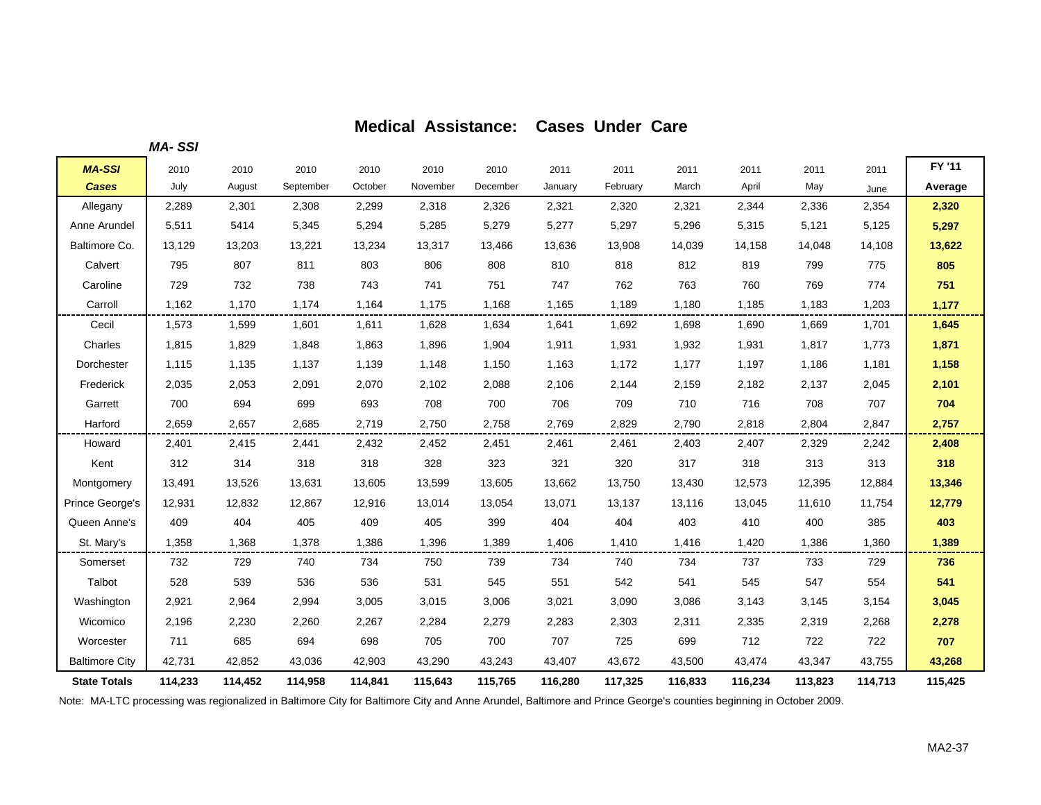# Medical Assistance: Cases Under Care

***MA- SSI***

| ***MA-SSI Cases*** | 2010 July | 2010 August | 2010 September | 2010 October | 2010 November | 2010 December | 2011 January | 2011 February | 2011 March | 2011 April | 2011 May | 2011 June | **FY '11 Average** |
|---|---|---|---|---|---|---|---|---|---|---|---|---|---|
| Allegany | 2,289 | 2,301 | 2,308 | 2,299 | 2,318 | 2,326 | 2,321 | 2,320 | 2,321 | 2,344 | 2,336 | 2,354 | **2,320** |
| Anne Arundel | 5,511 | 5414 | 5,345 | 5,294 | 5,285 | 5,279 | 5,277 | 5,297 | 5,296 | 5,315 | 5,121 | 5,125 | **5,297** |
| Baltimore Co. | 13,129 | 13,203 | 13,221 | 13,234 | 13,317 | 13,466 | 13,636 | 13,908 | 14,039 | 14,158 | 14,048 | 14,108 | **13,622** |
| Calvert | 795 | 807 | 811 | 803 | 806 | 808 | 810 | 818 | 812 | 819 | 799 | 775 | **805** |
| Caroline | 729 | 732 | 738 | 743 | 741 | 751 | 747 | 762 | 763 | 760 | 769 | 774 | **751** |
| Carroll | 1,162 | 1,170 | 1,174 | 1,164 | 1,175 | 1,168 | 1,165 | 1,189 | 1,180 | 1,185 | 1,183 | 1,203 | **1,177** |
| Cecil | 1,573 | 1,599 | 1,601 | 1,611 | 1,628 | 1,634 | 1,641 | 1,692 | 1,698 | 1,690 | 1,669 | 1,701 | **1,645** |
| Charles | 1,815 | 1,829 | 1,848 | 1,863 | 1,896 | 1,904 | 1,911 | 1,931 | 1,932 | 1,931 | 1,817 | 1,773 | **1,871** |
| Dorchester | 1,115 | 1,135 | 1,137 | 1,139 | 1,148 | 1,150 | 1,163 | 1,172 | 1,177 | 1,197 | 1,186 | 1,181 | **1,158** |
| Frederick | 2,035 | 2,053 | 2,091 | 2,070 | 2,102 | 2,088 | 2,106 | 2,144 | 2,159 | 2,182 | 2,137 | 2,045 | **2,101** |
| Garrett | 700 | 694 | 699 | 693 | 708 | 700 | 706 | 709 | 710 | 716 | 708 | 707 | **704** |
| Harford | 2,659 | 2,657 | 2,685 | 2,719 | 2,750 | 2,758 | 2,769 | 2,829 | 2,790 | 2,818 | 2,804 | 2,847 | **2,757** |
| Howard | 2,401 | 2,415 | 2,441 | 2,432 | 2,452 | 2,451 | 2,461 | 2,461 | 2,403 | 2,407 | 2,329 | 2,242 | **2,408** |
| Kent | 312 | 314 | 318 | 318 | 328 | 323 | 321 | 320 | 317 | 318 | 313 | 313 | **318** |
| Montgomery | 13,491 | 13,526 | 13,631 | 13,605 | 13,599 | 13,605 | 13,662 | 13,750 | 13,430 | 12,573 | 12,395 | 12,884 | **13,346** |
| Prince George's | 12,931 | 12,832 | 12,867 | 12,916 | 13,014 | 13,054 | 13,071 | 13,137 | 13,116 | 13,045 | 11,610 | 11,754 | **12,779** |
| Queen Anne's | 409 | 404 | 405 | 409 | 405 | 399 | 404 | 404 | 403 | 410 | 400 | 385 | **403** |
| St. Mary's | 1,358 | 1,368 | 1,378 | 1,386 | 1,396 | 1,389 | 1,406 | 1,410 | 1,416 | 1,420 | 1,386 | 1,360 | **1,389** |
| Somerset | 732 | 729 | 740 | 734 | 750 | 739 | 734 | 740 | 734 | 737 | 733 | 729 | **736** |
| Talbot | 528 | 539 | 536 | 536 | 531 | 545 | 551 | 542 | 541 | 545 | 547 | 554 | **541** |
| Washington | 2,921 | 2,964 | 2,994 | 3,005 | 3,015 | 3,006 | 3,021 | 3,090 | 3,086 | 3,143 | 3,145 | 3,154 | **3,045** |
| Wicomico | 2,196 | 2,230 | 2,260 | 2,267 | 2,284 | 2,279 | 2,283 | 2,303 | 2,311 | 2,335 | 2,319 | 2,268 | **2,278** |
| Worcester | 711 | 685 | 694 | 698 | 705 | 700 | 707 | 725 | 699 | 712 | 722 | 722 | **707** |
| Baltimore City | 42,731 | 42,852 | 43,036 | 42,903 | 43,290 | 43,243 | 43,407 | 43,672 | 43,500 | 43,474 | 43,347 | 43,755 | **43,268** |
| **State Totals** | **114,233** | **114,452** | **114,958** | **114,841** | **115,643** | **115,765** | **116,280** | **117,325** | **116,833** | **116,234** | **113,823** | **114,713** | **115,425** |

Note: MA-LTC processing was regionalized in Baltimore City for Baltimore City and Anne Arundel, Baltimore and Prince George's counties beginning in October 2009.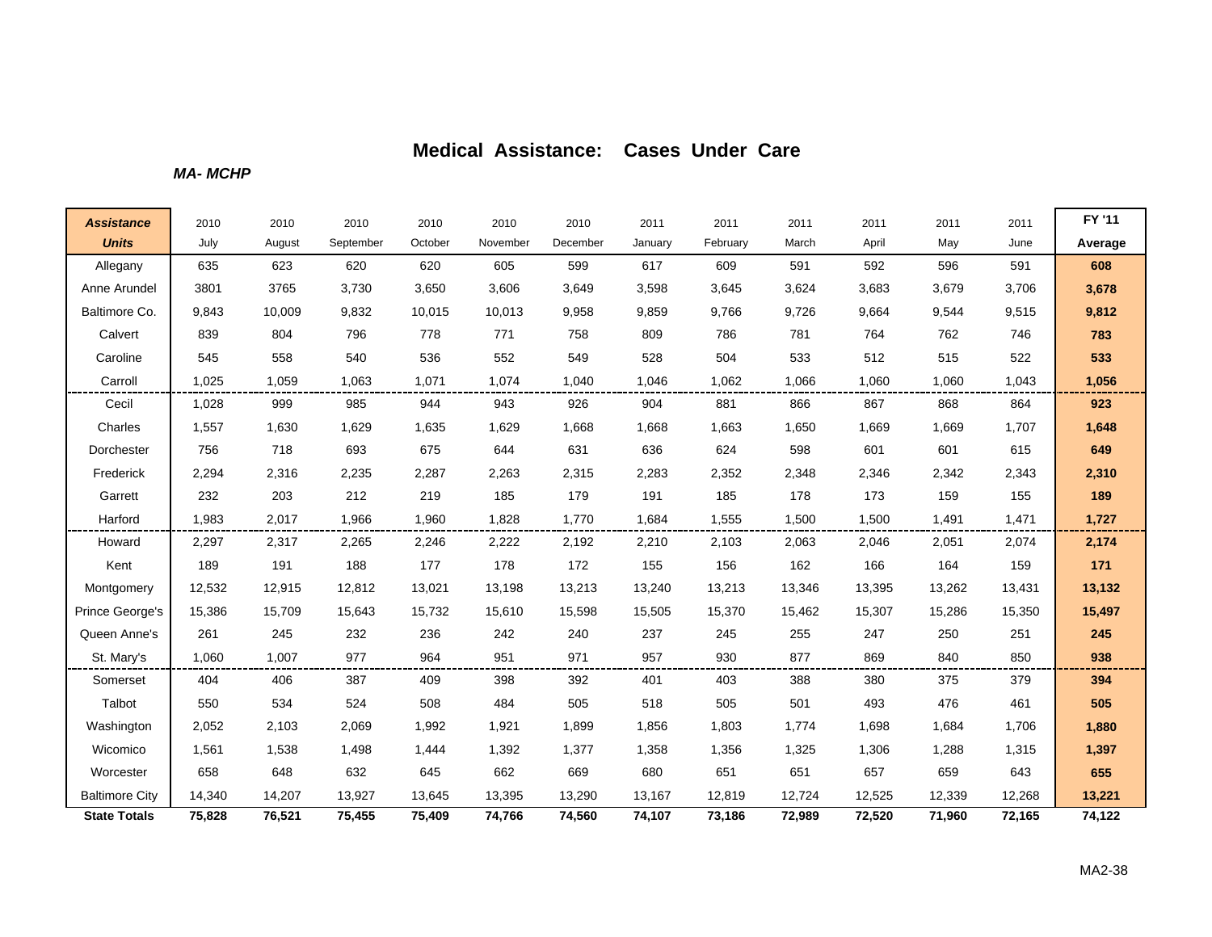# Medical Assistance: Cases Under Care

***MA- MCHP***

| ***Assistance Units*** | 2010 July | 2010 August | 2010 September | 2010 October | 2010 November | 2010 December | 2011 January | 2011 February | 2011 March | 2011 April | 2011 May | 2011 June | **FY '11 Average** |
|---|---|---|---|---|---|---|---|---|---|---|---|---|---|
| Allegany | 635 | 623 | 620 | 620 | 605 | 599 | 617 | 609 | 591 | 592 | 596 | 591 | **608** |
| Anne Arundel | 3801 | 3765 | 3,730 | 3,650 | 3,606 | 3,649 | 3,598 | 3,645 | 3,624 | 3,683 | 3,679 | 3,706 | **3,678** |
| Baltimore Co. | 9,843 | 10,009 | 9,832 | 10,015 | 10,013 | 9,958 | 9,859 | 9,766 | 9,726 | 9,664 | 9,544 | 9,515 | **9,812** |
| Calvert | 839 | 804 | 796 | 778 | 771 | 758 | 809 | 786 | 781 | 764 | 762 | 746 | **783** |
| Caroline | 545 | 558 | 540 | 536 | 552 | 549 | 528 | 504 | 533 | 512 | 515 | 522 | **533** |
| Carroll | 1,025 | 1,059 | 1,063 | 1,071 | 1,074 | 1,040 | 1,046 | 1,062 | 1,066 | 1,060 | 1,060 | 1,043 | **1,056** |
| Cecil | 1,028 | 999 | 985 | 944 | 943 | 926 | 904 | 881 | 866 | 867 | 868 | 864 | **923** |
| Charles | 1,557 | 1,630 | 1,629 | 1,635 | 1,629 | 1,668 | 1,668 | 1,663 | 1,650 | 1,669 | 1,669 | 1,707 | **1,648** |
| Dorchester | 756 | 718 | 693 | 675 | 644 | 631 | 636 | 624 | 598 | 601 | 601 | 615 | **649** |
| Frederick | 2,294 | 2,316 | 2,235 | 2,287 | 2,263 | 2,315 | 2,283 | 2,352 | 2,348 | 2,346 | 2,342 | 2,343 | **2,310** |
| Garrett | 232 | 203 | 212 | 219 | 185 | 179 | 191 | 185 | 178 | 173 | 159 | 155 | **189** |
| Harford | 1,983 | 2,017 | 1,966 | 1,960 | 1,828 | 1,770 | 1,684 | 1,555 | 1,500 | 1,500 | 1,491 | 1,471 | **1,727** |
| Howard | 2,297 | 2,317 | 2,265 | 2,246 | 2,222 | 2,192 | 2,210 | 2,103 | 2,063 | 2,046 | 2,051 | 2,074 | **2,174** |
| Kent | 189 | 191 | 188 | 177 | 178 | 172 | 155 | 156 | 162 | 166 | 164 | 159 | **171** |
| Montgomery | 12,532 | 12,915 | 12,812 | 13,021 | 13,198 | 13,213 | 13,240 | 13,213 | 13,346 | 13,395 | 13,262 | 13,431 | **13,132** |
| Prince George's | 15,386 | 15,709 | 15,643 | 15,732 | 15,610 | 15,598 | 15,505 | 15,370 | 15,462 | 15,307 | 15,286 | 15,350 | **15,497** |
| Queen Anne's | 261 | 245 | 232 | 236 | 242 | 240 | 237 | 245 | 255 | 247 | 250 | 251 | **245** |
| St. Mary's | 1,060 | 1,007 | 977 | 964 | 951 | 971 | 957 | 930 | 877 | 869 | 840 | 850 | **938** |
| Somerset | 404 | 406 | 387 | 409 | 398 | 392 | 401 | 403 | 388 | 380 | 375 | 379 | **394** |
| Talbot | 550 | 534 | 524 | 508 | 484 | 505 | 518 | 505 | 501 | 493 | 476 | 461 | **505** |
| Washington | 2,052 | 2,103 | 2,069 | 1,992 | 1,921 | 1,899 | 1,856 | 1,803 | 1,774 | 1,698 | 1,684 | 1,706 | **1,880** |
| Wicomico | 1,561 | 1,538 | 1,498 | 1,444 | 1,392 | 1,377 | 1,358 | 1,356 | 1,325 | 1,306 | 1,288 | 1,315 | **1,397** |
| Worcester | 658 | 648 | 632 | 645 | 662 | 669 | 680 | 651 | 651 | 657 | 659 | 643 | **655** |
| Baltimore City | 14,340 | 14,207 | 13,927 | 13,645 | 13,395 | 13,290 | 13,167 | 12,819 | 12,724 | 12,525 | 12,339 | 12,268 | **13,221** |
| **State Totals** | **75,828** | **76,521** | **75,455** | **75,409** | **74,766** | **74,560** | **74,107** | **73,186** | **72,989** | **72,520** | **71,960** | **72,165** | **74,122** |

MA2-38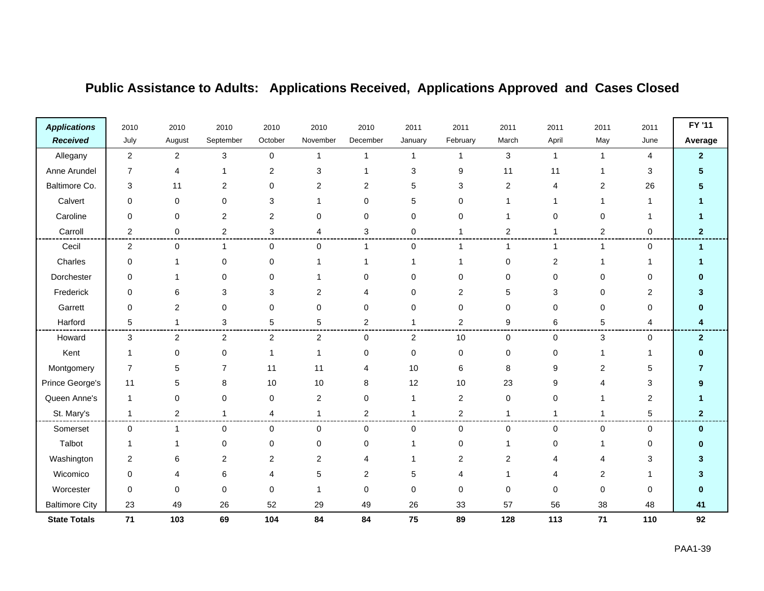## Public Assistance to Adults: Applications Received, Applications Approved and Cases Closed

| ***Applications Received*** | 2010 July | 2010 August | 2010 September | 2010 October | 2010 November | 2010 December | 2011 January | 2011 February | 2011 March | 2011 April | 2011 May | 2011 June | **FY '11 Average** |
|---|---|---|---|---|---|---|---|---|---|---|---|---|---|
| Allegany | 2 | 2 | 3 | 0 | 1 | 1 | 1 | 1 | 3 | 1 | 1 | 4 | **2** |
| Anne Arundel | 7 | 4 | 1 | 2 | 3 | 1 | 3 | 9 | 11 | 11 | 1 | 3 | **5** |
| Baltimore Co. | 3 | 11 | 2 | 0 | 2 | 2 | 5 | 3 | 2 | 4 | 2 | 26 | **5** |
| Calvert | 0 | 0 | 0 | 3 | 1 | 0 | 5 | 0 | 1 | 1 | 1 | 1 | **1** |
| Caroline | 0 | 0 | 2 | 2 | 0 | 0 | 0 | 0 | 1 | 0 | 0 | 1 | **1** |
| Carroll | 2 | 0 | 2 | 3 | 4 | 3 | 0 | 1 | 2 | 1 | 2 | 0 | **2** |
| Cecil | 2 | 0 | 1 | 0 | 0 | 1 | 0 | 1 | 1 | 1 | 1 | 0 | **1** |
| Charles | 0 | 1 | 0 | 0 | 1 | 1 | 1 | 1 | 0 | 2 | 1 | 1 | **1** |
| Dorchester | 0 | 1 | 0 | 0 | 1 | 0 | 0 | 0 | 0 | 0 | 0 | 0 | **0** |
| Frederick | 0 | 6 | 3 | 3 | 2 | 4 | 0 | 2 | 5 | 3 | 0 | 2 | **3** |
| Garrett | 0 | 2 | 0 | 0 | 0 | 0 | 0 | 0 | 0 | 0 | 0 | 0 | **0** |
| Harford | 5 | 1 | 3 | 5 | 5 | 2 | 1 | 2 | 9 | 6 | 5 | 4 | **4** |
| Howard | 3 | 2 | 2 | 2 | 2 | 0 | 2 | 10 | 0 | 0 | 3 | 0 | **2** |
| Kent | 1 | 0 | 0 | 1 | 1 | 0 | 0 | 0 | 0 | 0 | 1 | 1 | **0** |
| Montgomery | 7 | 5 | 7 | 11 | 11 | 4 | 10 | 6 | 8 | 9 | 2 | 5 | **7** |
| Prince George's | 11 | 5 | 8 | 10 | 10 | 8 | 12 | 10 | 23 | 9 | 4 | 3 | **9** |
| Queen Anne's | 1 | 0 | 0 | 0 | 2 | 0 | 1 | 2 | 0 | 0 | 1 | 2 | **1** |
| St. Mary's | 1 | 2 | 1 | 4 | 1 | 2 | 1 | 2 | 1 | 1 | 1 | 5 | **2** |
| Somerset | 0 | 1 | 0 | 0 | 0 | 0 | 0 | 0 | 0 | 0 | 0 | 0 | **0** |
| Talbot | 1 | 1 | 0 | 0 | 0 | 0 | 1 | 0 | 1 | 0 | 1 | 0 | **0** |
| Washington | 2 | 6 | 2 | 2 | 2 | 4 | 1 | 2 | 2 | 4 | 4 | 3 | **3** |
| Wicomico | 0 | 4 | 6 | 4 | 5 | 2 | 5 | 4 | 1 | 4 | 2 | 1 | **3** |
| Worcester | 0 | 0 | 0 | 0 | 1 | 0 | 0 | 0 | 0 | 0 | 0 | 0 | **0** |
| Baltimore City | 23 | 49 | 26 | 52 | 29 | 49 | 26 | 33 | 57 | 56 | 38 | 48 | **41** |
| **State Totals** | **71** | **103** | **69** | **104** | **84** | **84** | **75** | **89** | **128** | **113** | **71** | **110** | **92** |

PAA1-39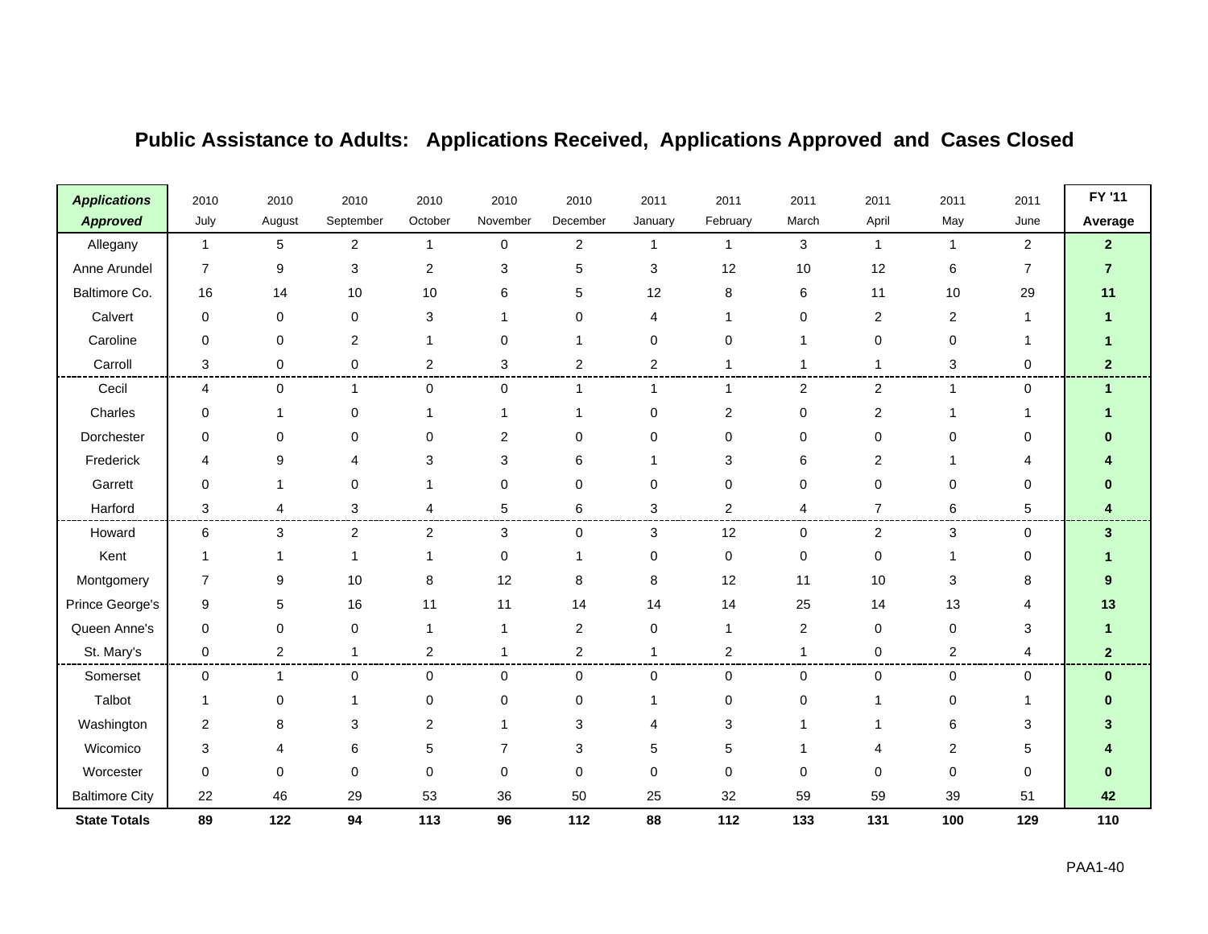# Public Assistance to Adults: Applications Received, Applications Approved and Cases Closed

| ***Applications Approved*** | 2010 July | 2010 August | 2010 September | 2010 October | 2010 November | 2010 December | 2011 January | 2011 February | 2011 March | 2011 April | 2011 May | 2011 June | **FY '11 Average** |
|---|---|---|---|---|---|---|---|---|---|---|---|---|---|
| Allegany | 1 | 5 | 2 | 1 | 0 | 2 | 1 | 1 | 3 | 1 | 1 | 2 | **2** |
| Anne Arundel | 7 | 9 | 3 | 2 | 3 | 5 | 3 | 12 | 10 | 12 | 6 | 7 | **7** |
| Baltimore Co. | 16 | 14 | 10 | 10 | 6 | 5 | 12 | 8 | 6 | 11 | 10 | 29 | **11** |
| Calvert | 0 | 0 | 0 | 3 | 1 | 0 | 4 | 1 | 0 | 2 | 2 | 1 | **1** |
| Caroline | 0 | 0 | 2 | 1 | 0 | 1 | 0 | 0 | 1 | 0 | 0 | 1 | **1** |
| Carroll | 3 | 0 | 0 | 2 | 3 | 2 | 2 | 1 | 1 | 1 | 3 | 0 | **2** |
| Cecil | 4 | 0 | 1 | 0 | 0 | 1 | 1 | 1 | 2 | 2 | 1 | 0 | **1** |
| Charles | 0 | 1 | 0 | 1 | 1 | 1 | 0 | 2 | 0 | 2 | 1 | 1 | **1** |
| Dorchester | 0 | 0 | 0 | 0 | 2 | 0 | 0 | 0 | 0 | 0 | 0 | 0 | **0** |
| Frederick | 4 | 9 | 4 | 3 | 3 | 6 | 1 | 3 | 6 | 2 | 1 | 4 | **4** |
| Garrett | 0 | 1 | 0 | 1 | 0 | 0 | 0 | 0 | 0 | 0 | 0 | 0 | **0** |
| Harford | 3 | 4 | 3 | 4 | 5 | 6 | 3 | 2 | 4 | 7 | 6 | 5 | **4** |
| Howard | 6 | 3 | 2 | 2 | 3 | 0 | 3 | 12 | 0 | 2 | 3 | 0 | **3** |
| Kent | 1 | 1 | 1 | 1 | 0 | 1 | 0 | 0 | 0 | 0 | 1 | 0 | **1** |
| Montgomery | 7 | 9 | 10 | 8 | 12 | 8 | 8 | 12 | 11 | 10 | 3 | 8 | **9** |
| Prince George's | 9 | 5 | 16 | 11 | 11 | 14 | 14 | 14 | 25 | 14 | 13 | 4 | **13** |
| Queen Anne's | 0 | 0 | 0 | 1 | 1 | 2 | 0 | 1 | 2 | 0 | 0 | 3 | **1** |
| St. Mary's | 0 | 2 | 1 | 2 | 1 | 2 | 1 | 2 | 1 | 0 | 2 | 4 | **2** |
| Somerset | 0 | 1 | 0 | 0 | 0 | 0 | 0 | 0 | 0 | 0 | 0 | 0 | **0** |
| Talbot | 1 | 0 | 1 | 0 | 0 | 0 | 1 | 0 | 0 | 1 | 0 | 1 | **0** |
| Washington | 2 | 8 | 3 | 2 | 1 | 3 | 4 | 3 | 1 | 1 | 6 | 3 | **3** |
| Wicomico | 3 | 4 | 6 | 5 | 7 | 3 | 5 | 5 | 1 | 4 | 2 | 5 | **4** |
| Worcester | 0 | 0 | 0 | 0 | 0 | 0 | 0 | 0 | 0 | 0 | 0 | 0 | **0** |
| Baltimore City | 22 | 46 | 29 | 53 | 36 | 50 | 25 | 32 | 59 | 59 | 39 | 51 | **42** |
| **State Totals** | **89** | **122** | **94** | **113** | **96** | **112** | **88** | **112** | **133** | **131** | **100** | **129** | **110** |

PAA1-40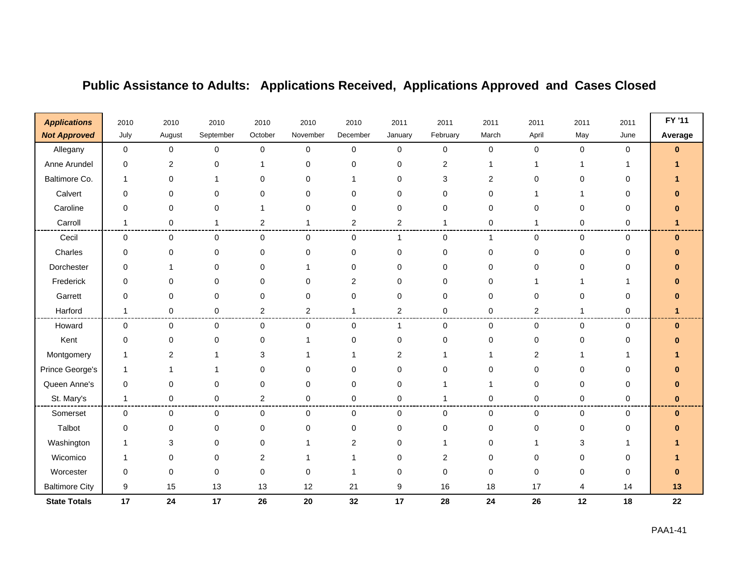# Public Assistance to Adults: Applications Received, Applications Approved and Cases Closed

| ***Applications Not Approved*** | 2010 July | 2010 August | 2010 September | 2010 October | 2010 November | 2010 December | 2011 January | 2011 February | 2011 March | 2011 April | 2011 May | 2011 June | **FY '11 Average** |
|---|---|---|---|---|---|---|---|---|---|---|---|---|---|
| Allegany | 0 | 0 | 0 | 0 | 0 | 0 | 0 | 0 | 0 | 0 | 0 | 0 | **0** |
| Anne Arundel | 0 | 2 | 0 | 1 | 0 | 0 | 0 | 2 | 1 | 1 | 1 | 1 | **1** |
| Baltimore Co. | 1 | 0 | 1 | 0 | 0 | 1 | 0 | 3 | 2 | 0 | 0 | 0 | **1** |
| Calvert | 0 | 0 | 0 | 0 | 0 | 0 | 0 | 0 | 0 | 1 | 1 | 0 | **0** |
| Caroline | 0 | 0 | 0 | 1 | 0 | 0 | 0 | 0 | 0 | 0 | 0 | 0 | **0** |
| Carroll | 1 | 0 | 1 | 2 | 1 | 2 | 2 | 1 | 0 | 1 | 0 | 0 | **1** |
| Cecil | 0 | 0 | 0 | 0 | 0 | 0 | 1 | 0 | 1 | 0 | 0 | 0 | **0** |
| Charles | 0 | 0 | 0 | 0 | 0 | 0 | 0 | 0 | 0 | 0 | 0 | 0 | **0** |
| Dorchester | 0 | 1 | 0 | 0 | 1 | 0 | 0 | 0 | 0 | 0 | 0 | 0 | **0** |
| Frederick | 0 | 0 | 0 | 0 | 0 | 2 | 0 | 0 | 0 | 1 | 1 | 1 | **0** |
| Garrett | 0 | 0 | 0 | 0 | 0 | 0 | 0 | 0 | 0 | 0 | 0 | 0 | **0** |
| Harford | 1 | 0 | 0 | 2 | 2 | 1 | 2 | 0 | 0 | 2 | 1 | 0 | **1** |
| Howard | 0 | 0 | 0 | 0 | 0 | 0 | 1 | 0 | 0 | 0 | 0 | 0 | **0** |
| Kent | 0 | 0 | 0 | 0 | 1 | 0 | 0 | 0 | 0 | 0 | 0 | 0 | **0** |
| Montgomery | 1 | 2 | 1 | 3 | 1 | 1 | 2 | 1 | 1 | 2 | 1 | 1 | **1** |
| Prince George's | 1 | 1 | 1 | 0 | 0 | 0 | 0 | 0 | 0 | 0 | 0 | 0 | **0** |
| Queen Anne's | 0 | 0 | 0 | 0 | 0 | 0 | 0 | 1 | 1 | 0 | 0 | 0 | **0** |
| St. Mary's | 1 | 0 | 0 | 2 | 0 | 0 | 0 | 1 | 0 | 0 | 0 | 0 | **0** |
| Somerset | 0 | 0 | 0 | 0 | 0 | 0 | 0 | 0 | 0 | 0 | 0 | 0 | **0** |
| Talbot | 0 | 0 | 0 | 0 | 0 | 0 | 0 | 0 | 0 | 0 | 0 | 0 | **0** |
| Washington | 1 | 3 | 0 | 0 | 1 | 2 | 0 | 1 | 0 | 1 | 3 | 1 | **1** |
| Wicomico | 1 | 0 | 0 | 2 | 1 | 1 | 0 | 2 | 0 | 0 | 0 | 0 | **1** |
| Worcester | 0 | 0 | 0 | 0 | 0 | 1 | 0 | 0 | 0 | 0 | 0 | 0 | **0** |
| Baltimore City | 9 | 15 | 13 | 13 | 12 | 21 | 9 | 16 | 18 | 17 | 4 | 14 | **13** |
| **State Totals** | **17** | **24** | **17** | **26** | **20** | **32** | **17** | **28** | **24** | **26** | **12** | **18** | **22** |

PAA1-41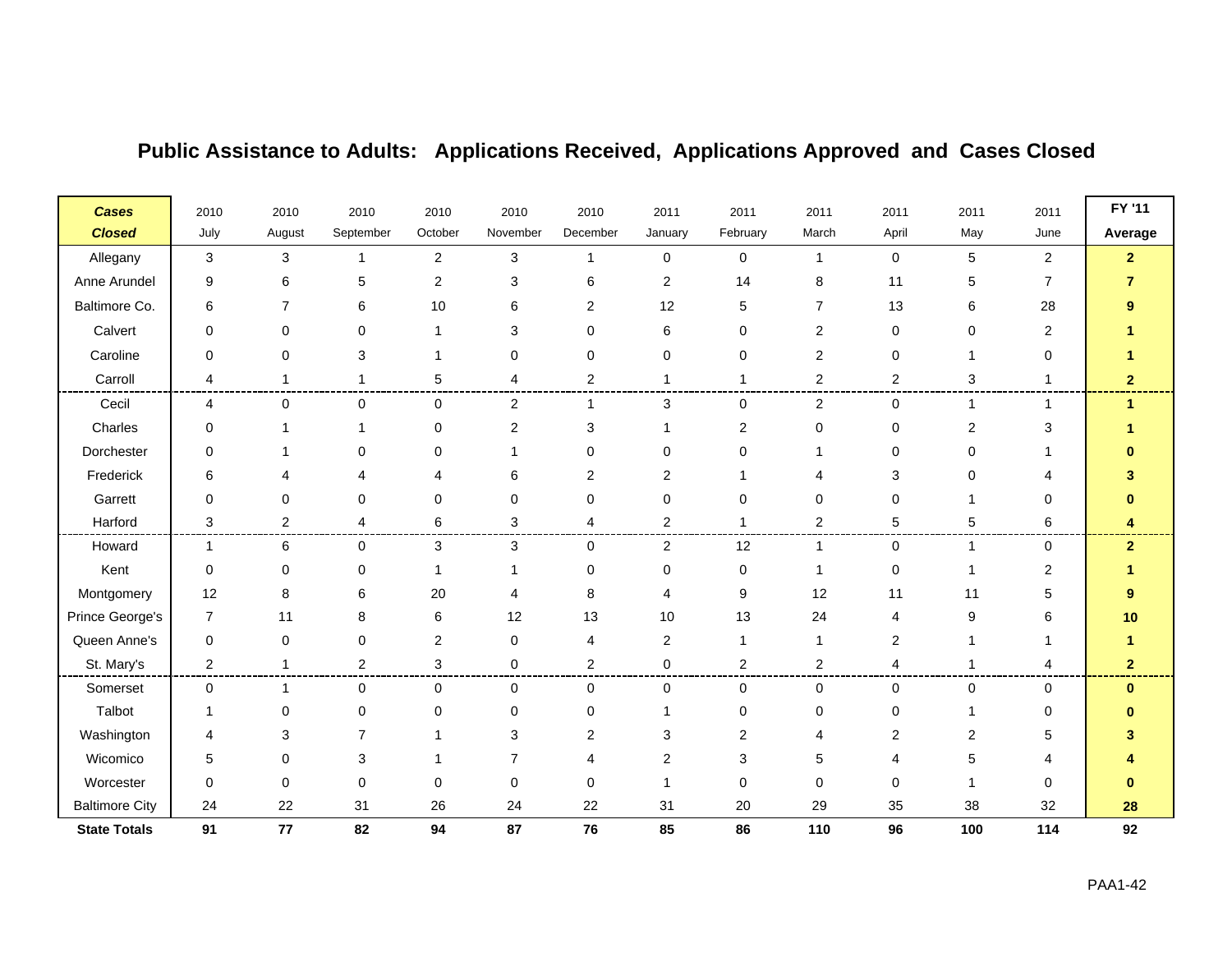# Public Assistance to Adults: Applications Received, Applications Approved and Cases Closed

| ***Cases Closed*** | 2010 July | 2010 August | 2010 September | 2010 October | 2010 November | 2010 December | 2011 January | 2011 February | 2011 March | 2011 April | 2011 May | 2011 June | **FY '11 Average** |
|---|---|---|---|---|---|---|---|---|---|---|---|---|---|
| Allegany | 3 | 3 | 1 | 2 | 3 | 1 | 0 | 0 | 1 | 0 | 5 | 2 | **2** |
| Anne Arundel | 9 | 6 | 5 | 2 | 3 | 6 | 2 | 14 | 8 | 11 | 5 | 7 | **7** |
| Baltimore Co. | 6 | 7 | 6 | 10 | 6 | 2 | 12 | 5 | 7 | 13 | 6 | 28 | **9** |
| Calvert | 0 | 0 | 0 | 1 | 3 | 0 | 6 | 0 | 2 | 0 | 0 | 2 | **1** |
| Caroline | 0 | 0 | 3 | 1 | 0 | 0 | 0 | 0 | 2 | 0 | 1 | 0 | **1** |
| Carroll | 4 | 1 | 1 | 5 | 4 | 2 | 1 | 1 | 2 | 2 | 3 | 1 | **2** |
| Cecil | 4 | 0 | 0 | 0 | 2 | 1 | 3 | 0 | 2 | 0 | 1 | 1 | **1** |
| Charles | 0 | 1 | 1 | 0 | 2 | 3 | 1 | 2 | 0 | 0 | 2 | 3 | **1** |
| Dorchester | 0 | 1 | 0 | 0 | 1 | 0 | 0 | 0 | 1 | 0 | 0 | 1 | **0** |
| Frederick | 6 | 4 | 4 | 4 | 6 | 2 | 2 | 1 | 4 | 3 | 0 | 4 | **3** |
| Garrett | 0 | 0 | 0 | 0 | 0 | 0 | 0 | 0 | 0 | 0 | 1 | 0 | **0** |
| Harford | 3 | 2 | 4 | 6 | 3 | 4 | 2 | 1 | 2 | 5 | 5 | 6 | **4** |
| Howard | 1 | 6 | 0 | 3 | 3 | 0 | 2 | 12 | 1 | 0 | 1 | 0 | **2** |
| Kent | 0 | 0 | 0 | 1 | 1 | 0 | 0 | 0 | 1 | 0 | 1 | 2 | **1** |
| Montgomery | 12 | 8 | 6 | 20 | 4 | 8 | 4 | 9 | 12 | 11 | 11 | 5 | **9** |
| Prince George's | 7 | 11 | 8 | 6 | 12 | 13 | 10 | 13 | 24 | 4 | 9 | 6 | **10** |
| Queen Anne's | 0 | 0 | 0 | 2 | 0 | 4 | 2 | 1 | 1 | 2 | 1 | 1 | **1** |
| St. Mary's | 2 | 1 | 2 | 3 | 0 | 2 | 0 | 2 | 2 | 4 | 1 | 4 | **2** |
| Somerset | 0 | 1 | 0 | 0 | 0 | 0 | 0 | 0 | 0 | 0 | 0 | 0 | **0** |
| Talbot | 1 | 0 | 0 | 0 | 0 | 0 | 1 | 0 | 0 | 0 | 1 | 0 | **0** |
| Washington | 4 | 3 | 7 | 1 | 3 | 2 | 3 | 2 | 4 | 2 | 2 | 5 | **3** |
| Wicomico | 5 | 0 | 3 | 1 | 7 | 4 | 2 | 3 | 5 | 4 | 5 | 4 | **4** |
| Worcester | 0 | 0 | 0 | 0 | 0 | 0 | 1 | 0 | 0 | 0 | 1 | 0 | **0** |
| Baltimore City | 24 | 22 | 31 | 26 | 24 | 22 | 31 | 20 | 29 | 35 | 38 | 32 | **28** |
| **State Totals** | **91** | **77** | **82** | **94** | **87** | **76** | **85** | **86** | **110** | **96** | **100** | **114** | **92** |

PAA1-42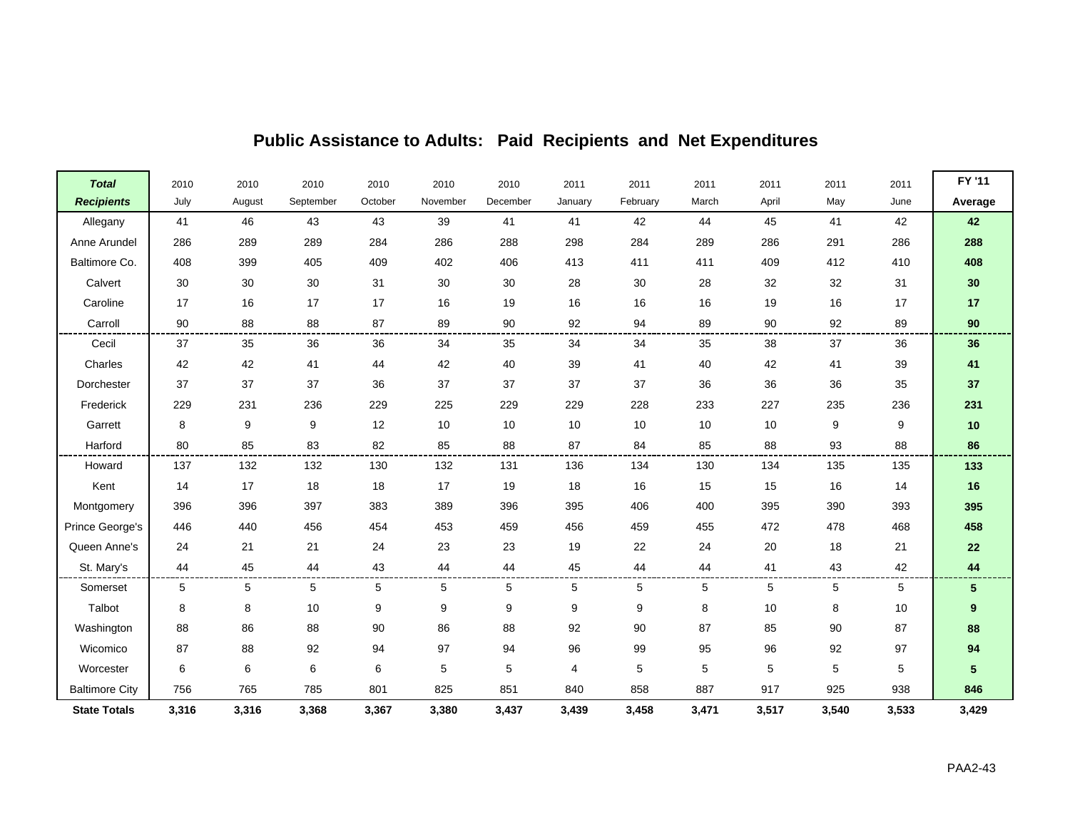# Public Assistance to Adults: Paid Recipients and Net Expenditures

| *Total Recipients* | 2010 July | 2010 August | 2010 September | 2010 October | 2010 November | 2010 December | 2011 January | 2011 February | 2011 March | 2011 April | 2011 May | 2011 June | FY '11 Average |
|---|---|---|---|---|---|---|---|---|---|---|---|---|---|
| Allegany | 41 | 46 | 43 | 43 | 39 | 41 | 41 | 42 | 44 | 45 | 41 | 42 | **42** |
| Anne Arundel | 286 | 289 | 289 | 284 | 286 | 288 | 298 | 284 | 289 | 286 | 291 | 286 | **288** |
| Baltimore Co. | 408 | 399 | 405 | 409 | 402 | 406 | 413 | 411 | 411 | 409 | 412 | 410 | **408** |
| Calvert | 30 | 30 | 30 | 31 | 30 | 30 | 28 | 30 | 28 | 32 | 32 | 31 | **30** |
| Caroline | 17 | 16 | 17 | 17 | 16 | 19 | 16 | 16 | 16 | 19 | 16 | 17 | **17** |
| Carroll | 90 | 88 | 88 | 87 | 89 | 90 | 92 | 94 | 89 | 90 | 92 | 89 | **90** |
| Cecil | 37 | 35 | 36 | 36 | 34 | 35 | 34 | 34 | 35 | 38 | 37 | 36 | **36** |
| Charles | 42 | 42 | 41 | 44 | 42 | 40 | 39 | 41 | 40 | 42 | 41 | 39 | **41** |
| Dorchester | 37 | 37 | 37 | 36 | 37 | 37 | 37 | 37 | 36 | 36 | 36 | 35 | **37** |
| Frederick | 229 | 231 | 236 | 229 | 225 | 229 | 229 | 228 | 233 | 227 | 235 | 236 | **231** |
| Garrett | 8 | 9 | 9 | 12 | 10 | 10 | 10 | 10 | 10 | 10 | 9 | 9 | **10** |
| Harford | 80 | 85 | 83 | 82 | 85 | 88 | 87 | 84 | 85 | 88 | 93 | 88 | **86** |
| Howard | 137 | 132 | 132 | 130 | 132 | 131 | 136 | 134 | 130 | 134 | 135 | 135 | **133** |
| Kent | 14 | 17 | 18 | 18 | 17 | 19 | 18 | 16 | 15 | 15 | 16 | 14 | **16** |
| Montgomery | 396 | 396 | 397 | 383 | 389 | 396 | 395 | 406 | 400 | 395 | 390 | 393 | **395** |
| Prince George's | 446 | 440 | 456 | 454 | 453 | 459 | 456 | 459 | 455 | 472 | 478 | 468 | **458** |
| Queen Anne's | 24 | 21 | 21 | 24 | 23 | 23 | 19 | 22 | 24 | 20 | 18 | 21 | **22** |
| St. Mary's | 44 | 45 | 44 | 43 | 44 | 44 | 45 | 44 | 44 | 41 | 43 | 42 | **44** |
| Somerset | 5 | 5 | 5 | 5 | 5 | 5 | 5 | 5 | 5 | 5 | 5 | 5 | **5** |
| Talbot | 8 | 8 | 10 | 9 | 9 | 9 | 9 | 9 | 8 | 10 | 8 | 10 | **9** |
| Washington | 88 | 86 | 88 | 90 | 86 | 88 | 92 | 90 | 87 | 85 | 90 | 87 | **88** |
| Wicomico | 87 | 88 | 92 | 94 | 97 | 94 | 96 | 99 | 95 | 96 | 92 | 97 | **94** |
| Worcester | 6 | 6 | 6 | 6 | 5 | 5 | 4 | 5 | 5 | 5 | 5 | 5 | **5** |
| Baltimore City | 756 | 765 | 785 | 801 | 825 | 851 | 840 | 858 | 887 | 917 | 925 | 938 | **846** |
| **State Totals** | **3,316** | **3,316** | **3,368** | **3,367** | **3,380** | **3,437** | **3,439** | **3,458** | **3,471** | **3,517** | **3,540** | **3,533** | **3,429** |

PAA2-43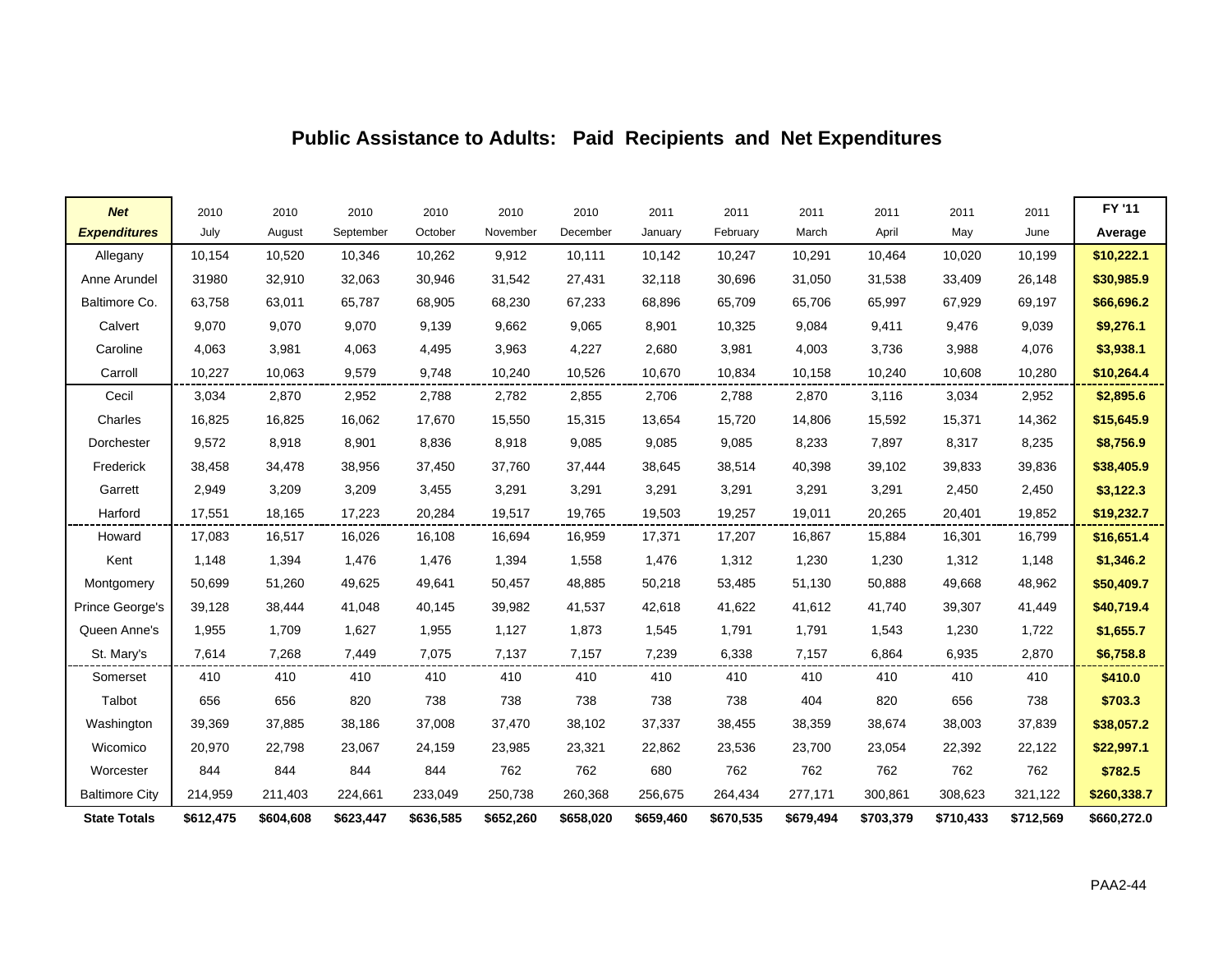## Public Assistance to Adults: Paid Recipients and Net Expenditures

| ***Net Expenditures*** | 2010 July | 2010 August | 2010 September | 2010 October | 2010 November | 2010 December | 2011 January | 2011 February | 2011 March | 2011 April | 2011 May | 2011 June | FY '11 Average |
|---|---|---|---|---|---|---|---|---|---|---|---|---|---|
| Allegany | 10,154 | 10,520 | 10,346 | 10,262 | 9,912 | 10,111 | 10,142 | 10,247 | 10,291 | 10,464 | 10,020 | 10,199 | **$10,222.1** |
| Anne Arundel | 31980 | 32,910 | 32,063 | 30,946 | 31,542 | 27,431 | 32,118 | 30,696 | 31,050 | 31,538 | 33,409 | 26,148 | **$30,985.9** |
| Baltimore Co. | 63,758 | 63,011 | 65,787 | 68,905 | 68,230 | 67,233 | 68,896 | 65,709 | 65,706 | 65,997 | 67,929 | 69,197 | **$66,696.2** |
| Calvert | 9,070 | 9,070 | 9,070 | 9,139 | 9,662 | 9,065 | 8,901 | 10,325 | 9,084 | 9,411 | 9,476 | 9,039 | **$9,276.1** |
| Caroline | 4,063 | 3,981 | 4,063 | 4,495 | 3,963 | 4,227 | 2,680 | 3,981 | 4,003 | 3,736 | 3,988 | 4,076 | **$3,938.1** |
| Carroll | 10,227 | 10,063 | 9,579 | 9,748 | 10,240 | 10,526 | 10,670 | 10,834 | 10,158 | 10,240 | 10,608 | 10,280 | **$10,264.4** |
| Cecil | 3,034 | 2,870 | 2,952 | 2,788 | 2,782 | 2,855 | 2,706 | 2,788 | 2,870 | 3,116 | 3,034 | 2,952 | **$2,895.6** |
| Charles | 16,825 | 16,825 | 16,062 | 17,670 | 15,550 | 15,315 | 13,654 | 15,720 | 14,806 | 15,592 | 15,371 | 14,362 | **$15,645.9** |
| Dorchester | 9,572 | 8,918 | 8,901 | 8,836 | 8,918 | 9,085 | 9,085 | 9,085 | 8,233 | 7,897 | 8,317 | 8,235 | **$8,756.9** |
| Frederick | 38,458 | 34,478 | 38,956 | 37,450 | 37,760 | 37,444 | 38,645 | 38,514 | 40,398 | 39,102 | 39,833 | 39,836 | **$38,405.9** |
| Garrett | 2,949 | 3,209 | 3,209 | 3,455 | 3,291 | 3,291 | 3,291 | 3,291 | 3,291 | 3,291 | 2,450 | 2,450 | **$3,122.3** |
| Harford | 17,551 | 18,165 | 17,223 | 20,284 | 19,517 | 19,765 | 19,503 | 19,257 | 19,011 | 20,265 | 20,401 | 19,852 | **$19,232.7** |
| Howard | 17,083 | 16,517 | 16,026 | 16,108 | 16,694 | 16,959 | 17,371 | 17,207 | 16,867 | 15,884 | 16,301 | 16,799 | **$16,651.4** |
| Kent | 1,148 | 1,394 | 1,476 | 1,476 | 1,394 | 1,558 | 1,476 | 1,312 | 1,230 | 1,230 | 1,312 | 1,148 | **$1,346.2** |
| Montgomery | 50,699 | 51,260 | 49,625 | 49,641 | 50,457 | 48,885 | 50,218 | 53,485 | 51,130 | 50,888 | 49,668 | 48,962 | **$50,409.7** |
| Prince George's | 39,128 | 38,444 | 41,048 | 40,145 | 39,982 | 41,537 | 42,618 | 41,622 | 41,612 | 41,740 | 39,307 | 41,449 | **$40,719.4** |
| Queen Anne's | 1,955 | 1,709 | 1,627 | 1,955 | 1,127 | 1,873 | 1,545 | 1,791 | 1,791 | 1,543 | 1,230 | 1,722 | **$1,655.7** |
| St. Mary's | 7,614 | 7,268 | 7,449 | 7,075 | 7,137 | 7,157 | 7,239 | 6,338 | 7,157 | 6,864 | 6,935 | 2,870 | **$6,758.8** |
| Somerset | 410 | 410 | 410 | 410 | 410 | 410 | 410 | 410 | 410 | 410 | 410 | 410 | **$410.0** |
| Talbot | 656 | 656 | 820 | 738 | 738 | 738 | 738 | 738 | 404 | 820 | 656 | 738 | **$703.3** |
| Washington | 39,369 | 37,885 | 38,186 | 37,008 | 37,470 | 38,102 | 37,337 | 38,455 | 38,359 | 38,674 | 38,003 | 37,839 | **$38,057.2** |
| Wicomico | 20,970 | 22,798 | 23,067 | 24,159 | 23,985 | 23,321 | 22,862 | 23,536 | 23,700 | 23,054 | 22,392 | 22,122 | **$22,997.1** |
| Worcester | 844 | 844 | 844 | 844 | 762 | 762 | 680 | 762 | 762 | 762 | 762 | 762 | **$782.5** |
| Baltimore City | 214,959 | 211,403 | 224,661 | 233,049 | 250,738 | 260,368 | 256,675 | 264,434 | 277,171 | 300,861 | 308,623 | 321,122 | **$260,338.7** |
| **State Totals** | **$612,475** | **$604,608** | **$623,447** | **$636,585** | **$652,260** | **$658,020** | **$659,460** | **$670,535** | **$679,494** | **$703,379** | **$710,433** | **$712,569** | **$660,272.0** |

PAA2-44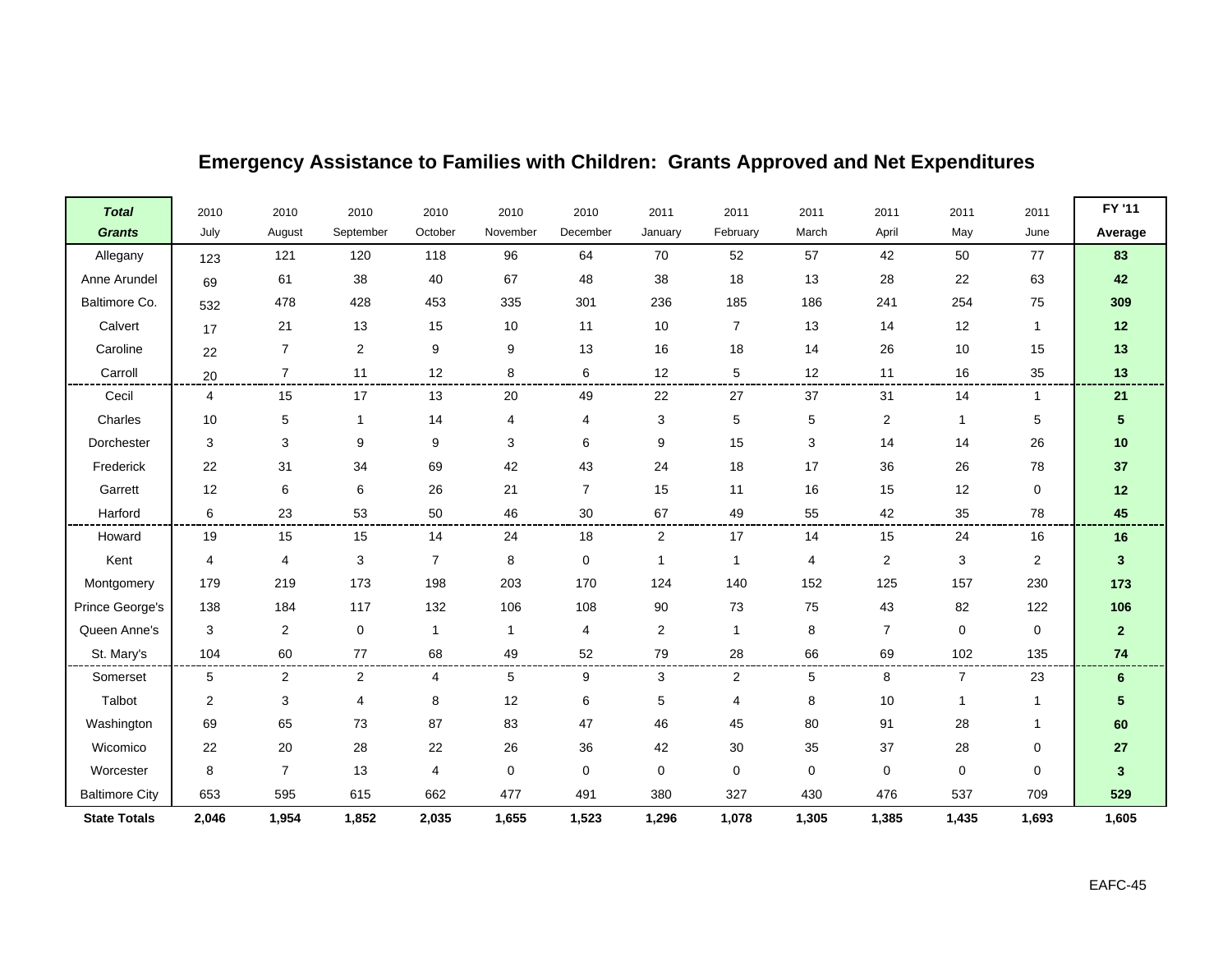# Emergency Assistance to Families with Children: Grants Approved and Net Expenditures

| *Total Grants* | 2010 July | 2010 August | 2010 September | 2010 October | 2010 November | 2010 December | 2011 January | 2011 February | 2011 March | 2011 April | 2011 May | 2011 June | FY '11 Average |
|---|---|---|---|---|---|---|---|---|---|---|---|---|---|
| Allegany | 123 | 121 | 120 | 118 | 96 | 64 | 70 | 52 | 57 | 42 | 50 | 77 | **83** |
| Anne Arundel | 69 | 61 | 38 | 40 | 67 | 48 | 38 | 18 | 13 | 28 | 22 | 63 | **42** |
| Baltimore Co. | 532 | 478 | 428 | 453 | 335 | 301 | 236 | 185 | 186 | 241 | 254 | 75 | **309** |
| Calvert | 17 | 21 | 13 | 15 | 10 | 11 | 10 | 7 | 13 | 14 | 12 | 1 | **12** |
| Caroline | 22 | 7 | 2 | 9 | 9 | 13 | 16 | 18 | 14 | 26 | 10 | 15 | **13** |
| Carroll | 20 | 7 | 11 | 12 | 8 | 6 | 12 | 5 | 12 | 11 | 16 | 35 | **13** |
| Cecil | 4 | 15 | 17 | 13 | 20 | 49 | 22 | 27 | 37 | 31 | 14 | 1 | **21** |
| Charles | 10 | 5 | 1 | 14 | 4 | 4 | 3 | 5 | 5 | 2 | 1 | 5 | **5** |
| Dorchester | 3 | 3 | 9 | 9 | 3 | 6 | 9 | 15 | 3 | 14 | 14 | 26 | **10** |
| Frederick | 22 | 31 | 34 | 69 | 42 | 43 | 24 | 18 | 17 | 36 | 26 | 78 | **37** |
| Garrett | 12 | 6 | 6 | 26 | 21 | 7 | 15 | 11 | 16 | 15 | 12 | 0 | **12** |
| Harford | 6 | 23 | 53 | 50 | 46 | 30 | 67 | 49 | 55 | 42 | 35 | 78 | **45** |
| Howard | 19 | 15 | 15 | 14 | 24 | 18 | 2 | 17 | 14 | 15 | 24 | 16 | **16** |
| Kent | 4 | 4 | 3 | 7 | 8 | 0 | 1 | 1 | 4 | 2 | 3 | 2 | **3** |
| Montgomery | 179 | 219 | 173 | 198 | 203 | 170 | 124 | 140 | 152 | 125 | 157 | 230 | **173** |
| Prince George's | 138 | 184 | 117 | 132 | 106 | 108 | 90 | 73 | 75 | 43 | 82 | 122 | **106** |
| Queen Anne's | 3 | 2 | 0 | 1 | 1 | 4 | 2 | 1 | 8 | 7 | 0 | 0 | **2** |
| St. Mary's | 104 | 60 | 77 | 68 | 49 | 52 | 79 | 28 | 66 | 69 | 102 | 135 | **74** |
| Somerset | 5 | 2 | 2 | 4 | 5 | 9 | 3 | 2 | 5 | 8 | 7 | 23 | **6** |
| Talbot | 2 | 3 | 4 | 8 | 12 | 6 | 5 | 4 | 8 | 10 | 1 | 1 | **5** |
| Washington | 69 | 65 | 73 | 87 | 83 | 47 | 46 | 45 | 80 | 91 | 28 | 1 | **60** |
| Wicomico | 22 | 20 | 28 | 22 | 26 | 36 | 42 | 30 | 35 | 37 | 28 | 0 | **27** |
| Worcester | 8 | 7 | 13 | 4 | 0 | 0 | 0 | 0 | 0 | 0 | 0 | 0 | **3** |
| Baltimore City | 653 | 595 | 615 | 662 | 477 | 491 | 380 | 327 | 430 | 476 | 537 | 709 | **529** |
| **State Totals** | **2,046** | **1,954** | **1,852** | **2,035** | **1,655** | **1,523** | **1,296** | **1,078** | **1,305** | **1,385** | **1,435** | **1,693** | **1,605** |

EAFC-45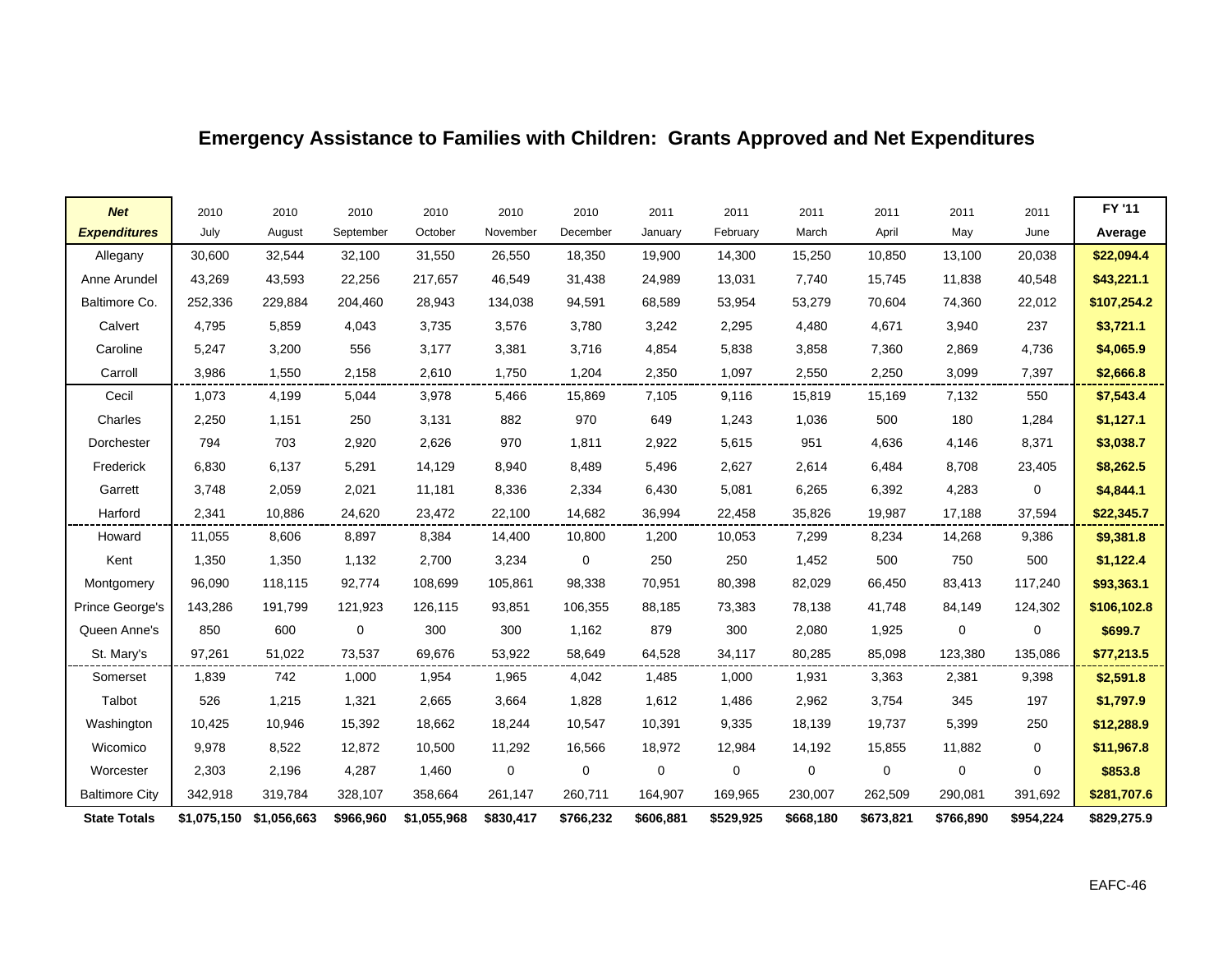# Emergency Assistance to Families with Children: Grants Approved and Net Expenditures

| ***Net Expenditures*** | 2010 July | 2010 August | 2010 September | 2010 October | 2010 November | 2010 December | 2011 January | 2011 February | 2011 March | 2011 April | 2011 May | 2011 June | **FY '11 Average** |
|---|---|---|---|---|---|---|---|---|---|---|---|---|---|
| Allegany | 30,600 | 32,544 | 32,100 | 31,550 | 26,550 | 18,350 | 19,900 | 14,300 | 15,250 | 10,850 | 13,100 | 20,038 | **$22,094.4** |
| Anne Arundel | 43,269 | 43,593 | 22,256 | 217,657 | 46,549 | 31,438 | 24,989 | 13,031 | 7,740 | 15,745 | 11,838 | 40,548 | **$43,221.1** |
| Baltimore Co. | 252,336 | 229,884 | 204,460 | 28,943 | 134,038 | 94,591 | 68,589 | 53,954 | 53,279 | 70,604 | 74,360 | 22,012 | **$107,254.2** |
| Calvert | 4,795 | 5,859 | 4,043 | 3,735 | 3,576 | 3,780 | 3,242 | 2,295 | 4,480 | 4,671 | 3,940 | 237 | **$3,721.1** |
| Caroline | 5,247 | 3,200 | 556 | 3,177 | 3,381 | 3,716 | 4,854 | 5,838 | 3,858 | 7,360 | 2,869 | 4,736 | **$4,065.9** |
| Carroll | 3,986 | 1,550 | 2,158 | 2,610 | 1,750 | 1,204 | 2,350 | 1,097 | 2,550 | 2,250 | 3,099 | 7,397 | **$2,666.8** |
| Cecil | 1,073 | 4,199 | 5,044 | 3,978 | 5,466 | 15,869 | 7,105 | 9,116 | 15,819 | 15,169 | 7,132 | 550 | **$7,543.4** |
| Charles | 2,250 | 1,151 | 250 | 3,131 | 882 | 970 | 649 | 1,243 | 1,036 | 500 | 180 | 1,284 | **$1,127.1** |
| Dorchester | 794 | 703 | 2,920 | 2,626 | 970 | 1,811 | 2,922 | 5,615 | 951 | 4,636 | 4,146 | 8,371 | **$3,038.7** |
| Frederick | 6,830 | 6,137 | 5,291 | 14,129 | 8,940 | 8,489 | 5,496 | 2,627 | 2,614 | 6,484 | 8,708 | 23,405 | **$8,262.5** |
| Garrett | 3,748 | 2,059 | 2,021 | 11,181 | 8,336 | 2,334 | 6,430 | 5,081 | 6,265 | 6,392 | 4,283 | 0 | **$4,844.1** |
| Harford | 2,341 | 10,886 | 24,620 | 23,472 | 22,100 | 14,682 | 36,994 | 22,458 | 35,826 | 19,987 | 17,188 | 37,594 | **$22,345.7** |
| Howard | 11,055 | 8,606 | 8,897 | 8,384 | 14,400 | 10,800 | 1,200 | 10,053 | 7,299 | 8,234 | 14,268 | 9,386 | **$9,381.8** |
| Kent | 1,350 | 1,350 | 1,132 | 2,700 | 3,234 | 0 | 250 | 250 | 1,452 | 500 | 750 | 500 | **$1,122.4** |
| Montgomery | 96,090 | 118,115 | 92,774 | 108,699 | 105,861 | 98,338 | 70,951 | 80,398 | 82,029 | 66,450 | 83,413 | 117,240 | **$93,363.1** |
| Prince George's | 143,286 | 191,799 | 121,923 | 126,115 | 93,851 | 106,355 | 88,185 | 73,383 | 78,138 | 41,748 | 84,149 | 124,302 | **$106,102.8** |
| Queen Anne's | 850 | 600 | 0 | 300 | 300 | 1,162 | 879 | 300 | 2,080 | 1,925 | 0 | 0 | **$699.7** |
| St. Mary's | 97,261 | 51,022 | 73,537 | 69,676 | 53,922 | 58,649 | 64,528 | 34,117 | 80,285 | 85,098 | 123,380 | 135,086 | **$77,213.5** |
| Somerset | 1,839 | 742 | 1,000 | 1,954 | 1,965 | 4,042 | 1,485 | 1,000 | 1,931 | 3,363 | 2,381 | 9,398 | **$2,591.8** |
| Talbot | 526 | 1,215 | 1,321 | 2,665 | 3,664 | 1,828 | 1,612 | 1,486 | 2,962 | 3,754 | 345 | 197 | **$1,797.9** |
| Washington | 10,425 | 10,946 | 15,392 | 18,662 | 18,244 | 10,547 | 10,391 | 9,335 | 18,139 | 19,737 | 5,399 | 250 | **$12,288.9** |
| Wicomico | 9,978 | 8,522 | 12,872 | 10,500 | 11,292 | 16,566 | 18,972 | 12,984 | 14,192 | 15,855 | 11,882 | 0 | **$11,967.8** |
| Worcester | 2,303 | 2,196 | 4,287 | 1,460 | 0 | 0 | 0 | 0 | 0 | 0 | 0 | 0 | **$853.8** |
| Baltimore City | 342,918 | 319,784 | 328,107 | 358,664 | 261,147 | 260,711 | 164,907 | 169,965 | 230,007 | 262,509 | 290,081 | 391,692 | **$281,707.6** |
| **State Totals** | **$1,075,150** | **$1,056,663** | **$966,960** | **$1,055,968** | **$830,417** | **$766,232** | **$606,881** | **$529,925** | **$668,180** | **$673,821** | **$766,890** | **$954,224** | **$829,275.9** |

EAFC-46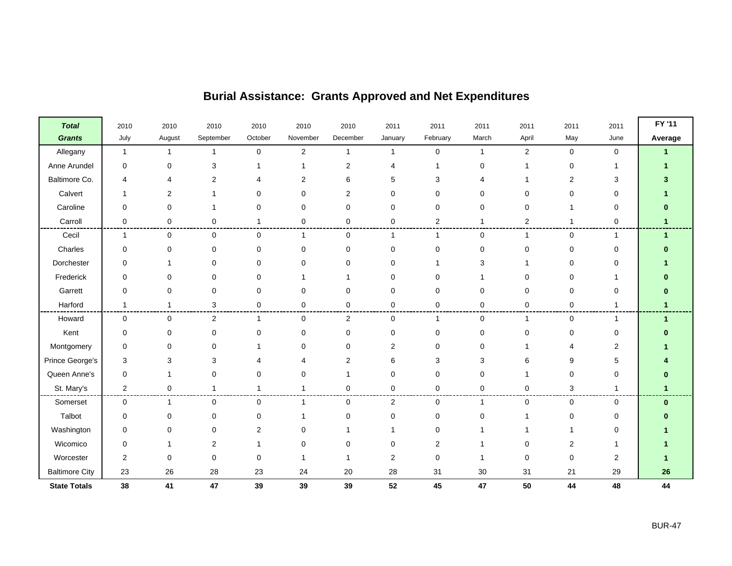# Burial Assistance: Grants Approved and Net Expenditures

| *Total Grants* | 2010 July | 2010 August | 2010 September | 2010 October | 2010 November | 2010 December | 2011 January | 2011 February | 2011 March | 2011 April | 2011 May | 2011 June | FY '11 Average |
|---|---|---|---|---|---|---|---|---|---|---|---|---|---|
| Allegany | 1 | 1 | 1 | 0 | 2 | 1 | 1 | 0 | 1 | 2 | 0 | 0 | **1** |
| Anne Arundel | 0 | 0 | 3 | 1 | 1 | 2 | 4 | 1 | 0 | 1 | 0 | 1 | **1** |
| Baltimore Co. | 4 | 4 | 2 | 4 | 2 | 6 | 5 | 3 | 4 | 1 | 2 | 3 | **3** |
| Calvert | 1 | 2 | 1 | 0 | 0 | 2 | 0 | 0 | 0 | 0 | 0 | 0 | **1** |
| Caroline | 0 | 0 | 1 | 0 | 0 | 0 | 0 | 0 | 0 | 0 | 1 | 0 | **0** |
| Carroll | 0 | 0 | 0 | 1 | 0 | 0 | 0 | 2 | 1 | 2 | 1 | 0 | **1** |
| Cecil | 1 | 0 | 0 | 0 | 1 | 0 | 1 | 1 | 0 | 1 | 0 | 1 | **1** |
| Charles | 0 | 0 | 0 | 0 | 0 | 0 | 0 | 0 | 0 | 0 | 0 | 0 | **0** |
| Dorchester | 0 | 1 | 0 | 0 | 0 | 0 | 0 | 1 | 3 | 1 | 0 | 0 | **1** |
| Frederick | 0 | 0 | 0 | 0 | 1 | 1 | 0 | 0 | 1 | 0 | 0 | 1 | **0** |
| Garrett | 0 | 0 | 0 | 0 | 0 | 0 | 0 | 0 | 0 | 0 | 0 | 0 | **0** |
| Harford | 1 | 1 | 3 | 0 | 0 | 0 | 0 | 0 | 0 | 0 | 0 | 1 | **1** |
| Howard | 0 | 0 | 2 | 1 | 0 | 2 | 0 | 1 | 0 | 1 | 0 | 1 | **1** |
| Kent | 0 | 0 | 0 | 0 | 0 | 0 | 0 | 0 | 0 | 0 | 0 | 0 | **0** |
| Montgomery | 0 | 0 | 0 | 1 | 0 | 0 | 2 | 0 | 0 | 1 | 4 | 2 | **1** |
| Prince George's | 3 | 3 | 3 | 4 | 4 | 2 | 6 | 3 | 3 | 6 | 9 | 5 | **4** |
| Queen Anne's | 0 | 1 | 0 | 0 | 0 | 1 | 0 | 0 | 0 | 1 | 0 | 0 | **0** |
| St. Mary's | 2 | 0 | 1 | 1 | 1 | 0 | 0 | 0 | 0 | 0 | 3 | 1 | **1** |
| Somerset | 0 | 1 | 0 | 0 | 1 | 0 | 2 | 0 | 1 | 0 | 0 | 0 | **0** |
| Talbot | 0 | 0 | 0 | 0 | 1 | 0 | 0 | 0 | 0 | 1 | 0 | 0 | **0** |
| Washington | 0 | 0 | 0 | 2 | 0 | 1 | 1 | 0 | 1 | 1 | 1 | 0 | **1** |
| Wicomico | 0 | 1 | 2 | 1 | 0 | 0 | 0 | 2 | 1 | 0 | 2 | 1 | **1** |
| Worcester | 2 | 0 | 0 | 0 | 1 | 1 | 2 | 0 | 1 | 0 | 0 | 2 | **1** |
| Baltimore City | 23 | 26 | 28 | 23 | 24 | 20 | 28 | 31 | 30 | 31 | 21 | 29 | **26** |
| **State Totals** | **38** | **41** | **47** | **39** | **39** | **39** | **52** | **45** | **47** | **50** | **44** | **48** | **44** |

BUR-47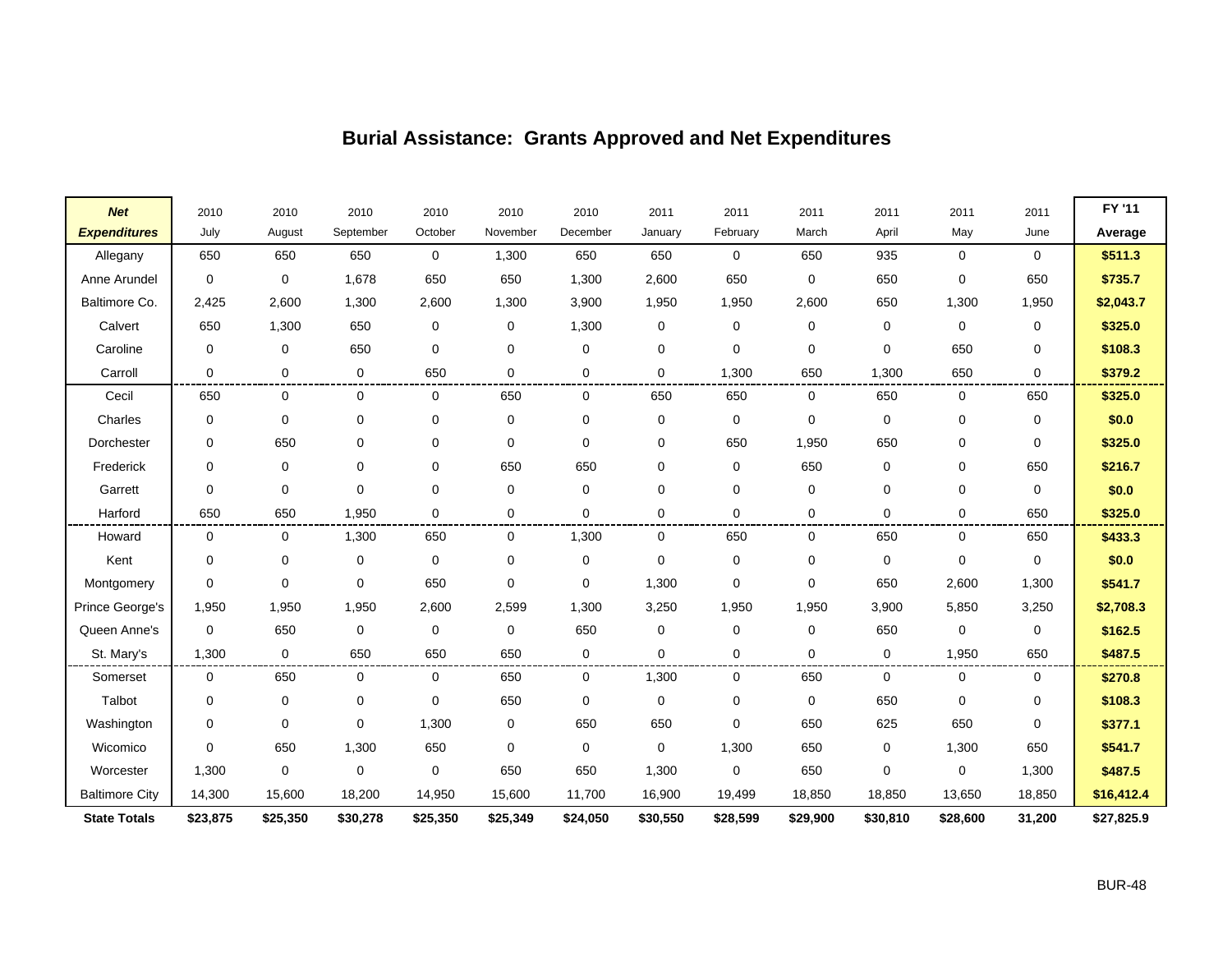# Burial Assistance: Grants Approved and Net Expenditures

| ***Net Expenditures*** | 2010 July | 2010 August | 2010 September | 2010 October | 2010 November | 2010 December | 2011 January | 2011 February | 2011 March | 2011 April | 2011 May | 2011 June | FY '11 Average |
|---|---|---|---|---|---|---|---|---|---|---|---|---|---|
| Allegany | 650 | 650 | 650 | 0 | 1,300 | 650 | 650 | 0 | 650 | 935 | 0 | 0 | **$511.3** |
| Anne Arundel | 0 | 0 | 1,678 | 650 | 650 | 1,300 | 2,600 | 650 | 0 | 650 | 0 | 650 | **$735.7** |
| Baltimore Co. | 2,425 | 2,600 | 1,300 | 2,600 | 1,300 | 3,900 | 1,950 | 1,950 | 2,600 | 650 | 1,300 | 1,950 | **$2,043.7** |
| Calvert | 650 | 1,300 | 650 | 0 | 0 | 1,300 | 0 | 0 | 0 | 0 | 0 | 0 | **$325.0** |
| Caroline | 0 | 0 | 650 | 0 | 0 | 0 | 0 | 0 | 0 | 0 | 650 | 0 | **$108.3** |
| Carroll | 0 | 0 | 0 | 650 | 0 | 0 | 0 | 1,300 | 650 | 1,300 | 650 | 0 | **$379.2** |
| Cecil | 650 | 0 | 0 | 0 | 650 | 0 | 650 | 650 | 0 | 650 | 0 | 650 | **$325.0** |
| Charles | 0 | 0 | 0 | 0 | 0 | 0 | 0 | 0 | 0 | 0 | 0 | 0 | **$0.0** |
| Dorchester | 0 | 650 | 0 | 0 | 0 | 0 | 0 | 650 | 1,950 | 650 | 0 | 0 | **$325.0** |
| Frederick | 0 | 0 | 0 | 0 | 650 | 650 | 0 | 0 | 650 | 0 | 0 | 650 | **$216.7** |
| Garrett | 0 | 0 | 0 | 0 | 0 | 0 | 0 | 0 | 0 | 0 | 0 | 0 | **$0.0** |
| Harford | 650 | 650 | 1,950 | 0 | 0 | 0 | 0 | 0 | 0 | 0 | 0 | 650 | **$325.0** |
| Howard | 0 | 0 | 1,300 | 650 | 0 | 1,300 | 0 | 650 | 0 | 650 | 0 | 650 | **$433.3** |
| Kent | 0 | 0 | 0 | 0 | 0 | 0 | 0 | 0 | 0 | 0 | 0 | 0 | **$0.0** |
| Montgomery | 0 | 0 | 0 | 650 | 0 | 0 | 1,300 | 0 | 0 | 650 | 2,600 | 1,300 | **$541.7** |
| Prince George's | 1,950 | 1,950 | 1,950 | 2,600 | 2,599 | 1,300 | 3,250 | 1,950 | 1,950 | 3,900 | 5,850 | 3,250 | **$2,708.3** |
| Queen Anne's | 0 | 650 | 0 | 0 | 0 | 650 | 0 | 0 | 0 | 650 | 0 | 0 | **$162.5** |
| St. Mary's | 1,300 | 0 | 650 | 650 | 650 | 0 | 0 | 0 | 0 | 0 | 1,950 | 650 | **$487.5** |
| Somerset | 0 | 650 | 0 | 0 | 650 | 0 | 1,300 | 0 | 650 | 0 | 0 | 0 | **$270.8** |
| Talbot | 0 | 0 | 0 | 0 | 650 | 0 | 0 | 0 | 0 | 650 | 0 | 0 | **$108.3** |
| Washington | 0 | 0 | 0 | 1,300 | 0 | 650 | 650 | 0 | 650 | 625 | 650 | 0 | **$377.1** |
| Wicomico | 0 | 650 | 1,300 | 650 | 0 | 0 | 0 | 1,300 | 650 | 0 | 1,300 | 650 | **$541.7** |
| Worcester | 1,300 | 0 | 0 | 0 | 650 | 650 | 1,300 | 0 | 650 | 0 | 0 | 1,300 | **$487.5** |
| Baltimore City | 14,300 | 15,600 | 18,200 | 14,950 | 15,600 | 11,700 | 16,900 | 19,499 | 18,850 | 18,850 | 13,650 | 18,850 | **$16,412.4** |
| **State Totals** | **$23,875** | **$25,350** | **$30,278** | **$25,350** | **$25,349** | **$24,050** | **$30,550** | **$28,599** | **$29,900** | **$30,810** | **$28,600** | **31,200** | **$27,825.9** |

BUR-48